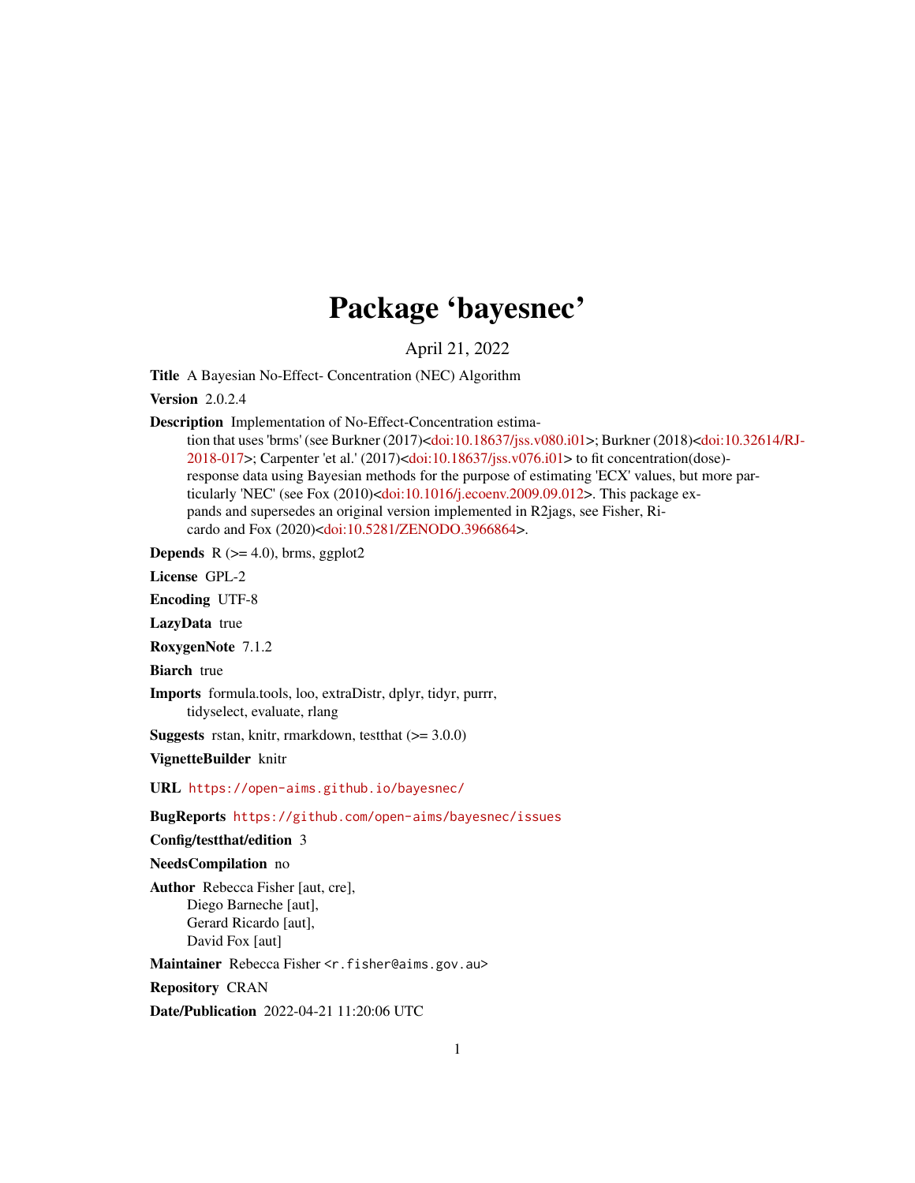# Package 'bayesnec'

April 21, 2022

**Title** A Bayesian No-Effect- Concentration (NEC) Algorithm

**Version** 2.0.2.4

**Description** Implementation of No-Effect-Concentration estimation that uses 'brms' (see Burkner (2017)<doi:10.18637/jss.v080.i01>; Burkner (2018)<doi:10.32614/RJ-2018-017>; Carpenter 'et al.' (2017)<doi:10.18637/jss.v076.i01> to fit concentration(dose)-response data using Bayesian methods for the purpose of estimating 'ECX' values, but more particularly 'NEC' (see Fox (2010)<doi:10.1016/j.ecoenv.2009.09.012>. This package expands and supersedes an original version implemented in R2jags, see Fisher, Ricardo and Fox (2020)<doi:10.5281/ZENODO.3966864>.

**Depends** R (>= 4.0), brms, ggplot2

**License** GPL-2

**Encoding** UTF-8

**LazyData** true

**RoxygenNote** 7.1.2

**Biarch** true

**Imports** formula.tools, loo, extraDistr, dplyr, tidyr, purrr, tidyselect, evaluate, rlang

**Suggests** rstan, knitr, rmarkdown, testthat (>= 3.0.0)

**VignetteBuilder** knitr

**URL** https://open-aims.github.io/bayesnec/

**BugReports** https://github.com/open-aims/bayesnec/issues

**Config/testthat/edition** 3

**NeedsCompilation** no

**Author** Rebecca Fisher [aut, cre],
Diego Barneche [aut],
Gerard Ricardo [aut],
David Fox [aut]

**Maintainer** Rebecca Fisher <r.fisher@aims.gov.au>

**Repository** CRAN

**Date/Publication** 2022-04-21 11:20:06 UTC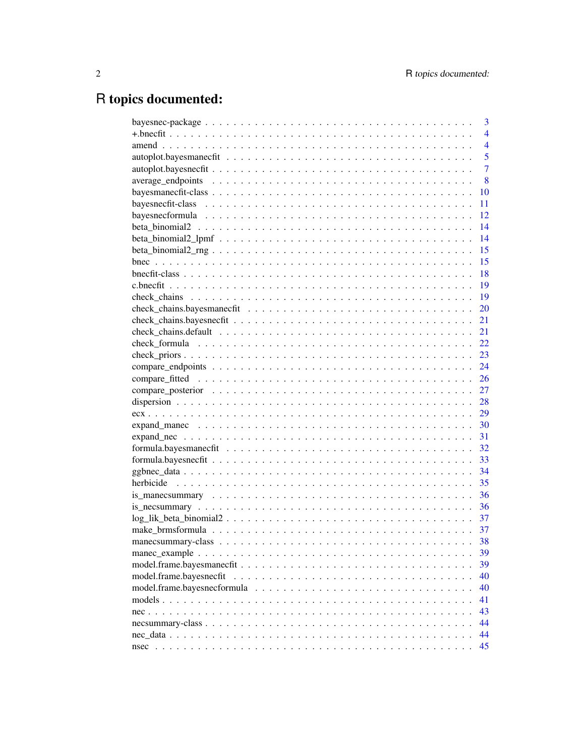# R topics documented:

| | |
|---|---|
| bayesnec-package | 3 |
| +.bnecfit | 4 |
| amend | 4 |
| autoplot.bayesmanecfit | 5 |
| autoplot.bayesnecfit | 7 |
| average_endpoints | 8 |
| bayesmanecfit-class | 10 |
| bayesnecfit-class | 11 |
| bayesnecformula | 12 |
| beta_binomial2 | 14 |
| beta_binomial2_lpmf | 14 |
| beta_binomial2_rng | 15 |
| bnec | 15 |
| bnecfit-class | 18 |
| c.bnecfit | 19 |
| check_chains | 19 |
| check_chains.bayesmanecfit | 20 |
| check_chains.bayesnecfit | 21 |
| check_chains.default | 21 |
| check_formula | 22 |
| check_priors | 23 |
| compare_endpoints | 24 |
| compare_fitted | 26 |
| compare_posterior | 27 |
| dispersion | 28 |
| ecx | 29 |
| expand_manec | 30 |
| expand_nec | 31 |
| formula.bayesmanecfit | 32 |
| formula.bayesnecfit | 33 |
| ggbnec_data | 34 |
| herbicide | 35 |
| is_manecsummary | 36 |
| is_necsummary | 36 |
| log_lik_beta_binomial2 | 37 |
| make_brmsformula | 37 |
| manecsummary-class | 38 |
| manec_example | 39 |
| model.frame.bayesmanecfit | 39 |
| model.frame.bayesnecfit | 40 |
| model.frame.bayesnecformula | 40 |
| models | 41 |
| nec | 43 |
| necsummary-class | 44 |
| nec_data | 44 |
| nsec | 45 |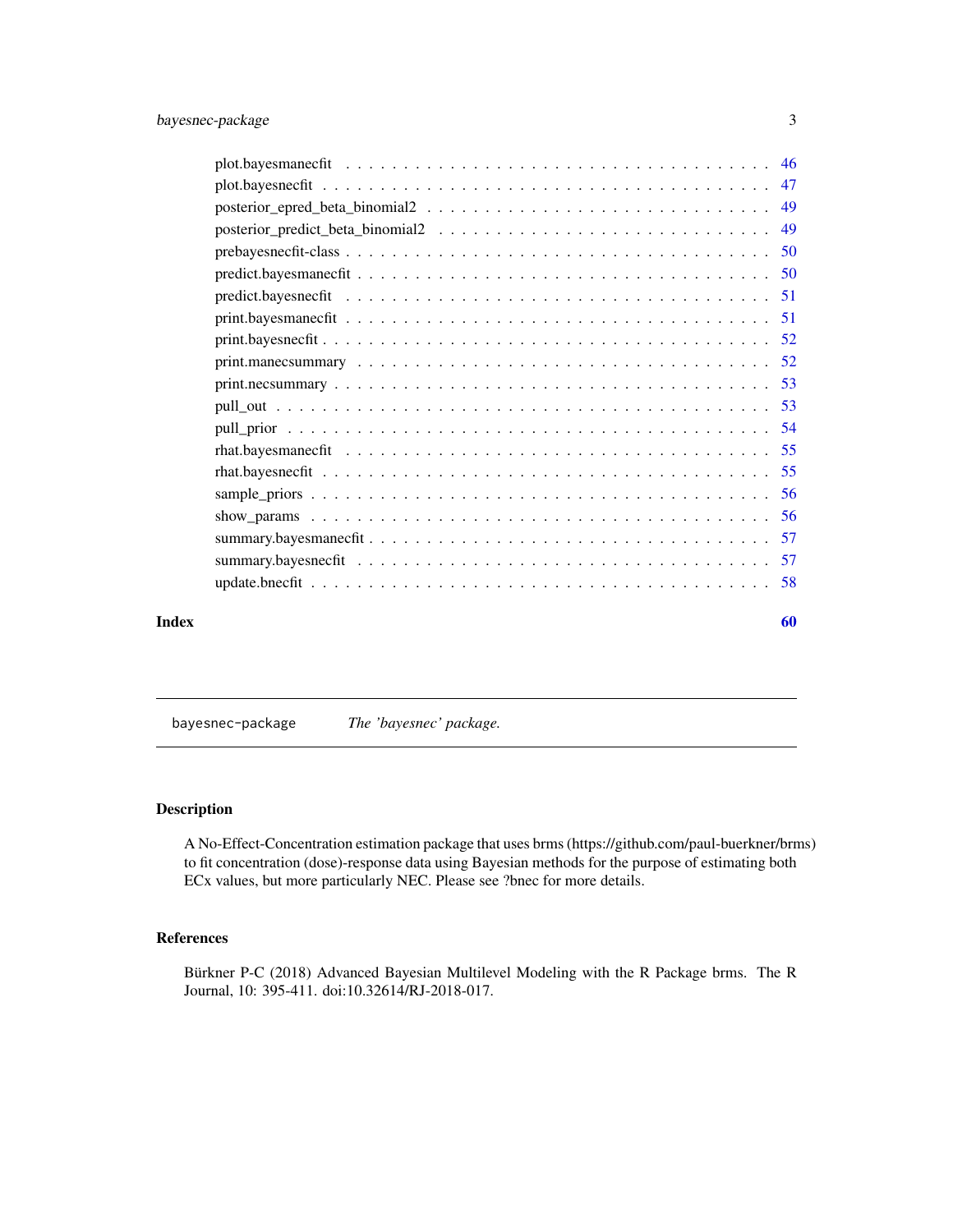plot.bayesmanecfit . . . . . . . . . . . . . . . . . . . . . . . . . . . . . . . . . . . . 46
plot.bayesnecfit . . . . . . . . . . . . . . . . . . . . . . . . . . . . . . . . . . . . . 47
posterior_epred_beta_binomial2 . . . . . . . . . . . . . . . . . . . . . . . . . . . . . 49
posterior_predict_beta_binomial2 . . . . . . . . . . . . . . . . . . . . . . . . . . . . 49
prebayesnecfit-class . . . . . . . . . . . . . . . . . . . . . . . . . . . . . . . . . . . 50
predict.bayesmanecfit . . . . . . . . . . . . . . . . . . . . . . . . . . . . . . . . . . 50
predict.bayesnecfit . . . . . . . . . . . . . . . . . . . . . . . . . . . . . . . . . . . . 51
print.bayesmanecfit . . . . . . . . . . . . . . . . . . . . . . . . . . . . . . . . . . . 51
print.bayesnecfit . . . . . . . . . . . . . . . . . . . . . . . . . . . . . . . . . . . . . 52
print.manecsummary . . . . . . . . . . . . . . . . . . . . . . . . . . . . . . . . . . . 52
print.necsummary . . . . . . . . . . . . . . . . . . . . . . . . . . . . . . . . . . . . . 53
pull_out . . . . . . . . . . . . . . . . . . . . . . . . . . . . . . . . . . . . . . . . . . 53
pull_prior . . . . . . . . . . . . . . . . . . . . . . . . . . . . . . . . . . . . . . . . . 54
rhat.bayesmanecfit . . . . . . . . . . . . . . . . . . . . . . . . . . . . . . . . . . . . 55
rhat.bayesnecfit . . . . . . . . . . . . . . . . . . . . . . . . . . . . . . . . . . . . . . 55
sample_priors . . . . . . . . . . . . . . . . . . . . . . . . . . . . . . . . . . . . . . . 56
show_params . . . . . . . . . . . . . . . . . . . . . . . . . . . . . . . . . . . . . . . . 56
summary.bayesmanecfit . . . . . . . . . . . . . . . . . . . . . . . . . . . . . . . . . . 57
summary.bayesnecfit . . . . . . . . . . . . . . . . . . . . . . . . . . . . . . . . . . . . 57
update.bnecfit . . . . . . . . . . . . . . . . . . . . . . . . . . . . . . . . . . . . . . . 58

**Index** 60

---

`bayesnec-package` *The 'bayesnec' package.*

---

## Description

A No-Effect-Concentration estimation package that uses brms (https://github.com/paul-buerkner/brms) to fit concentration (dose)-response data using Bayesian methods for the purpose of estimating both ECx values, but more particularly NEC. Please see ?bnec for more details.

## References

Bürkner P-C (2018) Advanced Bayesian Multilevel Modeling with the R Package brms. The R Journal, 10: 395-411. doi:10.32614/RJ-2018-017.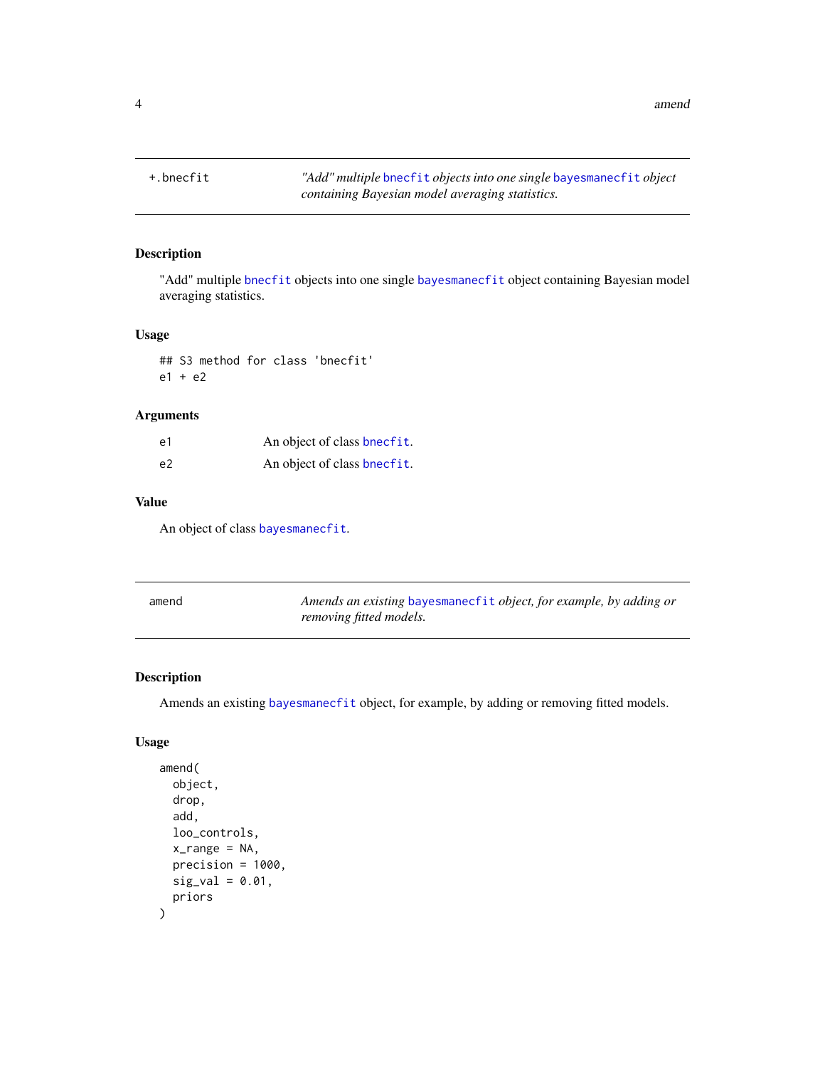## +.bnecfit

*"Add" multiple bnecfit objects into one single bayesmanecfit object containing Bayesian model averaging statistics.*

### Description

"Add" multiple bnecfit objects into one single bayesmanecfit object containing Bayesian model averaging statistics.

### Usage

```
## S3 method for class 'bnecfit'
e1 + e2
```

### Arguments

| | |
|---|---|
| e1 | An object of class bnecfit. |
| e2 | An object of class bnecfit. |

### Value

An object of class bayesmanecfit.

## amend

*Amends an existing bayesmanecfit object, for example, by adding or removing fitted models.*

### Description

Amends an existing bayesmanecfit object, for example, by adding or removing fitted models.

### Usage

```
amend(
  object,
  drop,
  add,
  loo_controls,
  x_range = NA,
  precision = 1000,
  sig_val = 0.01,
  priors
)
```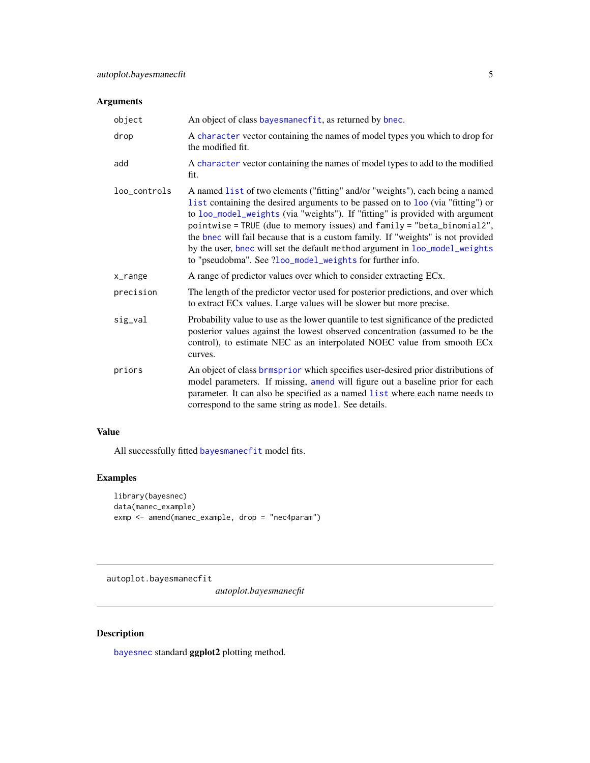## Arguments

| | |
|---|---|
| object | An object of class `bayesmanecfit`, as returned by `bnec`. |
| drop | A `character` vector containing the names of model types you which to drop for the modified fit. |
| add | A `character` vector containing the names of model types to add to the modified fit. |
| loo_controls | A named `list` of two elements ("fitting" and/or "weights"), each being a named `list` containing the desired arguments to be passed on to `loo` (via "fitting") or to `loo_model_weights` (via "weights"). If "fitting" is provided with argument `pointwise = TRUE` (due to memory issues) and `family = "beta_binomial2"`, the `bnec` will fail because that is a custom family. If "weights" is not provided by the user, `bnec` will set the default `method` argument in `loo_model_weights` to "pseudobma". See `?loo_model_weights` for further info. |
| x_range | A range of predictor values over which to consider extracting ECx. |
| precision | The length of the predictor vector used for posterior predictions, and over which to extract ECx values. Large values will be slower but more precise. |
| sig_val | Probability value to use as the lower quantile to test significance of the predicted posterior values against the lowest observed concentration (assumed to be the control), to estimate NEC as an interpolated NOEC value from smooth ECx curves. |
| priors | An object of class `brmsprior` which specifies user-desired prior distributions of model parameters. If missing, `amend` will figure out a baseline prior for each parameter. It can also be specified as a named `list` where each name needs to correspond to the same string as `model`. See details. |

## Value

All successfully fitted `bayesmanecfit` model fits.

## Examples

```
library(bayesnec)
data(manec_example)
exmp <- amend(manec_example, drop = "nec4param")
```

---

# autoplot.bayesmanecfit

*autoplot.bayesmanecfit*

## Description

`bayesnec` standard **ggplot2** plotting method.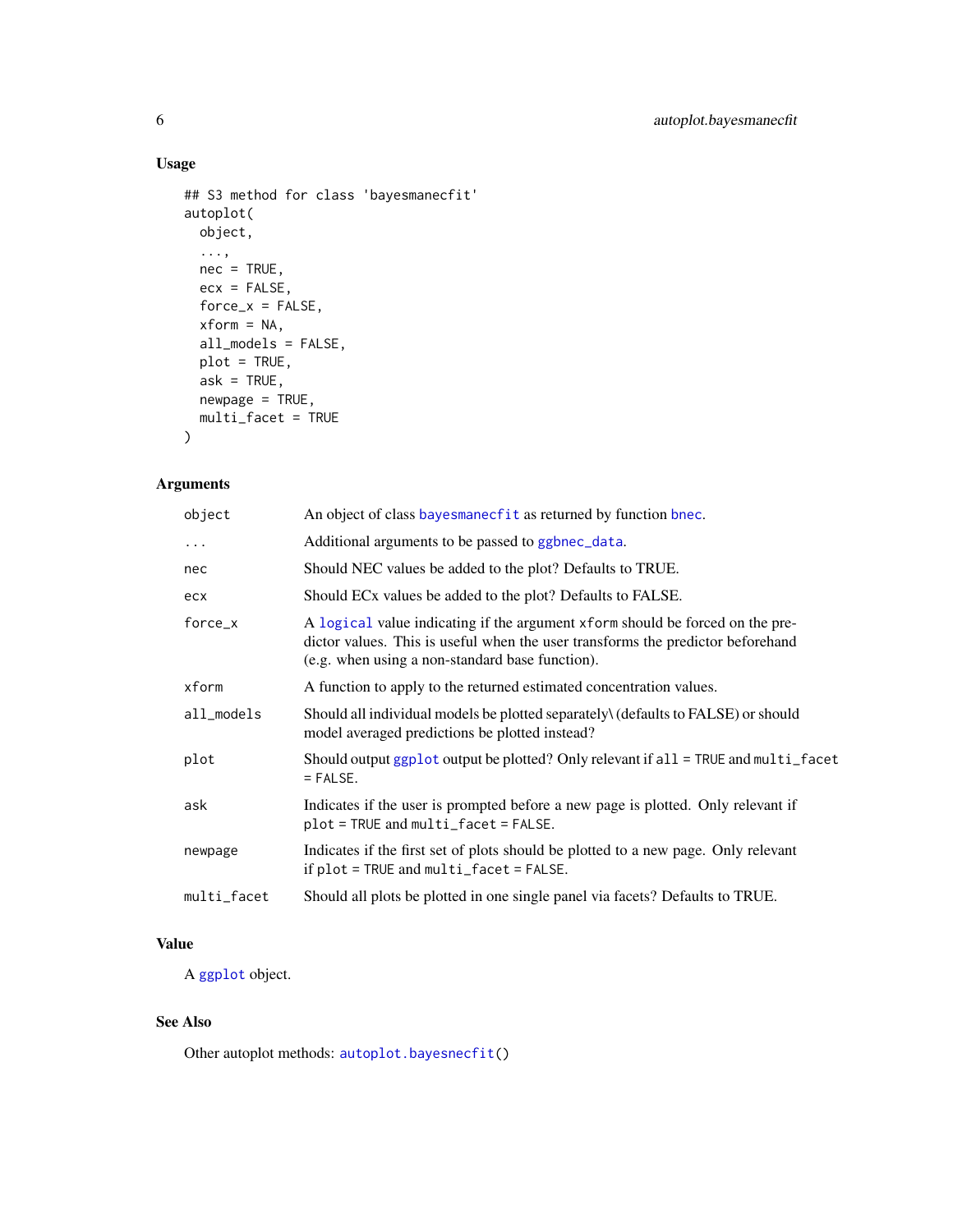## Usage

```
## S3 method for class 'bayesmanecfit'
autoplot(
  object,
  ...,
  nec = TRUE,
  ecx = FALSE,
  force_x = FALSE,
  xform = NA,
  all_models = FALSE,
  plot = TRUE,
  ask = TRUE,
  newpage = TRUE,
  multi_facet = TRUE
)
```

## Arguments

| | |
|---|---|
| `object` | An object of class `bayesmanecfit` as returned by function `bnec`. |
| `...` | Additional arguments to be passed to `ggbnec_data`. |
| `nec` | Should NEC values be added to the plot? Defaults to TRUE. |
| `ecx` | Should ECx values be added to the plot? Defaults to FALSE. |
| `force_x` | A `logical` value indicating if the argument `xform` should be forced on the predictor values. This is useful when the user transforms the predictor beforehand (e.g. when using a non-standard base function). |
| `xform` | A function to apply to the returned estimated concentration values. |
| `all_models` | Should all individual models be plotted separately\ (defaults to FALSE) or should model averaged predictions be plotted instead? |
| `plot` | Should output `ggplot` output be plotted? Only relevant if `all = TRUE` and `multi_facet = FALSE`. |
| `ask` | Indicates if the user is prompted before a new page is plotted. Only relevant if `plot = TRUE` and `multi_facet = FALSE`. |
| `newpage` | Indicates if the first set of plots should be plotted to a new page. Only relevant if `plot = TRUE` and `multi_facet = FALSE`. |
| `multi_facet` | Should all plots be plotted in one single panel via facets? Defaults to TRUE. |

## Value

A `ggplot` object.

## See Also

Other autoplot methods: `autoplot.bayesnecfit()`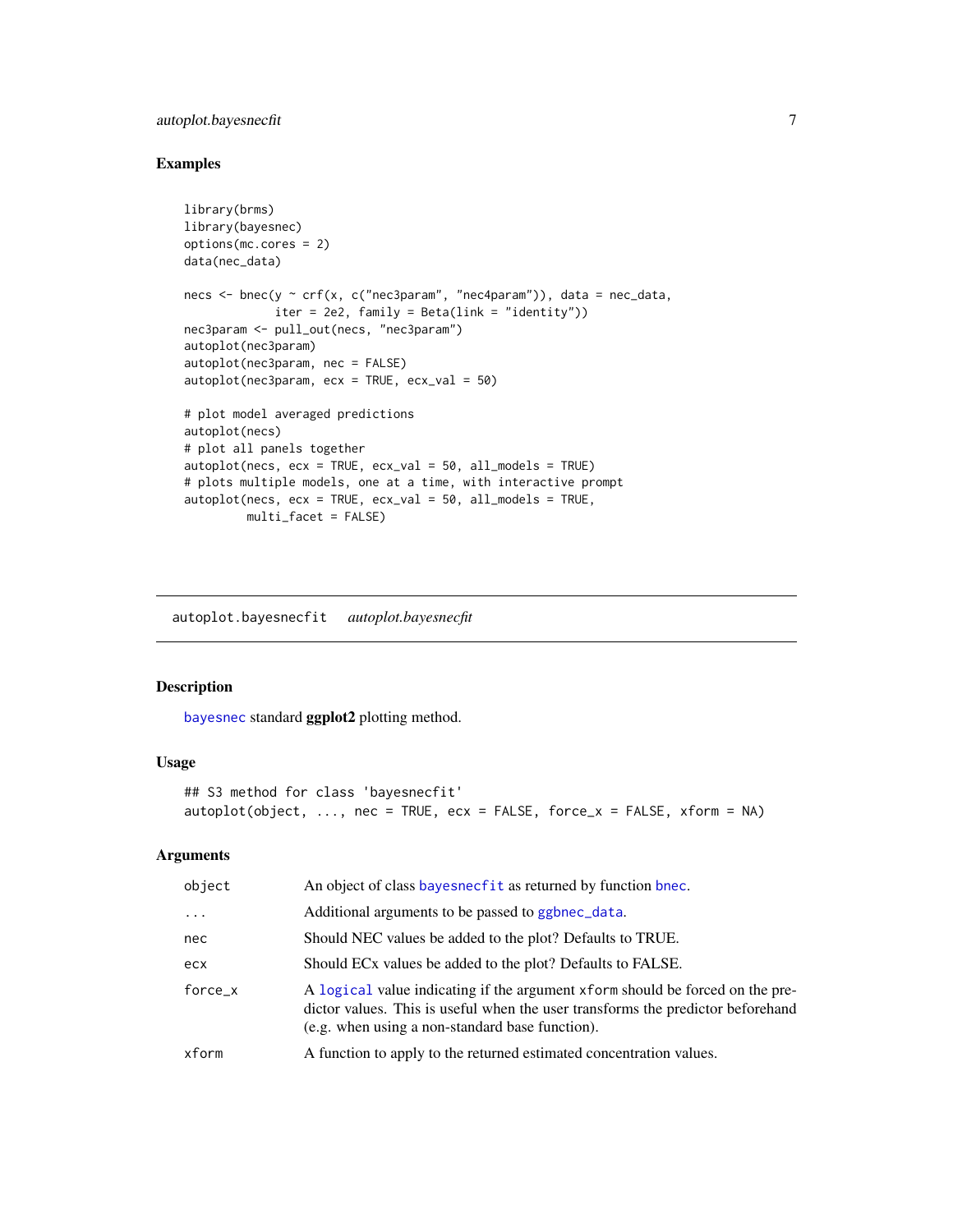### Examples

```
library(brms)
library(bayesnec)
options(mc.cores = 2)
data(nec_data)

necs <- bnec(y ~ crf(x, c("nec3param", "nec4param")), data = nec_data,
             iter = 2e2, family = Beta(link = "identity"))
nec3param <- pull_out(necs, "nec3param")
autoplot(nec3param)
autoplot(nec3param, nec = FALSE)
autoplot(nec3param, ecx = TRUE, ecx_val = 50)

# plot model averaged predictions
autoplot(necs)
# plot all panels together
autoplot(necs, ecx = TRUE, ecx_val = 50, all_models = TRUE)
# plots multiple models, one at a time, with interactive prompt
autoplot(necs, ecx = TRUE, ecx_val = 50, all_models = TRUE,
         multi_facet = FALSE)
```

---

## autoplot.bayesnecfit *autoplot.bayesnecfit*

### Description

bayesnec standard **ggplot2** plotting method.

### Usage

```
## S3 method for class 'bayesnecfit'
autoplot(object, ..., nec = TRUE, ecx = FALSE, force_x = FALSE, xform = NA)
```

### Arguments

| | |
|---|---|
| object | An object of class bayesnecfit as returned by function bnec. |
| ... | Additional arguments to be passed to ggbnec_data. |
| nec | Should NEC values be added to the plot? Defaults to TRUE. |
| ecx | Should ECx values be added to the plot? Defaults to FALSE. |
| force_x | A logical value indicating if the argument xform should be forced on the predictor values. This is useful when the user transforms the predictor beforehand (e.g. when using a non-standard base function). |
| xform | A function to apply to the returned estimated concentration values. |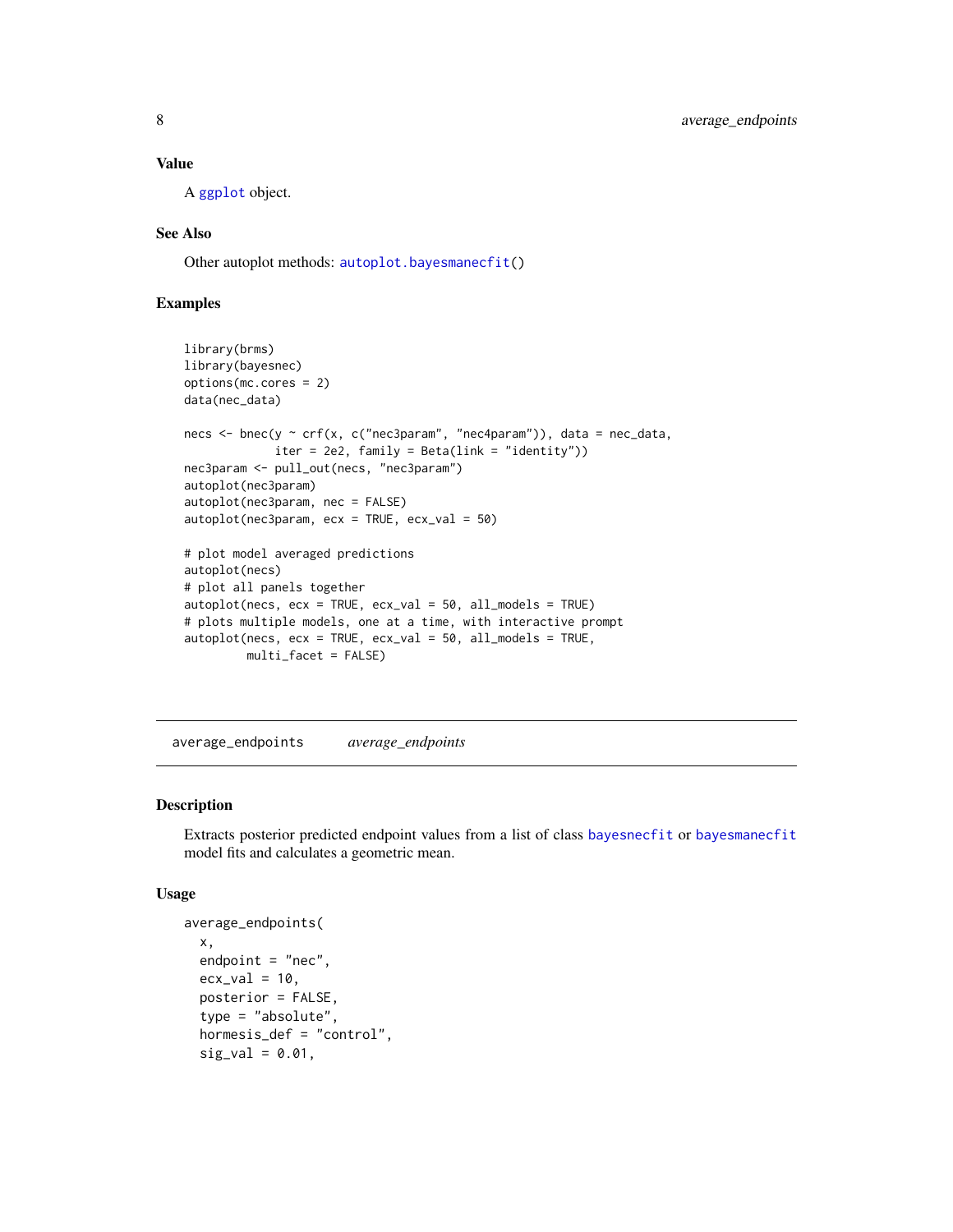### Value

A ggplot object.

### See Also

Other autoplot methods: `autoplot.bayesmanecfit()`

### Examples

```
library(brms)
library(bayesnec)
options(mc.cores = 2)
data(nec_data)

necs <- bnec(y ~ crf(x, c("nec3param", "nec4param")), data = nec_data,
             iter = 2e2, family = Beta(link = "identity"))
nec3param <- pull_out(necs, "nec3param")
autoplot(nec3param)
autoplot(nec3param, nec = FALSE)
autoplot(nec3param, ecx = TRUE, ecx_val = 50)

# plot model averaged predictions
autoplot(necs)
# plot all panels together
autoplot(necs, ecx = TRUE, ecx_val = 50, all_models = TRUE)
# plots multiple models, one at a time, with interactive prompt
autoplot(necs, ecx = TRUE, ecx_val = 50, all_models = TRUE,
         multi_facet = FALSE)
```

---

## average_endpoints    *average_endpoints*

### Description

Extracts posterior predicted endpoint values from a list of class `bayesnecfit` or `bayesmanecfit` model fits and calculates a geometric mean.

### Usage

```
average_endpoints(
  x,
  endpoint = "nec",
  ecx_val = 10,
  posterior = FALSE,
  type = "absolute",
  hormesis_def = "control",
  sig_val = 0.01,
```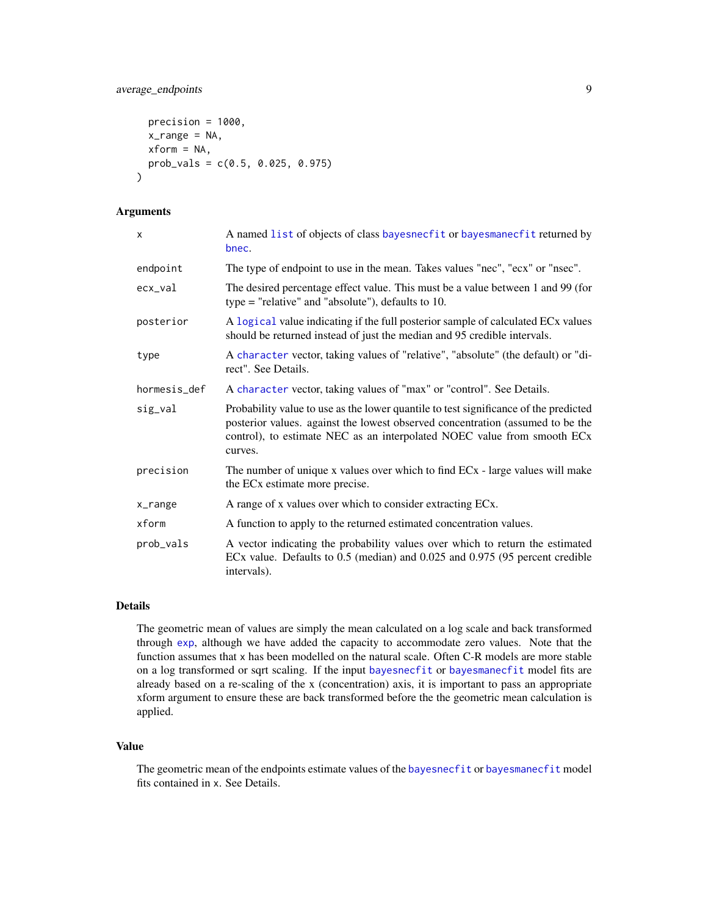```
  precision = 1000,
  x_range = NA,
  xform = NA,
  prob_vals = c(0.5, 0.025, 0.975)
)
```

## Arguments

| | |
|---|---|
| x | A named list of objects of class bayesnecfit or bayesmanecfit returned by bnec. |
| endpoint | The type of endpoint to use in the mean. Takes values "nec", "ecx" or "nsec". |
| ecx_val | The desired percentage effect value. This must be a value between 1 and 99 (for type = "relative" and "absolute"), defaults to 10. |
| posterior | A logical value indicating if the full posterior sample of calculated ECx values should be returned instead of just the median and 95 credible intervals. |
| type | A character vector, taking values of "relative", "absolute" (the default) or "direct". See Details. |
| hormesis_def | A character vector, taking values of "max" or "control". See Details. |
| sig_val | Probability value to use as the lower quantile to test significance of the predicted posterior values. against the lowest observed concentration (assumed to be the control), to estimate NEC as an interpolated NOEC value from smooth ECx curves. |
| precision | The number of unique x values over which to find ECx - large values will make the ECx estimate more precise. |
| x_range | A range of x values over which to consider extracting ECx. |
| xform | A function to apply to the returned estimated concentration values. |
| prob_vals | A vector indicating the probability values over which to return the estimated ECx value. Defaults to 0.5 (median) and 0.025 and 0.975 (95 percent credible intervals). |

## Details

The geometric mean of values are simply the mean calculated on a log scale and back transformed through exp, although we have added the capacity to accommodate zero values. Note that the function assumes that x has been modelled on the natural scale. Often C-R models are more stable on a log transformed or sqrt scaling. If the input bayesnecfit or bayesmanecfit model fits are already based on a re-scaling of the x (concentration) axis, it is important to pass an appropriate xform argument to ensure these are back transformed before the the geometric mean calculation is applied.

## Value

The geometric mean of the endpoints estimate values of the bayesnecfit or bayesmanecfit model fits contained in x. See Details.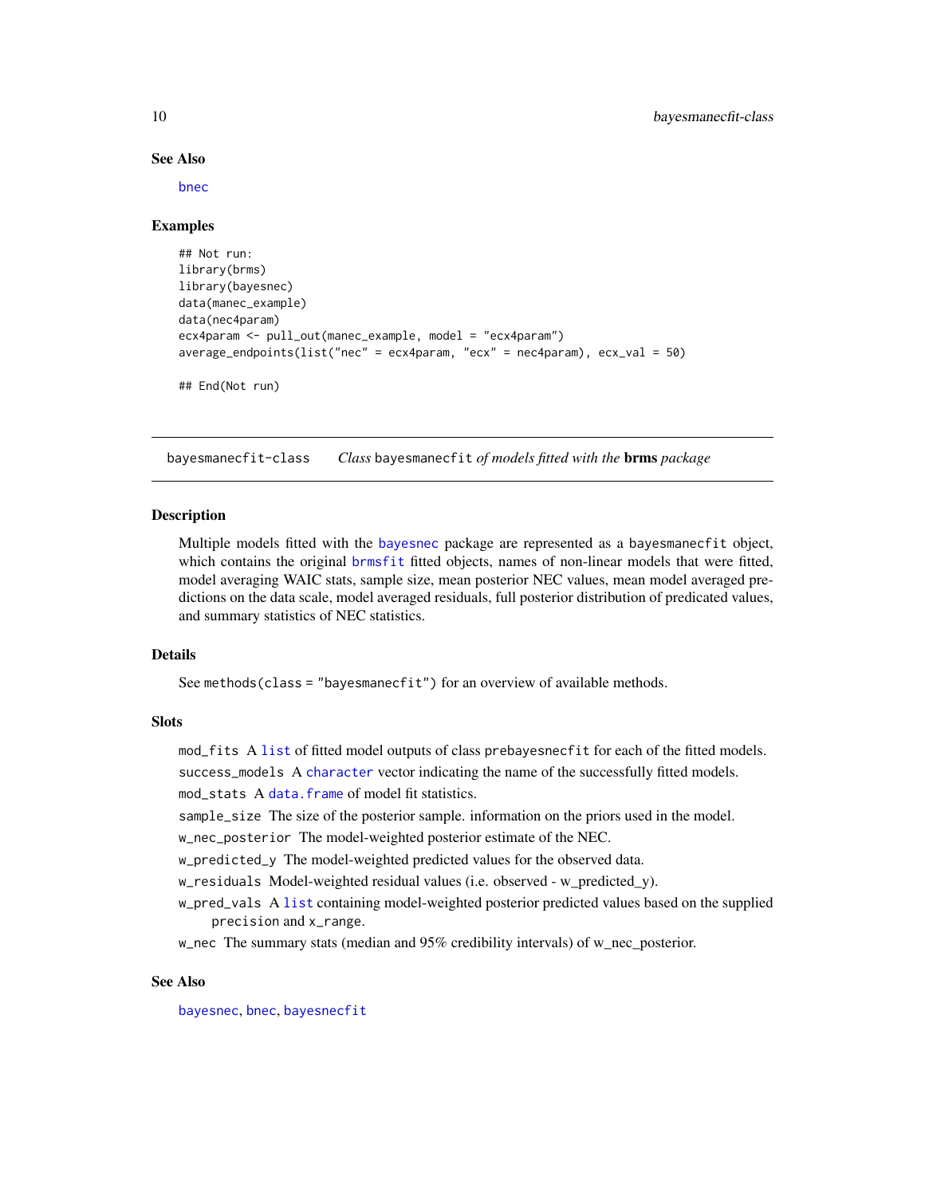## See Also

bnec

## Examples

```
## Not run:
library(brms)
library(bayesnec)
data(manec_example)
data(nec4param)
ecx4param <- pull_out(manec_example, model = "ecx4param")
average_endpoints(list("nec" = ecx4param, "ecx" = nec4param), ecx_val = 50)

## End(Not run)
```

---

# bayesmanecfit-class — *Class* bayesmanecfit *of models fitted with the* **brms** *package*

## Description

Multiple models fitted with the bayesnec package are represented as a bayesmanecfit object, which contains the original brmsfit fitted objects, names of non-linear models that were fitted, model averaging WAIC stats, sample size, mean posterior NEC values, mean model averaged predictions on the data scale, model averaged residuals, full posterior distribution of predicated values, and summary statistics of NEC statistics.

## Details

See methods(class = "bayesmanecfit") for an overview of available methods.

## Slots

- mod_fits A list of fitted model outputs of class prebayesnecfit for each of the fitted models.
- success_models A character vector indicating the name of the successfully fitted models.
- mod_stats A data.frame of model fit statistics.
- sample_size The size of the posterior sample. information on the priors used in the model.
- w_nec_posterior The model-weighted posterior estimate of the NEC.
- w_predicted_y The model-weighted predicted values for the observed data.
- w_residuals Model-weighted residual values (i.e. observed - w_predicted_y).
- w_pred_vals A list containing model-weighted posterior predicted values based on the supplied precision and x_range.
- w_nec The summary stats (median and 95% credibility intervals) of w_nec_posterior.

## See Also

bayesnec, bnec, bayesnecfit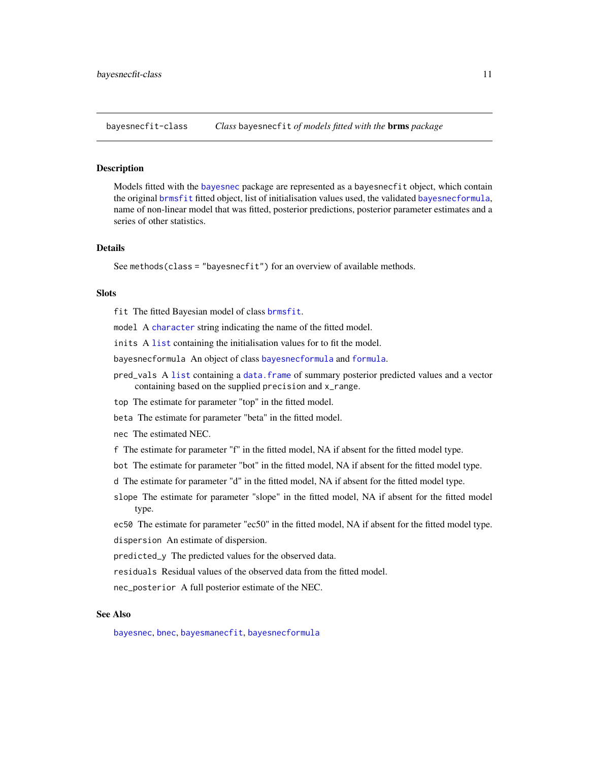## bayesnecfit-class — *Class* `bayesnecfit` *of models fitted with the* **brms** *package*

### Description

Models fitted with the bayesnec package are represented as a `bayesnecfit` object, which contain the original `brmsfit` fitted object, list of initialisation values used, the validated `bayesnecformula`, name of non-linear model that was fitted, posterior predictions, posterior parameter estimates and a series of other statistics.

### Details

See `methods(class = "bayesnecfit")` for an overview of available methods.

### Slots

`fit` The fitted Bayesian model of class `brmsfit`.

`model` A `character` string indicating the name of the fitted model.

`inits` A `list` containing the initialisation values for to fit the model.

`bayesnecformula` An object of class `bayesnecformula` and `formula`.

`pred_vals` A `list` containing a `data.frame` of summary posterior predicted values and a vector containing based on the supplied `precision` and `x_range`.

`top` The estimate for parameter "top" in the fitted model.

`beta` The estimate for parameter "beta" in the fitted model.

`nec` The estimated NEC.

`f` The estimate for parameter "f" in the fitted model, NA if absent for the fitted model type.

`bot` The estimate for parameter "bot" in the fitted model, NA if absent for the fitted model type.

`d` The estimate for parameter "d" in the fitted model, NA if absent for the fitted model type.

`slope` The estimate for parameter "slope" in the fitted model, NA if absent for the fitted model type.

`ec50` The estimate for parameter "ec50" in the fitted model, NA if absent for the fitted model type.

`dispersion` An estimate of dispersion.

`predicted_y` The predicted values for the observed data.

`residuals` Residual values of the observed data from the fitted model.

`nec_posterior` A full posterior estimate of the NEC.

### See Also

`bayesnec`, `bnec`, `bayesmanecfit`, `bayesnecformula`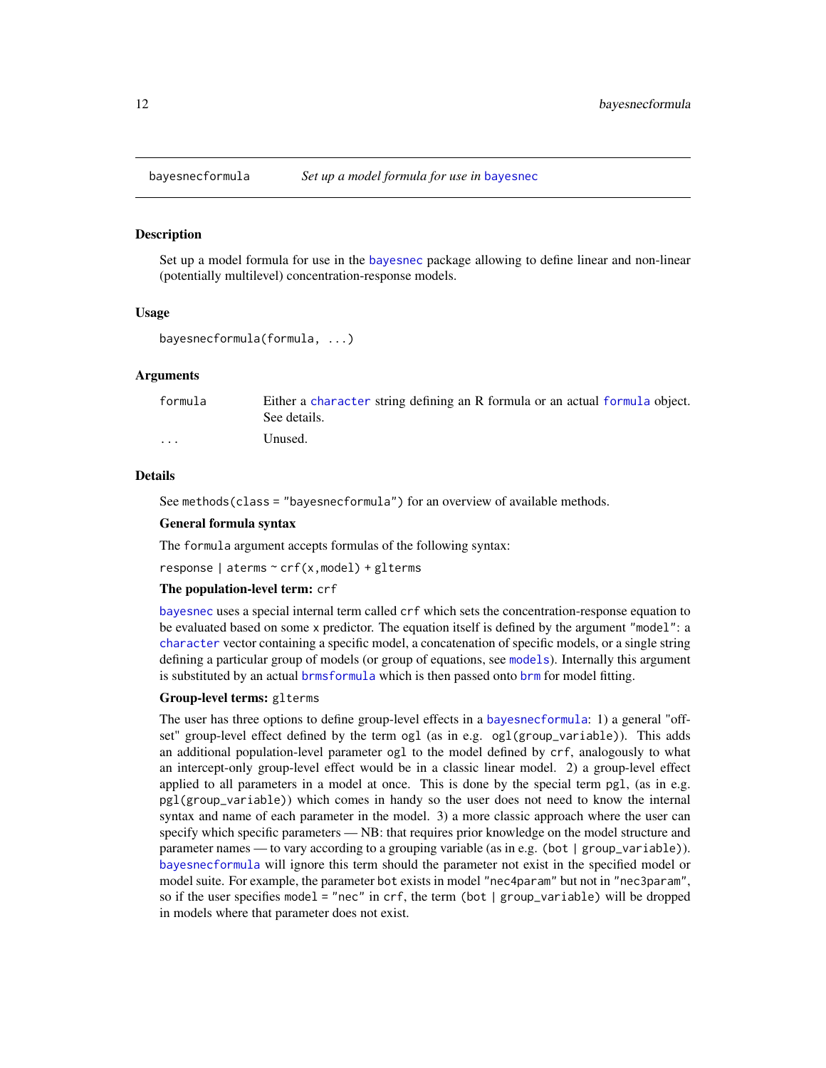## bayesnecformula — *Set up a model formula for use in bayesnec*

### Description

Set up a model formula for use in the bayesnec package allowing to define linear and non-linear (potentially multilevel) concentration-response models.

### Usage

```
bayesnecformula(formula, ...)
```

### Arguments

| | |
|---|---|
| `formula` | Either a character string defining an R formula or an actual formula object. See details. |
| `...` | Unused. |

### Details

See `methods(class = "bayesnecformula")` for an overview of available methods.

**General formula syntax**

The `formula` argument accepts formulas of the following syntax:

`response | aterms ~ crf(x,model) + glterms`

**The population-level term:** `crf`

bayesnec uses a special internal term called `crf` which sets the concentration-response equation to be evaluated based on some `x` predictor. The equation itself is defined by the argument `"model"`: a character vector containing a specific model, a concatenation of specific models, or a single string defining a particular group of models (or group of equations, see models). Internally this argument is substituted by an actual brmsformula which is then passed onto brm for model fitting.

**Group-level terms:** `glterms`

The user has three options to define group-level effects in a bayesnecformula: 1) a general "offset" group-level effect defined by the term `ogl` (as in e.g. `ogl(group_variable)`). This adds an additional population-level parameter `ogl` to the model defined by `crf`, analogously to what an intercept-only group-level effect would be in a classic linear model. 2) a group-level effect applied to all parameters in a model at once. This is done by the special term `pgl`, (as in e.g. `pgl(group_variable)`) which comes in handy so the user does not need to know the internal syntax and name of each parameter in the model. 3) a more classic approach where the user can specify which specific parameters — NB: that requires prior knowledge on the model structure and parameter names — to vary according to a grouping variable (as in e.g. `(bot | group_variable)`). bayesnecformula will ignore this term should the parameter not exist in the specified model or model suite. For example, the parameter `bot` exists in model `"nec4param"` but not in `"nec3param"`, so if the user specifies `model = "nec"` in `crf`, the term `(bot | group_variable)` will be dropped in models where that parameter does not exist.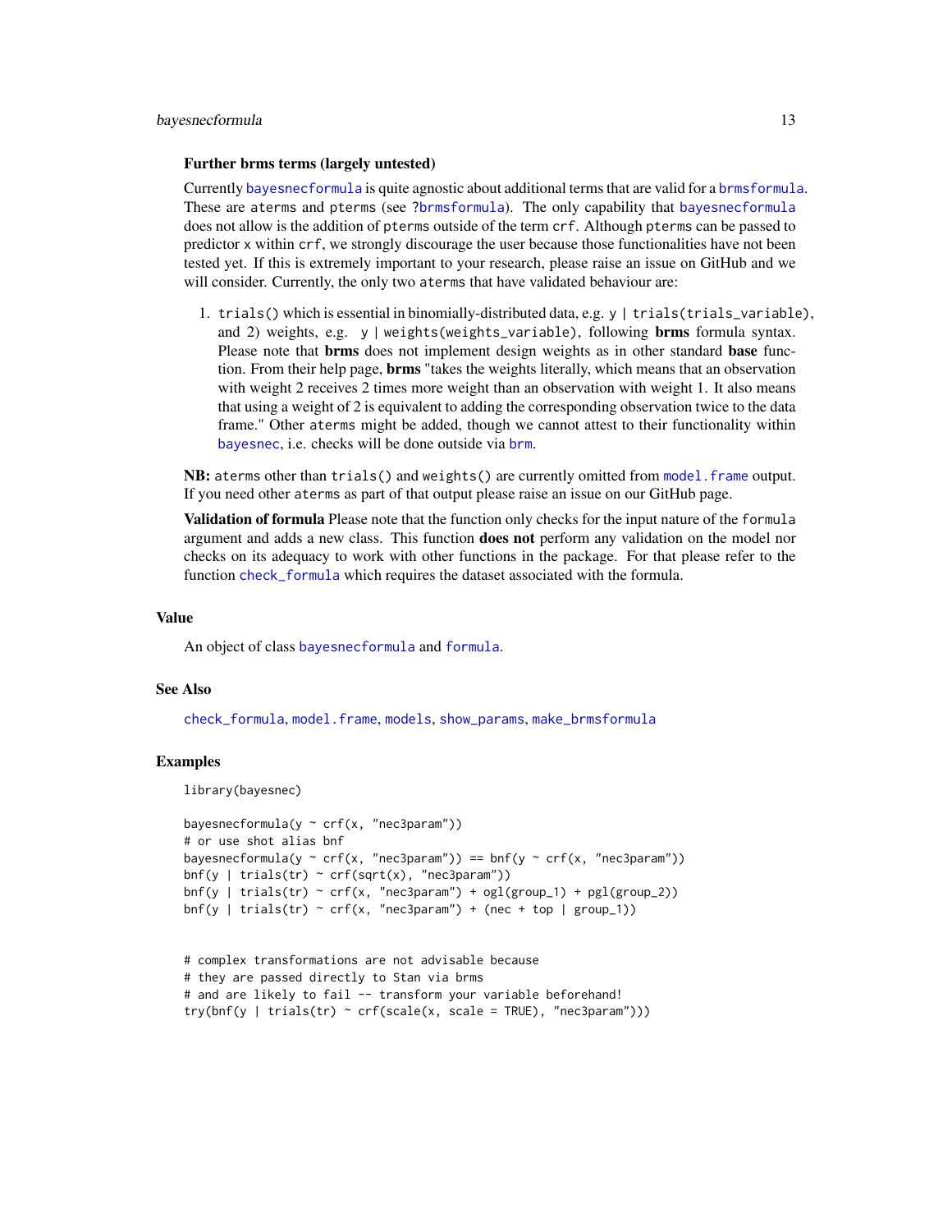**Further brms terms (largely untested)**

Currently bayesnecformula is quite agnostic about additional terms that are valid for a brmsformula. These are aterms and pterms (see ?brmsformula). The only capability that bayesnecformula does not allow is the addition of pterms outside of the term crf. Although pterms can be passed to predictor x within crf, we strongly discourage the user because those functionalities have not been tested yet. If this is extremely important to your research, please raise an issue on GitHub and we will consider. Currently, the only two aterms that have validated behaviour are:

1. trials() which is essential in binomially-distributed data, e.g. y | trials(trials_variable), and 2) weights, e.g. y | weights(weights_variable), following **brms** formula syntax. Please note that **brms** does not implement design weights as in other standard **base** function. From their help page, **brms** "takes the weights literally, which means that an observation with weight 2 receives 2 times more weight than an observation with weight 1. It also means that using a weight of 2 is equivalent to adding the corresponding observation twice to the data frame." Other aterms might be added, though we cannot attest to their functionality within bayesnec, i.e. checks will be done outside via brm.

**NB:** aterms other than trials() and weights() are currently omitted from model.frame output. If you need other aterms as part of that output please raise an issue on our GitHub page.

**Validation of formula** Please note that the function only checks for the input nature of the formula argument and adds a new class. This function **does not** perform any validation on the model nor checks on its adequacy to work with other functions in the package. For that please refer to the function check_formula which requires the dataset associated with the formula.

## Value

An object of class bayesnecformula and formula.

## See Also

check_formula, model.frame, models, show_params, make_brmsformula

## Examples

```
library(bayesnec)

bayesnecformula(y ~ crf(x, "nec3param"))
# or use shot alias bnf
bayesnecformula(y ~ crf(x, "nec3param")) == bnf(y ~ crf(x, "nec3param"))
bnf(y | trials(tr) ~ crf(sqrt(x), "nec3param"))
bnf(y | trials(tr) ~ crf(x, "nec3param") + ogl(group_1) + pgl(group_2))
bnf(y | trials(tr) ~ crf(x, "nec3param") + (nec + top | group_1))


# complex transformations are not advisable because
# they are passed directly to Stan via brms
# and are likely to fail -- transform your variable beforehand!
try(bnf(y | trials(tr) ~ crf(scale(x, scale = TRUE), "nec3param")))
```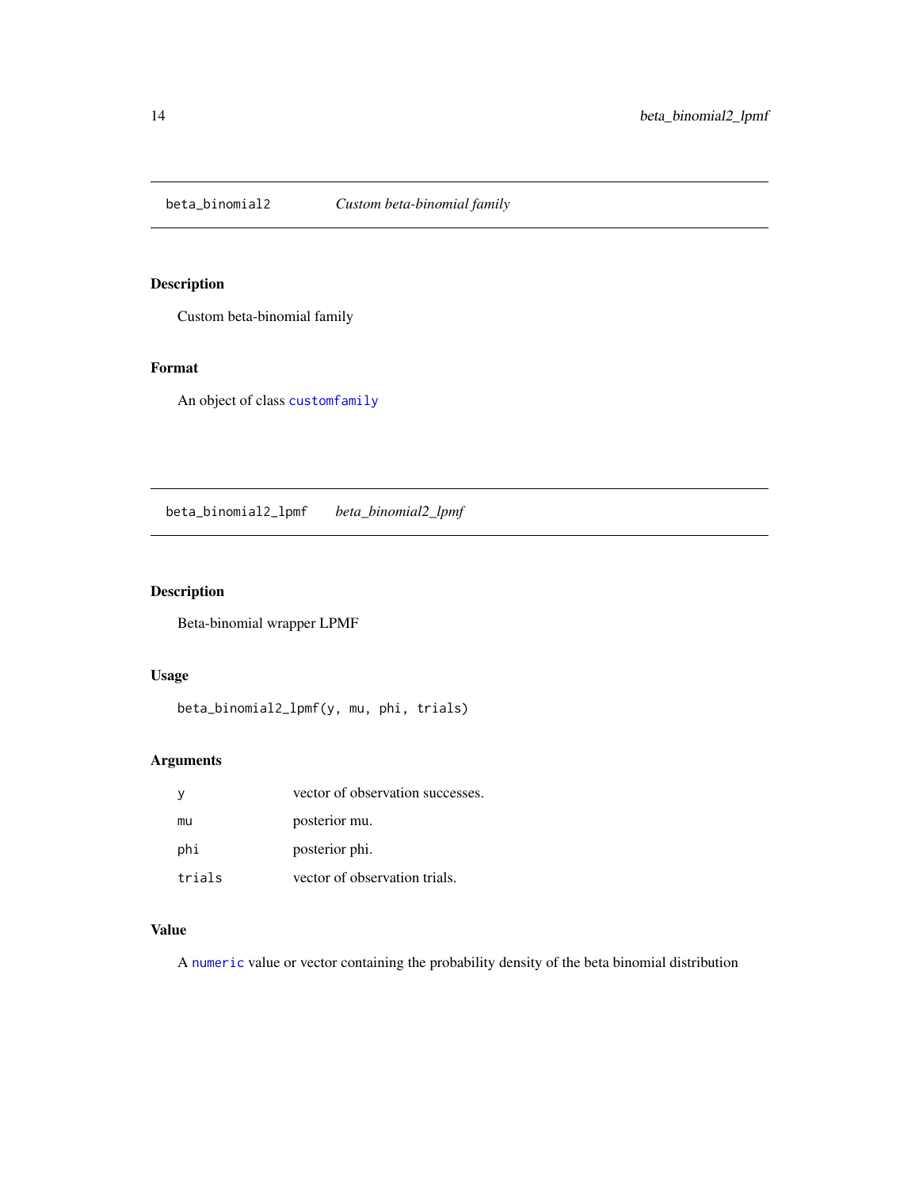## beta_binomial2 — *Custom beta-binomial family*

### Description

Custom beta-binomial family

### Format

An object of class customfamily

## beta_binomial2_lpmf — *beta_binomial2_lpmf*

### Description

Beta-binomial wrapper LPMF

### Usage

```
beta_binomial2_lpmf(y, mu, phi, trials)
```

### Arguments

| | |
|---|---|
| y | vector of observation successes. |
| mu | posterior mu. |
| phi | posterior phi. |
| trials | vector of observation trials. |

### Value

A numeric value or vector containing the probability density of the beta binomial distribution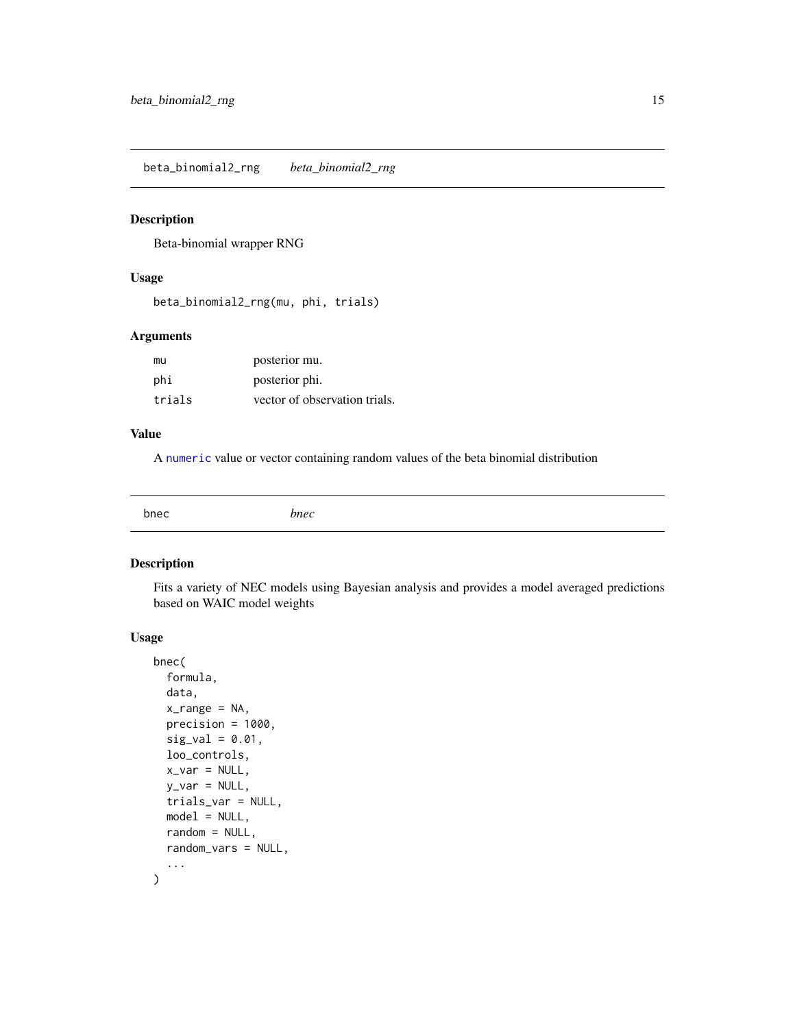## beta_binomial2_rng — *beta_binomial2_rng*

### Description

Beta-binomial wrapper RNG

### Usage

```
beta_binomial2_rng(mu, phi, trials)
```

### Arguments

| | |
|---|---|
| mu | posterior mu. |
| phi | posterior phi. |
| trials | vector of observation trials. |

### Value

A numeric value or vector containing random values of the beta binomial distribution

## bnec — *bnec*

### Description

Fits a variety of NEC models using Bayesian analysis and provides a model averaged predictions based on WAIC model weights

### Usage

```
bnec(
  formula,
  data,
  x_range = NA,
  precision = 1000,
  sig_val = 0.01,
  loo_controls,
  x_var = NULL,
  y_var = NULL,
  trials_var = NULL,
  model = NULL,
  random = NULL,
  random_vars = NULL,
  ...
)
```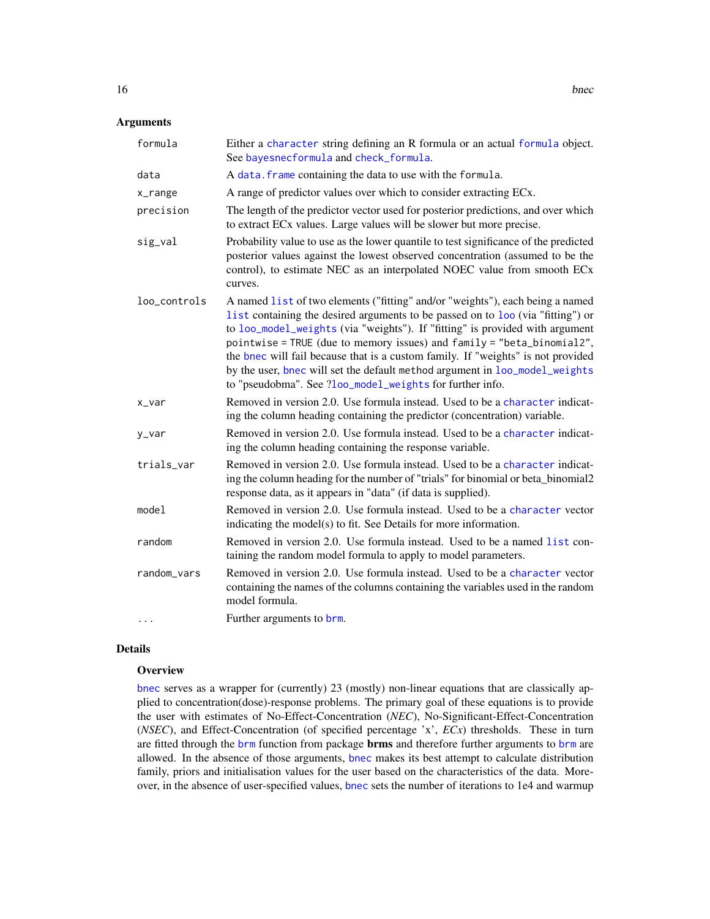## Arguments

| Argument | Description |
|---|---|
| `formula` | Either a `character` string defining an R formula or an actual `formula` object. See `bayesnecformula` and `check_formula`. |
| `data` | A `data.frame` containing the data to use with the `formula`. |
| `x_range` | A range of predictor values over which to consider extracting ECx. |
| `precision` | The length of the predictor vector used for posterior predictions, and over which to extract ECx values. Large values will be slower but more precise. |
| `sig_val` | Probability value to use as the lower quantile to test significance of the predicted posterior values against the lowest observed concentration (assumed to be the control), to estimate NEC as an interpolated NOEC value from smooth ECx curves. |
| `loo_controls` | A named `list` of two elements ("fitting" and/or "weights"), each being a named `list` containing the desired arguments to be passed on to `loo` (via "fitting") or to `loo_model_weights` (via "weights"). If "fitting" is provided with argument `pointwise = TRUE` (due to memory issues) and `family = "beta_binomial2"`, the `bnec` will fail because that is a custom family. If "weights" is not provided by the user, `bnec` will set the default `method` argument in `loo_model_weights` to "pseudobma". See `?loo_model_weights` for further info. |
| `x_var` | Removed in version 2.0. Use formula instead. Used to be a `character` indicating the column heading containing the predictor (concentration) variable. |
| `y_var` | Removed in version 2.0. Use formula instead. Used to be a `character` indicating the column heading containing the response variable. |
| `trials_var` | Removed in version 2.0. Use formula instead. Used to be a `character` indicating the column heading for the number of "trials" for binomial or beta_binomial2 response data, as it appears in "data" (if data is supplied). |
| `model` | Removed in version 2.0. Use formula instead. Used to be a `character` vector indicating the model(s) to fit. See Details for more information. |
| `random` | Removed in version 2.0. Use formula instead. Used to be a named `list` containing the random model formula to apply to model parameters. |
| `random_vars` | Removed in version 2.0. Use formula instead. Used to be a `character` vector containing the names of the columns containing the variables used in the random model formula. |
| `...` | Further arguments to `brm`. |

## Details

### Overview

`bnec` serves as a wrapper for (currently) 23 (mostly) non-linear equations that are classically applied to concentration(dose)-response problems. The primary goal of these equations is to provide the user with estimates of No-Effect-Concentration (*NEC*), No-Significant-Effect-Concentration (*NSEC*), and Effect-Concentration (of specified percentage 'x', *ECx*) thresholds. These in turn are fitted through the `brm` function from package **brms** and therefore further arguments to `brm` are allowed. In the absence of those arguments, `bnec` makes its best attempt to calculate distribution family, priors and initialisation values for the user based on the characteristics of the data. Moreover, in the absence of user-specified values, `bnec` sets the number of iterations to 1e4 and warmup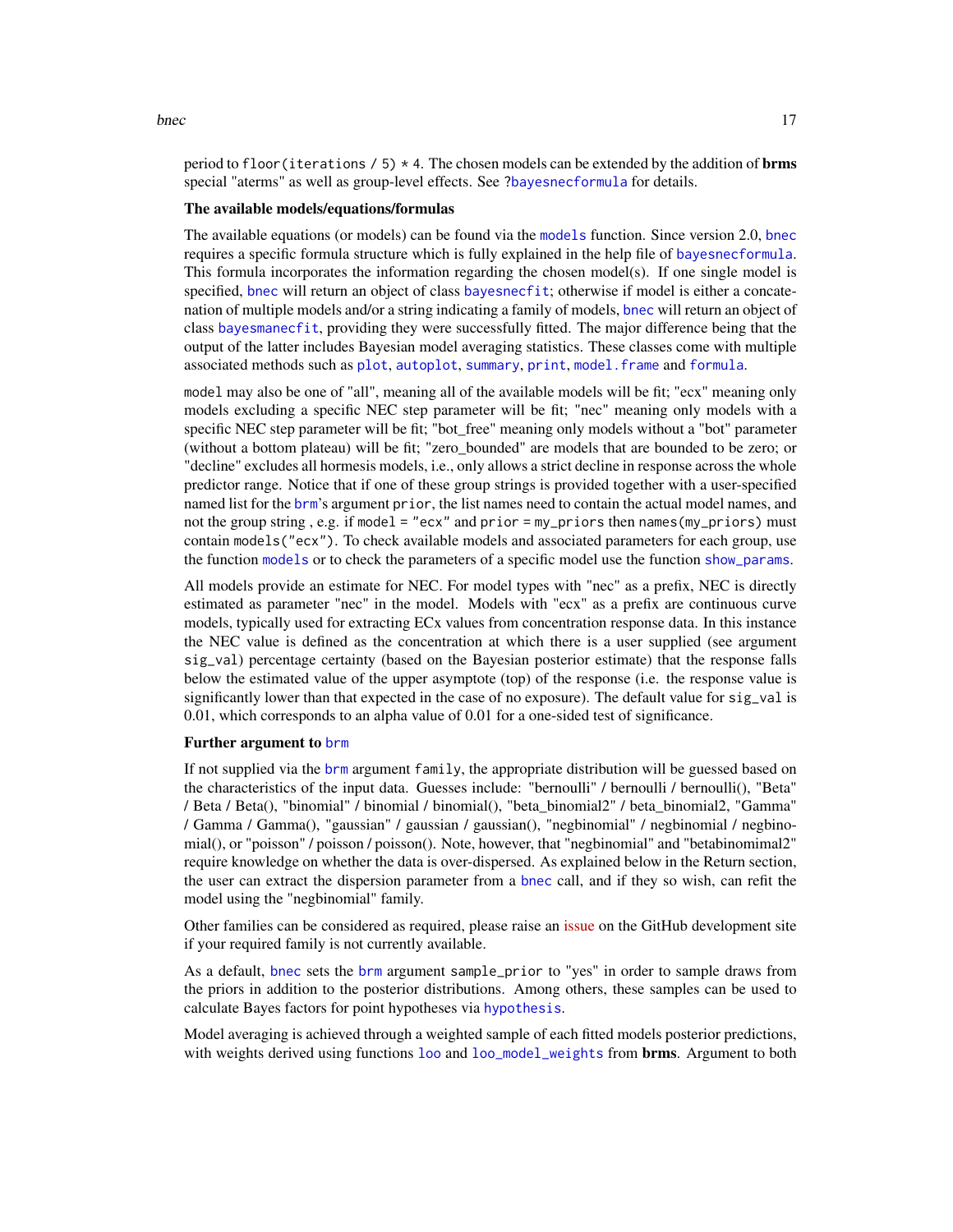period to `floor(iterations / 5) * 4`. The chosen models can be extended by the addition of **brms** special "aterms" as well as group-level effects. See ?`bayesnecformula` for details.

**The available models/equations/formulas**

The available equations (or models) can be found via the `models` function. Since version 2.0, `bnec` requires a specific formula structure which is fully explained in the help file of `bayesnecformula`. This formula incorporates the information regarding the chosen model(s). If one single model is specified, `bnec` will return an object of class `bayesnecfit`; otherwise if model is either a concatenation of multiple models and/or a string indicating a family of models, `bnec` will return an object of class `bayesmanecfit`, providing they were successfully fitted. The major difference being that the output of the latter includes Bayesian model averaging statistics. These classes come with multiple associated methods such as `plot`, `autoplot`, `summary`, `print`, `model.frame` and `formula`.

`model` may also be one of "all", meaning all of the available models will be fit; "ecx" meaning only models excluding a specific NEC step parameter will be fit; "nec" meaning only models with a specific NEC step parameter will be fit; "bot_free" meaning only models without a "bot" parameter (without a bottom plateau) will be fit; "zero_bounded" are models that are bounded to be zero; or "decline" excludes all hormesis models, i.e., only allows a strict decline in response across the whole predictor range. Notice that if one of these group strings is provided together with a user-specified named list for the `brm`'s argument `prior`, the list names need to contain the actual model names, and not the group string , e.g. if `model = "ecx"` and `prior = my_priors` then `names(my_priors)` must contain `models("ecx")`. To check available models and associated parameters for each group, use the function `models` or to check the parameters of a specific model use the function `show_params`.

All models provide an estimate for NEC. For model types with "nec" as a prefix, NEC is directly estimated as parameter "nec" in the model. Models with "ecx" as a prefix are continuous curve models, typically used for extracting ECx values from concentration response data. In this instance the NEC value is defined as the concentration at which there is a user supplied (see argument `sig_val`) percentage certainty (based on the Bayesian posterior estimate) that the response falls below the estimated value of the upper asymptote (top) of the response (i.e. the response value is significantly lower than that expected in the case of no exposure). The default value for `sig_val` is 0.01, which corresponds to an alpha value of 0.01 for a one-sided test of significance.

**Further argument to `brm`**

If not supplied via the `brm` argument `family`, the appropriate distribution will be guessed based on the characteristics of the input data. Guesses include: "bernoulli" / bernoulli / bernoulli(), "Beta" / Beta / Beta(), "binomial" / binomial / binomial(), "beta_binomial2" / beta_binomial2, "Gamma" / Gamma / Gamma(), "gaussian" / gaussian / gaussian(), "negbinomial" / negbinomial / negbinomial(), or "poisson" / poisson / poisson(). Note, however, that "negbinomial" and "betabinomimal2" require knowledge on whether the data is over-dispersed. As explained below in the Return section, the user can extract the dispersion parameter from a `bnec` call, and if they so wish, can refit the model using the "negbinomial" family.

Other families can be considered as required, please raise an issue on the GitHub development site if your required family is not currently available.

As a default, `bnec` sets the `brm` argument `sample_prior` to "yes" in order to sample draws from the priors in addition to the posterior distributions. Among others, these samples can be used to calculate Bayes factors for point hypotheses via `hypothesis`.

Model averaging is achieved through a weighted sample of each fitted models posterior predictions, with weights derived using functions `loo` and `loo_model_weights` from **brms**. Argument to both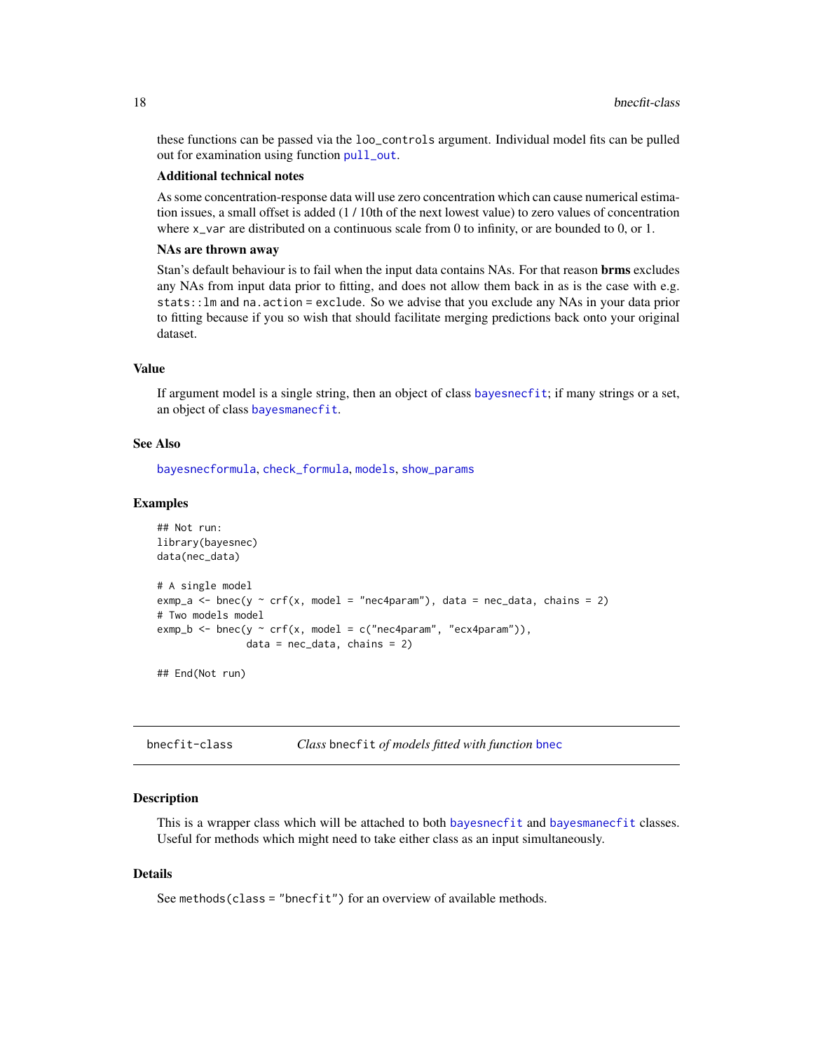these functions can be passed via the loo_controls argument. Individual model fits can be pulled out for examination using function pull_out.

**Additional technical notes**

As some concentration-response data will use zero concentration which can cause numerical estimation issues, a small offset is added (1 / 10th of the next lowest value) to zero values of concentration where x_var are distributed on a continuous scale from 0 to infinity, or are bounded to 0, or 1.

**NAs are thrown away**

Stan's default behaviour is to fail when the input data contains NAs. For that reason **brms** excludes any NAs from input data prior to fitting, and does not allow them back in as is the case with e.g. stats::lm and na.action = exclude. So we advise that you exclude any NAs in your data prior to fitting because if you so wish that should facilitate merging predictions back onto your original dataset.

## Value

If argument model is a single string, then an object of class bayesnecfit; if many strings or a set, an object of class bayesmanecfit.

## See Also

bayesnecformula, check_formula, models, show_params

## Examples

```
## Not run:
library(bayesnec)
data(nec_data)

# A single model
exmp_a <- bnec(y ~ crf(x, model = "nec4param"), data = nec_data, chains = 2)
# Two models model
exmp_b <- bnec(y ~ crf(x, model = c("nec4param", "ecx4param")),
               data = nec_data, chains = 2)

## End(Not run)
```

---

# bnecfit-class — *Class* bnecfit *of models fitted with function* bnec

## Description

This is a wrapper class which will be attached to both bayesnecfit and bayesmanecfit classes. Useful for methods which might need to take either class as an input simultaneously.

## Details

See methods(class = "bnecfit") for an overview of available methods.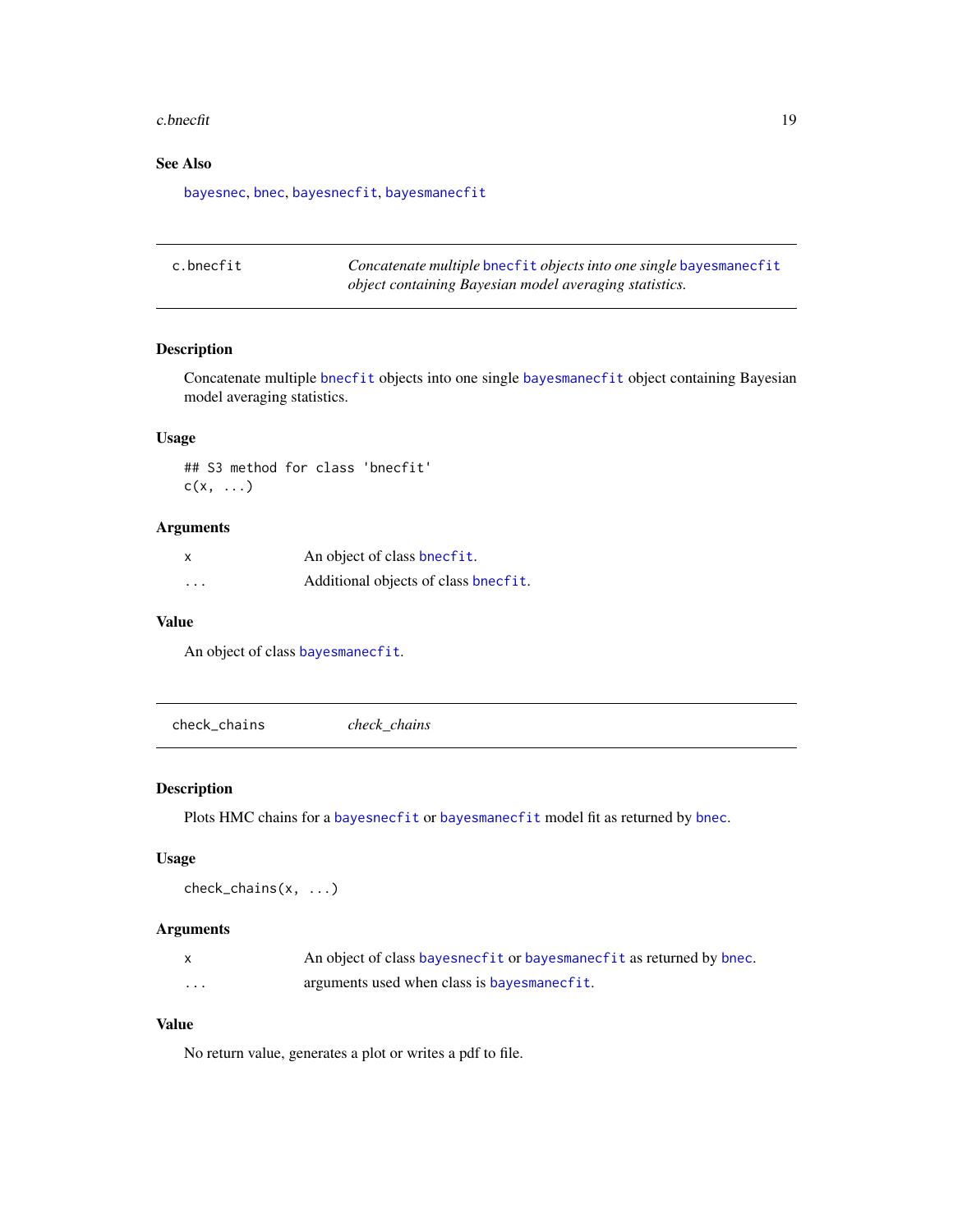### See Also

bayesnec, bnec, bayesnecfit, bayesmanecfit

## c.bnecfit — *Concatenate multiple bnecfit objects into one single bayesmanecfit object containing Bayesian model averaging statistics.*

### Description

Concatenate multiple bnecfit objects into one single bayesmanecfit object containing Bayesian model averaging statistics.

### Usage

```
## S3 method for class 'bnecfit'
c(x, ...)
```

### Arguments

| | |
|---|---|
| x | An object of class bnecfit. |
| ... | Additional objects of class bnecfit. |

### Value

An object of class bayesmanecfit.

## check_chains — *check_chains*

### Description

Plots HMC chains for a bayesnecfit or bayesmanecfit model fit as returned by bnec.

### Usage

```
check_chains(x, ...)
```

### Arguments

| | |
|---|---|
| x | An object of class bayesnecfit or bayesmanecfit as returned by bnec. |
| ... | arguments used when class is bayesmanecfit. |

### Value

No return value, generates a plot or writes a pdf to file.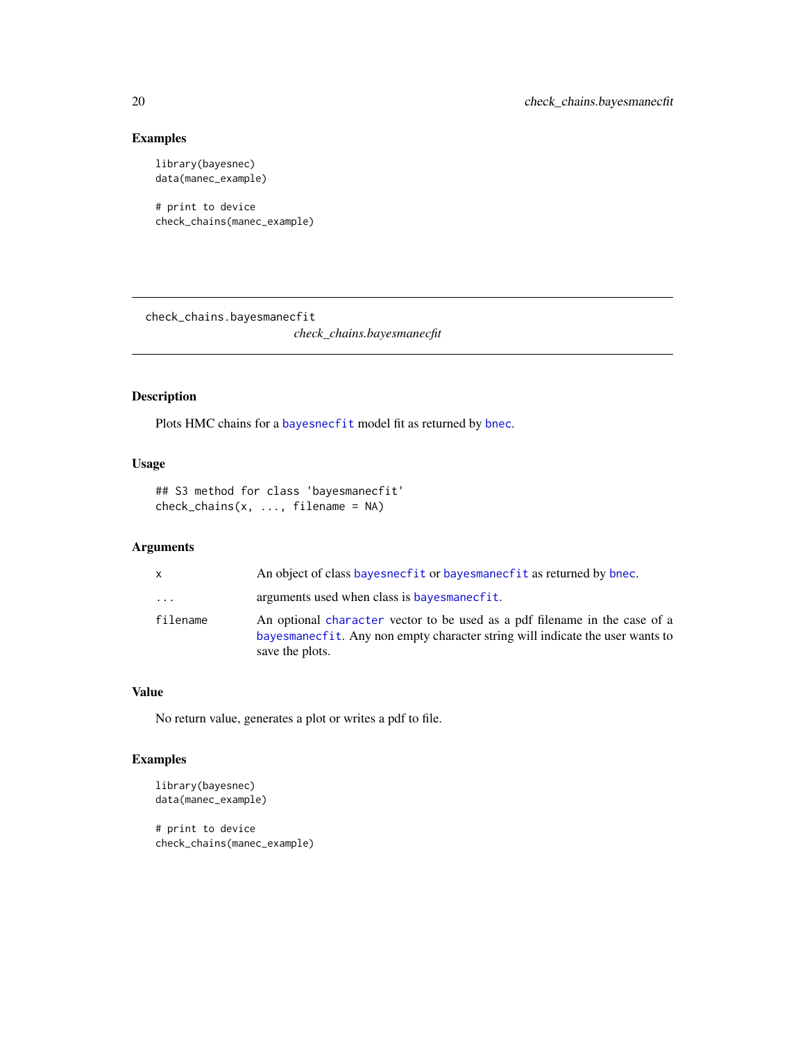## Examples

```
library(bayesnec)
data(manec_example)

# print to device
check_chains(manec_example)
```

---

# check_chains.bayesmanecfit

*check_chains.bayesmanecfit*

---

## Description

Plots HMC chains for a `bayesnecfit` model fit as returned by `bnec`.

## Usage

```
## S3 method for class 'bayesmanecfit'
check_chains(x, ..., filename = NA)
```

## Arguments

| | |
|---|---|
| `x` | An object of class `bayesnecfit` or `bayesmanecfit` as returned by `bnec`. |
| `...` | arguments used when class is `bayesmanecfit`. |
| `filename` | An optional `character` vector to be used as a pdf filename in the case of a `bayesmanecfit`. Any non empty character string will indicate the user wants to save the plots. |

## Value

No return value, generates a plot or writes a pdf to file.

## Examples

```
library(bayesnec)
data(manec_example)

# print to device
check_chains(manec_example)
```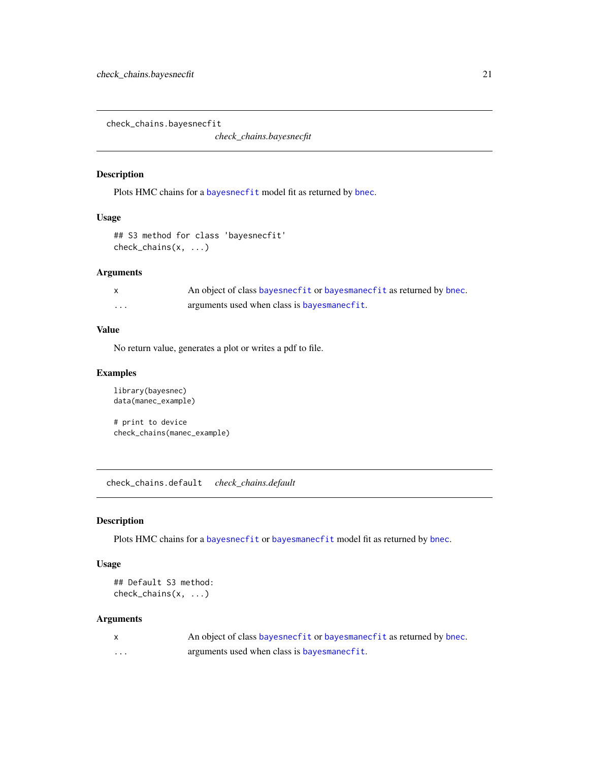## check_chains.bayesnecfit

*check_chains.bayesnecfit*

### Description

Plots HMC chains for a bayesnecfit model fit as returned by bnec.

### Usage

```
## S3 method for class 'bayesnecfit'
check_chains(x, ...)
```

### Arguments

| | |
|---|---|
| x | An object of class bayesnecfit or bayesmanecfit as returned by bnec. |
| ... | arguments used when class is bayesmanecfit. |

### Value

No return value, generates a plot or writes a pdf to file.

### Examples

```
library(bayesnec)
data(manec_example)

# print to device
check_chains(manec_example)
```

## check_chains.default

*check_chains.default*

### Description

Plots HMC chains for a bayesnecfit or bayesmanecfit model fit as returned by bnec.

### Usage

```
## Default S3 method:
check_chains(x, ...)
```

### Arguments

| | |
|---|---|
| x | An object of class bayesnecfit or bayesmanecfit as returned by bnec. |
| ... | arguments used when class is bayesmanecfit. |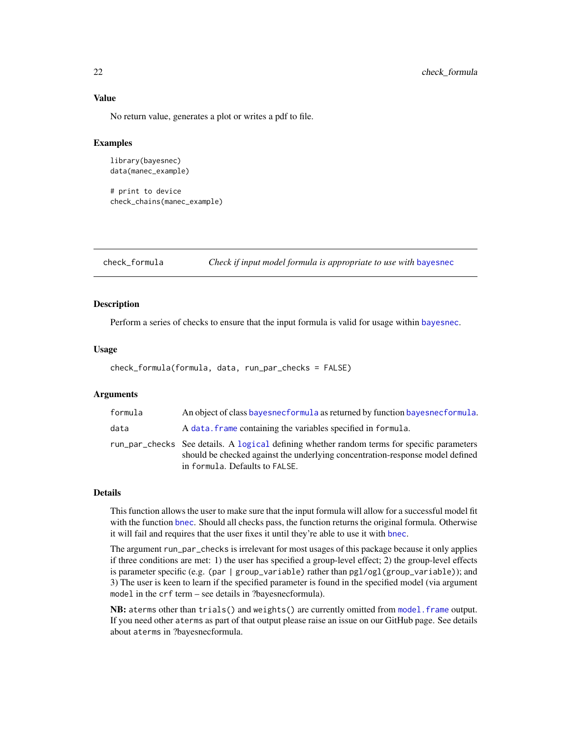## Value

No return value, generates a plot or writes a pdf to file.

## Examples

```
library(bayesnec)
data(manec_example)

# print to device
check_chains(manec_example)
```

---

# check_formula — *Check if input model formula is appropriate to use with bayesnec*

## Description

Perform a series of checks to ensure that the input formula is valid for usage within bayesnec.

## Usage

```
check_formula(formula, data, run_par_checks = FALSE)
```

## Arguments

| | |
|---|---|
| `formula` | An object of class `bayesnecformula` as returned by function `bayesnecformula`. |
| `data` | A `data.frame` containing the variables specified in `formula`. |
| `run_par_checks` | See details. A `logical` defining whether random terms for specific parameters should be checked against the underlying concentration-response model defined in `formula`. Defaults to `FALSE`. |

## Details

This function allows the user to make sure that the input formula will allow for a successful model fit with the function `bnec`. Should all checks pass, the function returns the original formula. Otherwise it will fail and requires that the user fixes it until they're able to use it with `bnec`.

The argument `run_par_checks` is irrelevant for most usages of this package because it only applies if three conditions are met: 1) the user has specified a group-level effect; 2) the group-level effects is parameter specific (e.g. `(par | group_variable)` rather than `pgl/ogl(group_variable)`); and 3) The user is keen to learn if the specified parameter is found in the specified model (via argument `model` in the `crf` term – see details in ?bayesnecformula).

**NB:** `aterms` other than `trials()` and `weights()` are currently omitted from `model.frame` output. If you need other `aterms` as part of that output please raise an issue on our GitHub page. See details about `aterms` in ?bayesnecformula.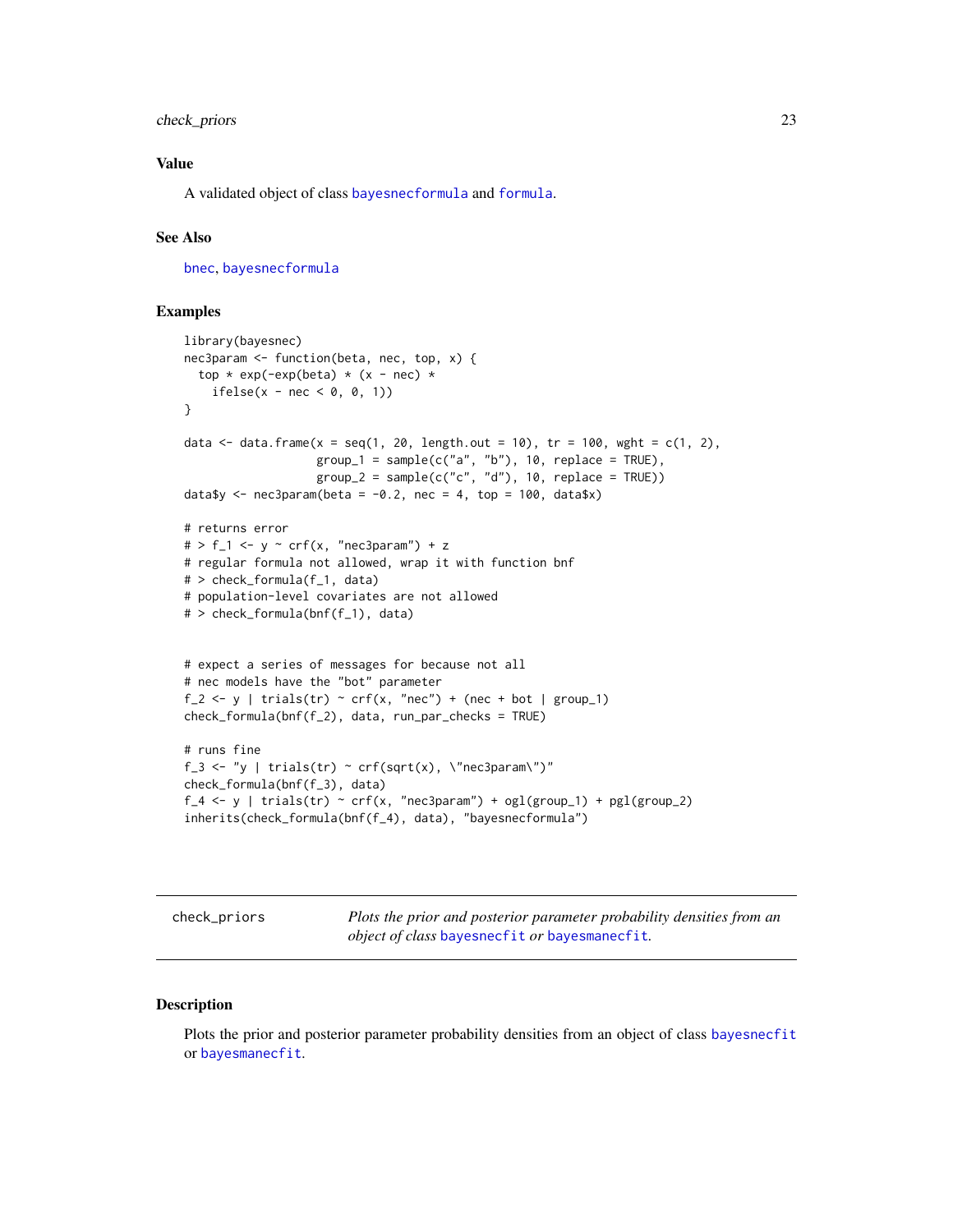## Value

A validated object of class bayesnecformula and formula.

## See Also

bnec, bayesnecformula

## Examples

```
library(bayesnec)
nec3param <- function(beta, nec, top, x) {
  top * exp(-exp(beta) * (x - nec) *
    ifelse(x - nec < 0, 0, 1))
}

data <- data.frame(x = seq(1, 20, length.out = 10), tr = 100, wght = c(1, 2),
                   group_1 = sample(c("a", "b"), 10, replace = TRUE),
                   group_2 = sample(c("c", "d"), 10, replace = TRUE))
data$y <- nec3param(beta = -0.2, nec = 4, top = 100, data$x)

# returns error
# > f_1 <- y ~ crf(x, "nec3param") + z
# regular formula not allowed, wrap it with function bnf
# > check_formula(f_1, data)
# population-level covariates are not allowed
# > check_formula(bnf(f_1), data)


# expect a series of messages for because not all
# nec models have the "bot" parameter
f_2 <- y | trials(tr) ~ crf(x, "nec") + (nec + bot | group_1)
check_formula(bnf(f_2), data, run_par_checks = TRUE)

# runs fine
f_3 <- "y | trials(tr) ~ crf(sqrt(x), \"nec3param\")"
check_formula(bnf(f_3), data)
f_4 <- y | trials(tr) ~ crf(x, "nec3param") + ogl(group_1) + pgl(group_2)
inherits(check_formula(bnf(f_4), data), "bayesnecformula")
```

---

# check_priors

*Plots the prior and posterior parameter probability densities from an object of class bayesnecfit or bayesmanecfit.*

---

## Description

Plots the prior and posterior parameter probability densities from an object of class bayesnecfit or bayesmanecfit.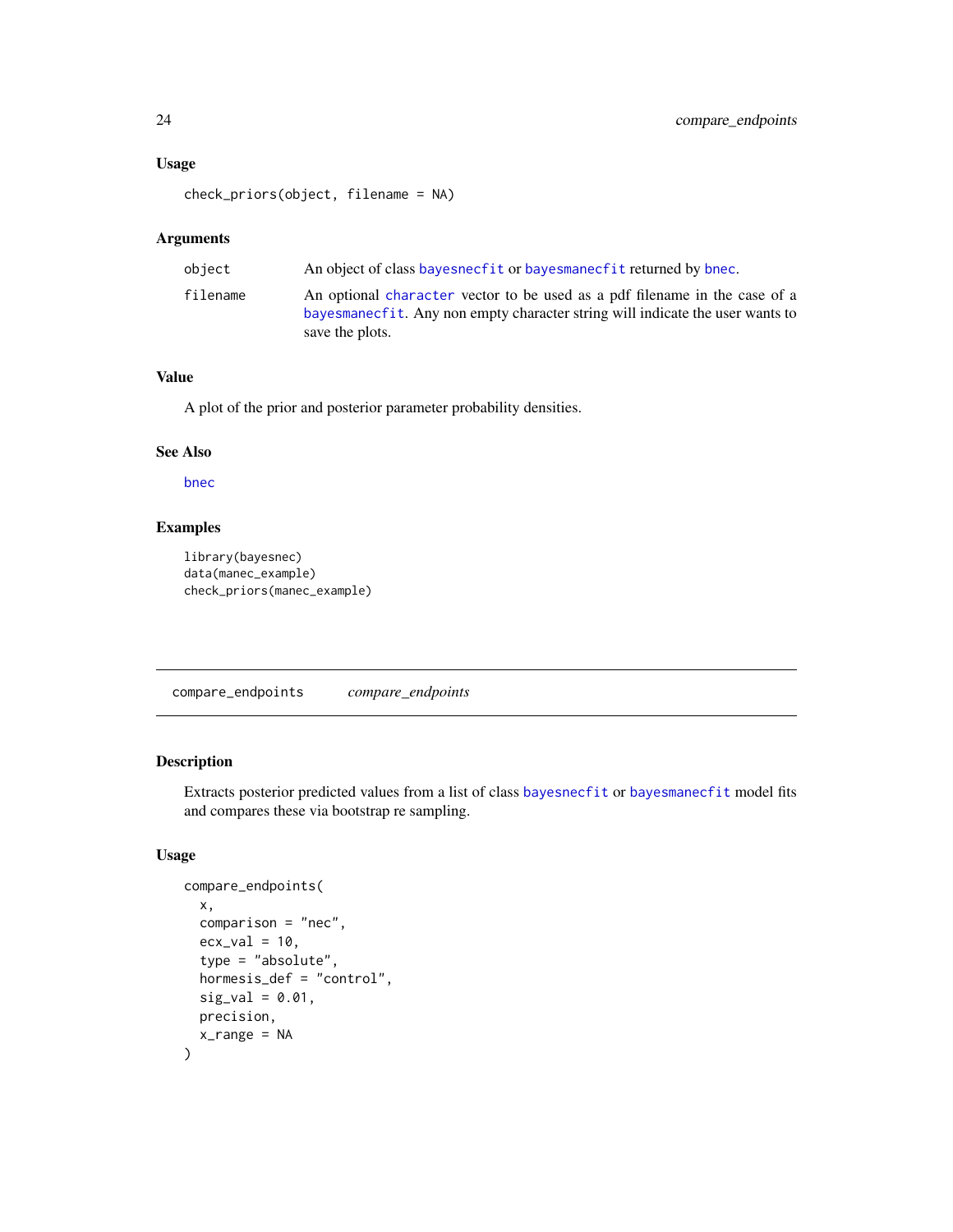### Usage

```
check_priors(object, filename = NA)
```

### Arguments

| | |
|---|---|
| object | An object of class bayesnecfit or bayesmanecfit returned by bnec. |
| filename | An optional character vector to be used as a pdf filename in the case of a bayesmanecfit. Any non empty character string will indicate the user wants to save the plots. |

### Value

A plot of the prior and posterior parameter probability densities.

### See Also

bnec

### Examples

```
library(bayesnec)
data(manec_example)
check_priors(manec_example)
```

---

## compare_endpoints *compare_endpoints*

---

### Description

Extracts posterior predicted values from a list of class bayesnecfit or bayesmanecfit model fits and compares these via bootstrap re sampling.

### Usage

```
compare_endpoints(
  x,
  comparison = "nec",
  ecx_val = 10,
  type = "absolute",
  hormesis_def = "control",
  sig_val = 0.01,
  precision,
  x_range = NA
)
```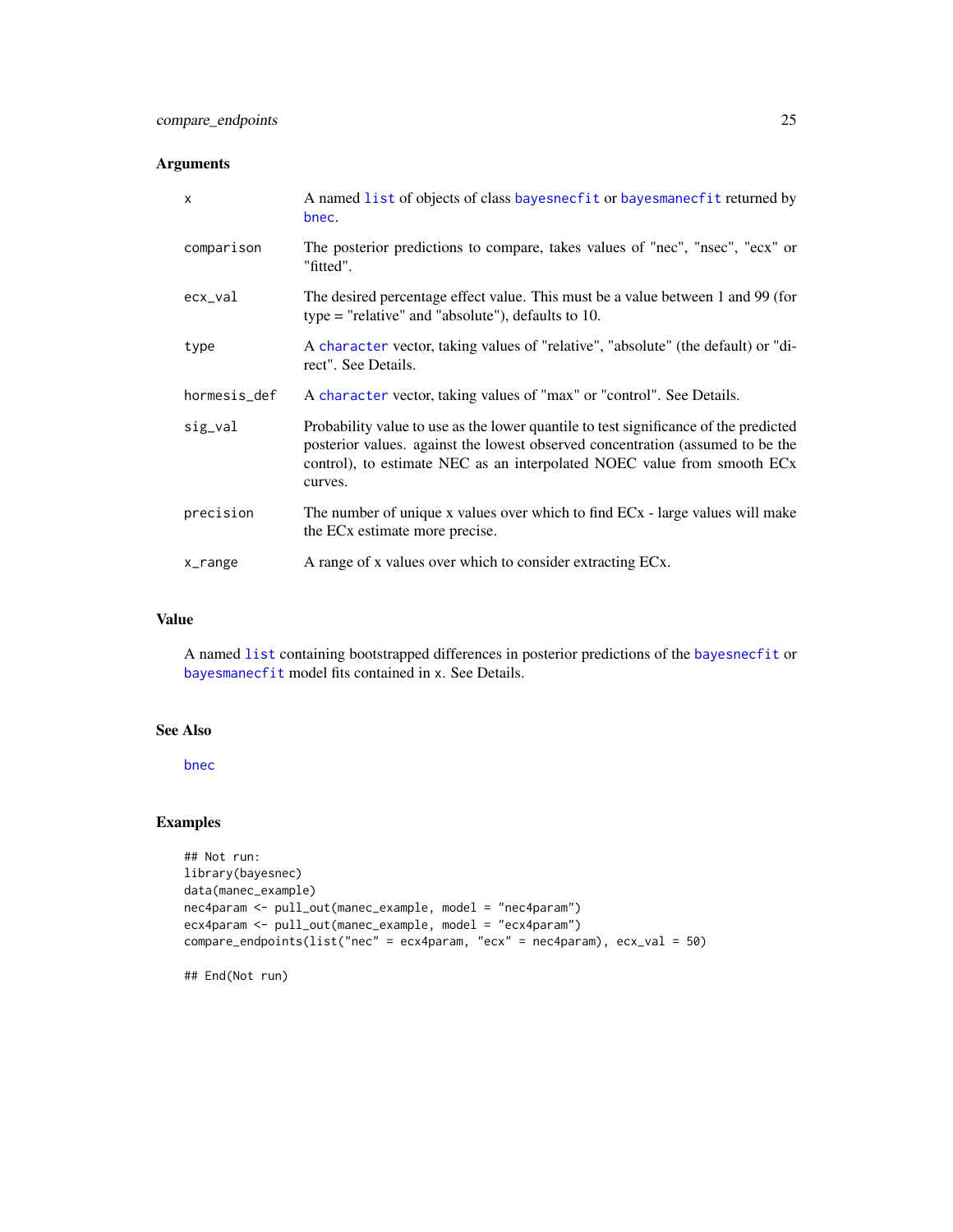### Arguments

| | |
|---|---|
| `x` | A named `list` of objects of class `bayesnecfit` or `bayesmanecfit` returned by `bnec`. |
| `comparison` | The posterior predictions to compare, takes values of "nec", "nsec", "ecx" or "fitted". |
| `ecx_val` | The desired percentage effect value. This must be a value between 1 and 99 (for type = "relative" and "absolute"), defaults to 10. |
| `type` | A `character` vector, taking values of "relative", "absolute" (the default) or "direct". See Details. |
| `hormesis_def` | A `character` vector, taking values of "max" or "control". See Details. |
| `sig_val` | Probability value to use as the lower quantile to test significance of the predicted posterior values. against the lowest observed concentration (assumed to be the control), to estimate NEC as an interpolated NOEC value from smooth ECx curves. |
| `precision` | The number of unique x values over which to find ECx - large values will make the ECx estimate more precise. |
| `x_range` | A range of x values over which to consider extracting ECx. |

### Value

A named `list` containing bootstrapped differences in posterior predictions of the `bayesnecfit` or `bayesmanecfit` model fits contained in x. See Details.

### See Also

`bnec`

### Examples

```
## Not run:
library(bayesnec)
data(manec_example)
nec4param <- pull_out(manec_example, model = "nec4param")
ecx4param <- pull_out(manec_example, model = "ecx4param")
compare_endpoints(list("nec" = ecx4param, "ecx" = nec4param), ecx_val = 50)

## End(Not run)
```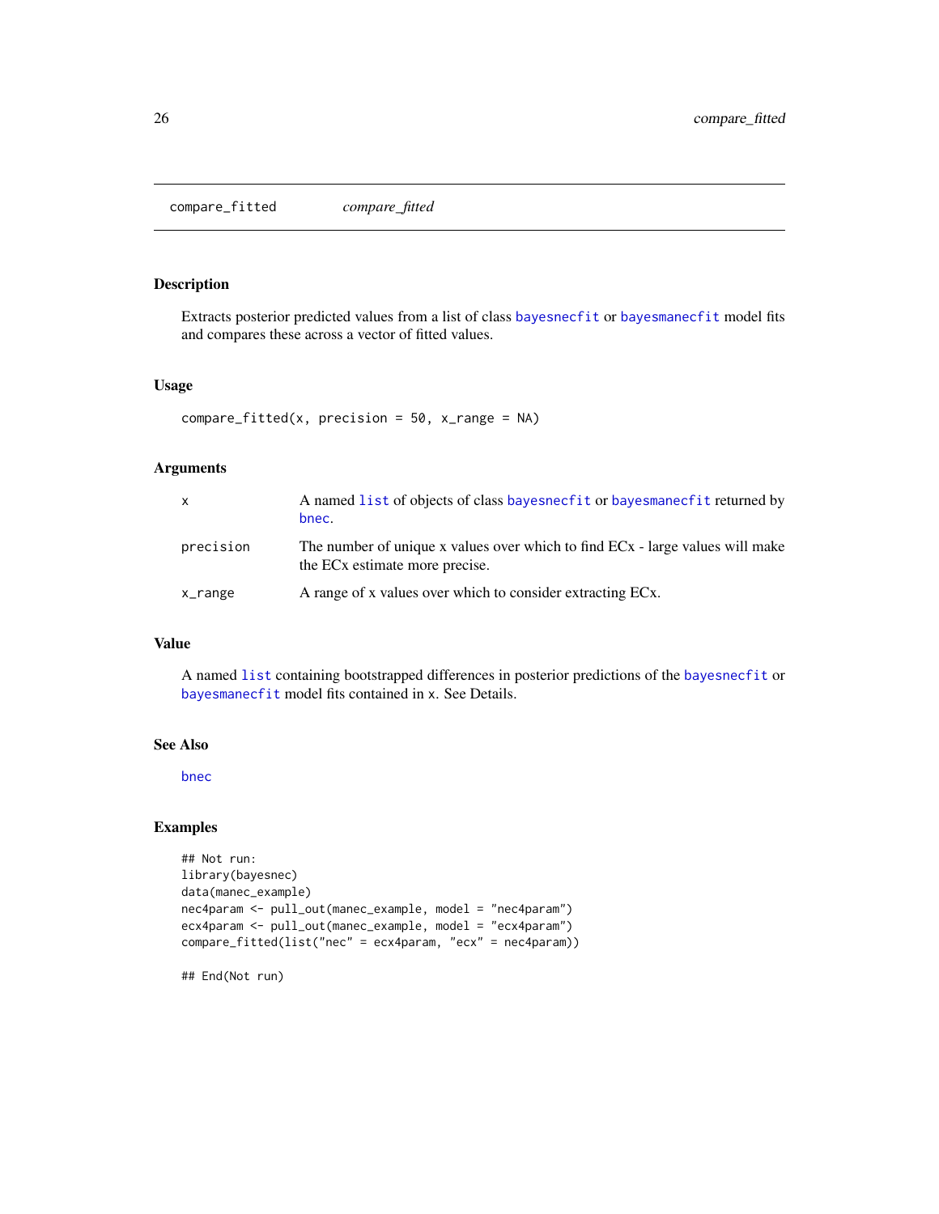`compare_fitted` *compare_fitted*

## Description

Extracts posterior predicted values from a list of class `bayesnecfit` or `bayesmanecfit` model fits and compares these across a vector of fitted values.

## Usage

```
compare_fitted(x, precision = 50, x_range = NA)
```

## Arguments

| | |
|---|---|
| `x` | A named `list` of objects of class `bayesnecfit` or `bayesmanecfit` returned by `bnec`. |
| `precision` | The number of unique x values over which to find ECx - large values will make the ECx estimate more precise. |
| `x_range` | A range of x values over which to consider extracting ECx. |

## Value

A named `list` containing bootstrapped differences in posterior predictions of the `bayesnecfit` or `bayesmanecfit` model fits contained in `x`. See Details.

## See Also

`bnec`

## Examples

```
## Not run:
library(bayesnec)
data(manec_example)
nec4param <- pull_out(manec_example, model = "nec4param")
ecx4param <- pull_out(manec_example, model = "ecx4param")
compare_fitted(list("nec" = ecx4param, "ecx" = nec4param))

## End(Not run)
```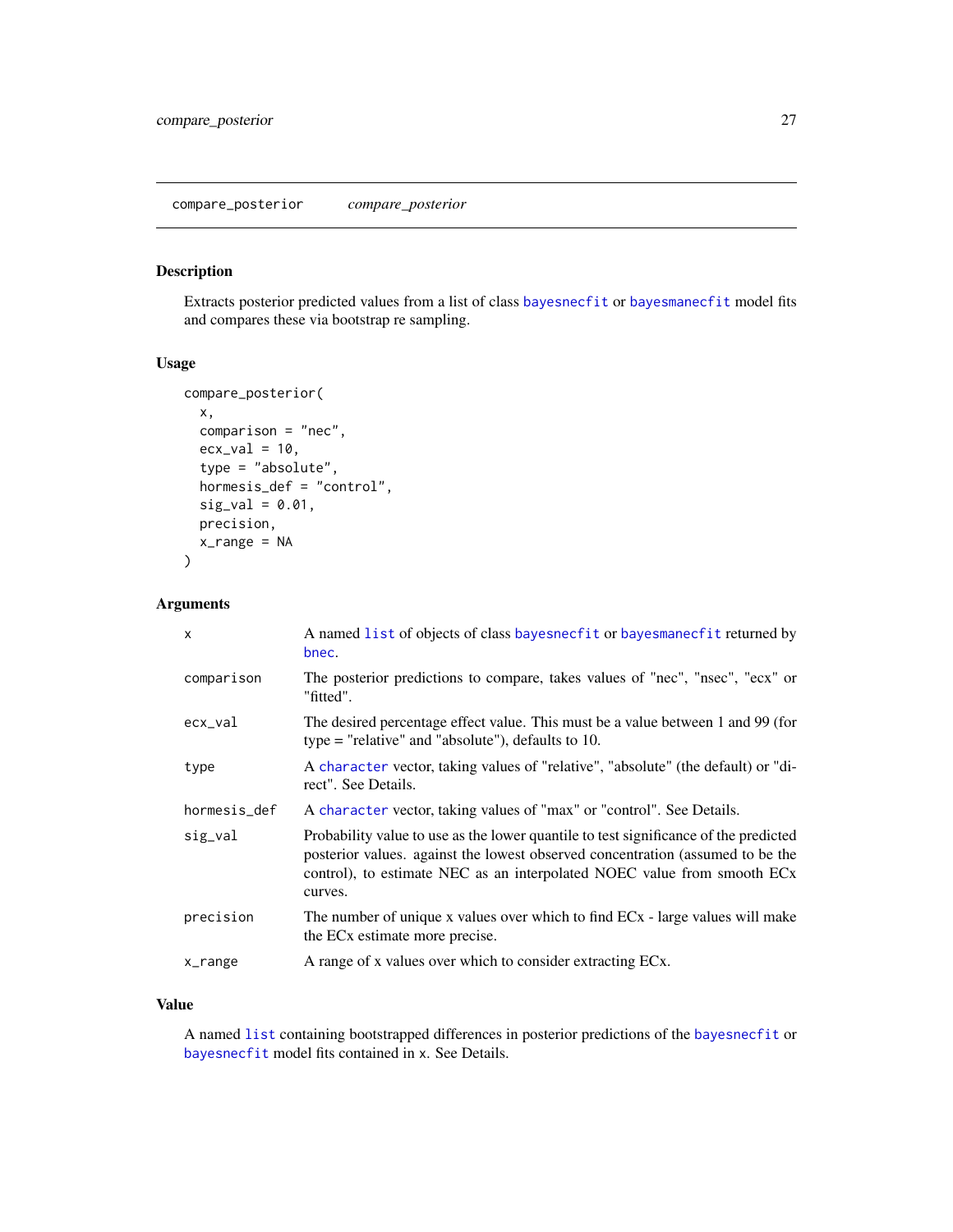## compare_posterior *compare_posterior*

### Description

Extracts posterior predicted values from a list of class bayesnecfit or bayesmanecfit model fits and compares these via bootstrap re sampling.

### Usage

```
compare_posterior(
  x,
  comparison = "nec",
  ecx_val = 10,
  type = "absolute",
  hormesis_def = "control",
  sig_val = 0.01,
  precision,
  x_range = NA
)
```

### Arguments

| | |
|---|---|
| x | A named list of objects of class bayesnecfit or bayesmanecfit returned by bnec. |
| comparison | The posterior predictions to compare, takes values of "nec", "nsec", "ecx" or "fitted". |
| ecx_val | The desired percentage effect value. This must be a value between 1 and 99 (for type = "relative" and "absolute"), defaults to 10. |
| type | A character vector, taking values of "relative", "absolute" (the default) or "direct". See Details. |
| hormesis_def | A character vector, taking values of "max" or "control". See Details. |
| sig_val | Probability value to use as the lower quantile to test significance of the predicted posterior values. against the lowest observed concentration (assumed to be the control), to estimate NEC as an interpolated NOEC value from smooth ECx curves. |
| precision | The number of unique x values over which to find ECx - large values will make the ECx estimate more precise. |
| x_range | A range of x values over which to consider extracting ECx. |

### Value

A named list containing bootstrapped differences in posterior predictions of the bayesnecfit or bayesnecfit model fits contained in x. See Details.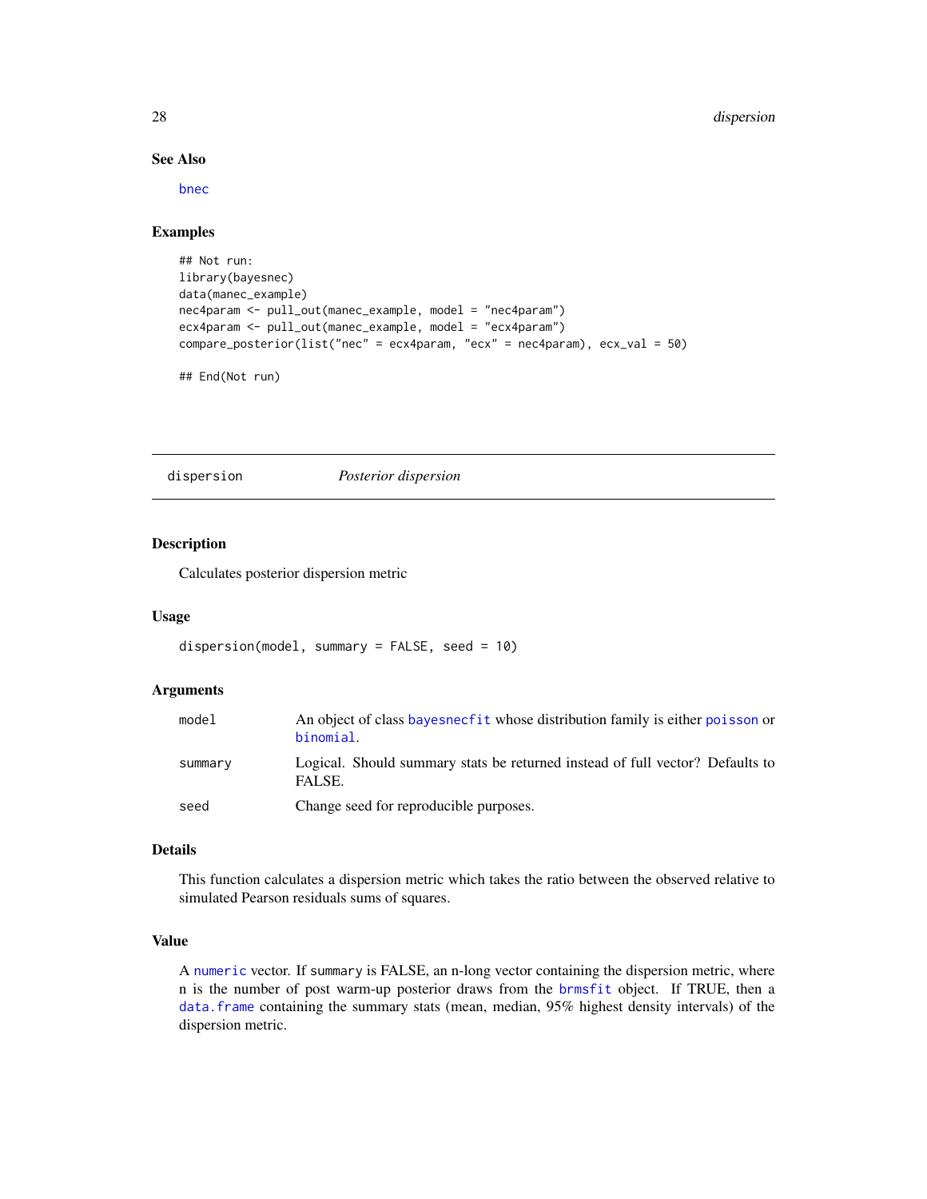### See Also

bnec

### Examples

```
## Not run:
library(bayesnec)
data(manec_example)
nec4param <- pull_out(manec_example, model = "nec4param")
ecx4param <- pull_out(manec_example, model = "ecx4param")
compare_posterior(list("nec" = ecx4param, "ecx" = nec4param), ecx_val = 50)

## End(Not run)
```

---

## dispersion &nbsp;&nbsp;&nbsp;&nbsp; *Posterior dispersion*

### Description

Calculates posterior dispersion metric

### Usage

```
dispersion(model, summary = FALSE, seed = 10)
```

### Arguments

| | |
|---|---|
| model | An object of class bayesnecfit whose distribution family is either poisson or binomial. |
| summary | Logical. Should summary stats be returned instead of full vector? Defaults to FALSE. |
| seed | Change seed for reproducible purposes. |

### Details

This function calculates a dispersion metric which takes the ratio between the observed relative to simulated Pearson residuals sums of squares.

### Value

A numeric vector. If summary is FALSE, an n-long vector containing the dispersion metric, where n is the number of post warm-up posterior draws from the brmsfit object. If TRUE, then a data.frame containing the summary stats (mean, median, 95% highest density intervals) of the dispersion metric.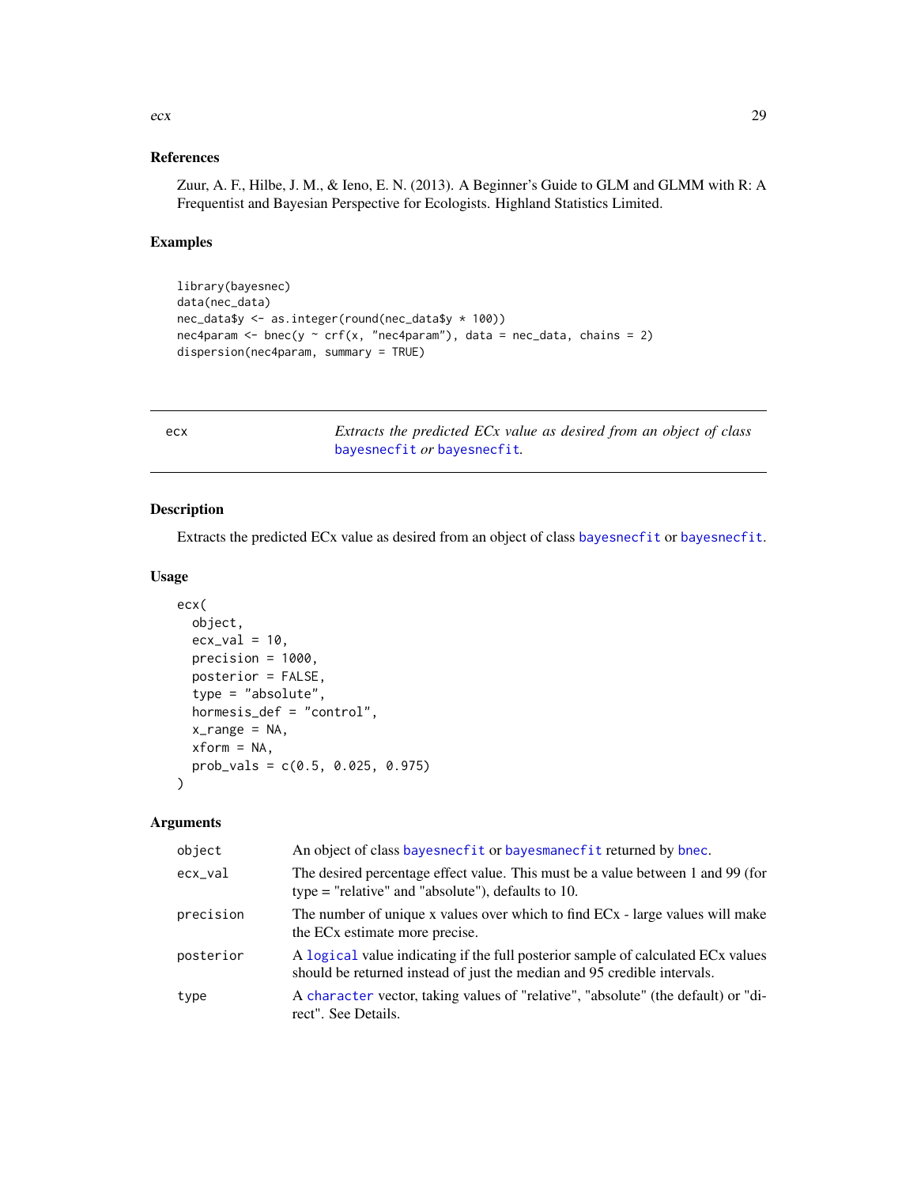### References

Zuur, A. F., Hilbe, J. M., & Ieno, E. N. (2013). A Beginner's Guide to GLM and GLMM with R: A Frequentist and Bayesian Perspective for Ecologists. Highland Statistics Limited.

### Examples

```
library(bayesnec)
data(nec_data)
nec_data$y <- as.integer(round(nec_data$y * 100))
nec4param <- bnec(y ~ crf(x, "nec4param"), data = nec_data, chains = 2)
dispersion(nec4param, summary = TRUE)
```

---

## ecx — *Extracts the predicted ECx value as desired from an object of class* bayesnecfit *or* bayesnecfit.

### Description

Extracts the predicted ECx value as desired from an object of class bayesnecfit or bayesnecfit.

### Usage

```
ecx(
  object,
  ecx_val = 10,
  precision = 1000,
  posterior = FALSE,
  type = "absolute",
  hormesis_def = "control",
  x_range = NA,
  xform = NA,
  prob_vals = c(0.5, 0.025, 0.975)
)
```

### Arguments

| | |
|---|---|
| object | An object of class bayesnecfit or bayesmanecfit returned by bnec. |
| ecx_val | The desired percentage effect value. This must be a value between 1 and 99 (for type = "relative" and "absolute"), defaults to 10. |
| precision | The number of unique x values over which to find ECx - large values will make the ECx estimate more precise. |
| posterior | A logical value indicating if the full posterior sample of calculated ECx values should be returned instead of just the median and 95 credible intervals. |
| type | A character vector, taking values of "relative", "absolute" (the default) or "direct". See Details. |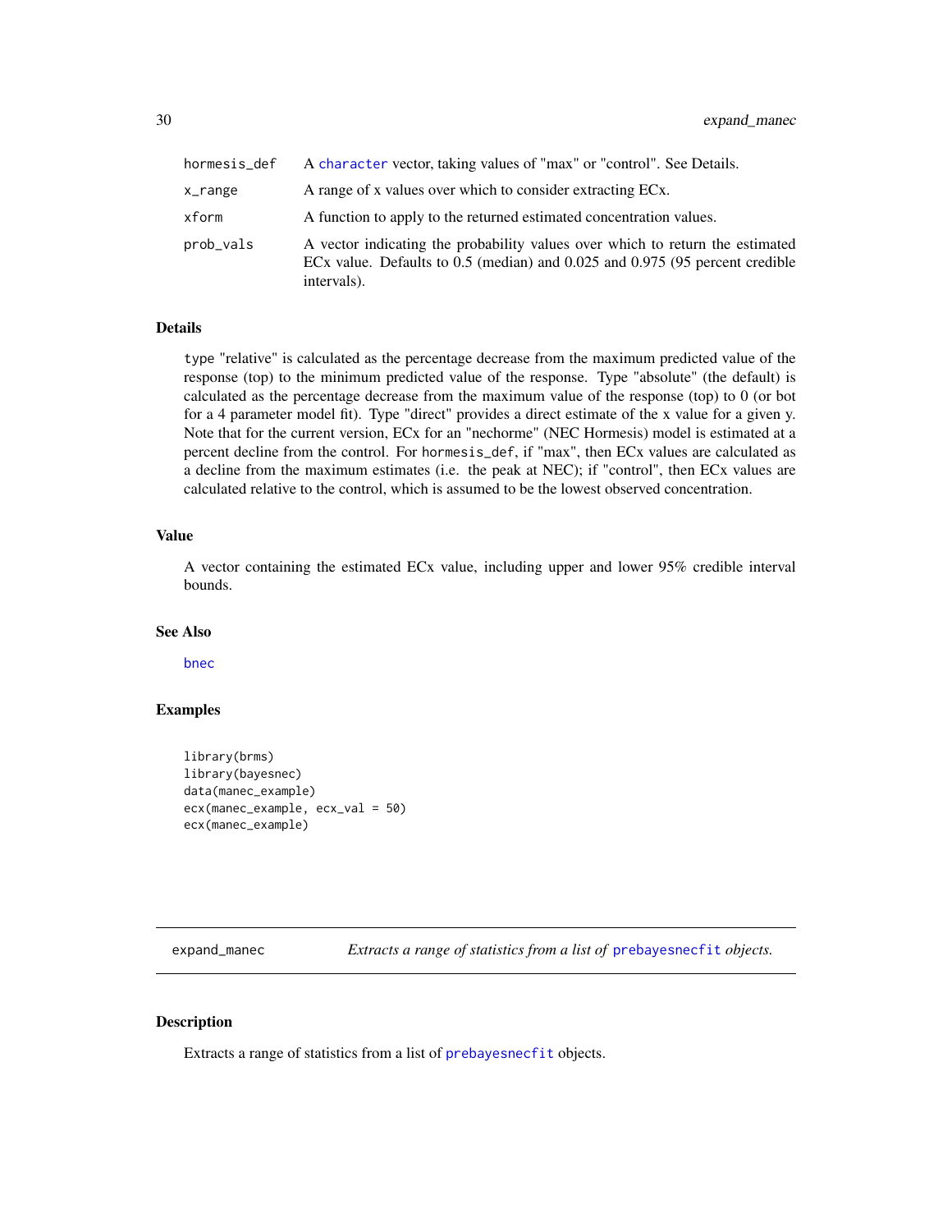| | |
|---|---|
| hormesis_def | A character vector, taking values of "max" or "control". See Details. |
| x_range | A range of x values over which to consider extracting ECx. |
| xform | A function to apply to the returned estimated concentration values. |
| prob_vals | A vector indicating the probability values over which to return the estimated ECx value. Defaults to 0.5 (median) and 0.025 and 0.975 (95 percent credible intervals). |

### Details

type "relative" is calculated as the percentage decrease from the maximum predicted value of the response (top) to the minimum predicted value of the response. Type "absolute" (the default) is calculated as the percentage decrease from the maximum value of the response (top) to 0 (or bot for a 4 parameter model fit). Type "direct" provides a direct estimate of the x value for a given y. Note that for the current version, ECx for an "nechorme" (NEC Hormesis) model is estimated at a percent decline from the control. For hormesis_def, if "max", then ECx values are calculated as a decline from the maximum estimates (i.e. the peak at NEC); if "control", then ECx values are calculated relative to the control, which is assumed to be the lowest observed concentration.

### Value

A vector containing the estimated ECx value, including upper and lower 95% credible interval bounds.

### See Also

bnec

### Examples

```
library(brms)
library(bayesnec)
data(manec_example)
ecx(manec_example, ecx_val = 50)
ecx(manec_example)
```

---

## expand_manec *Extracts a range of statistics from a list of prebayesnecfit objects.*

### Description

Extracts a range of statistics from a list of prebayesnecfit objects.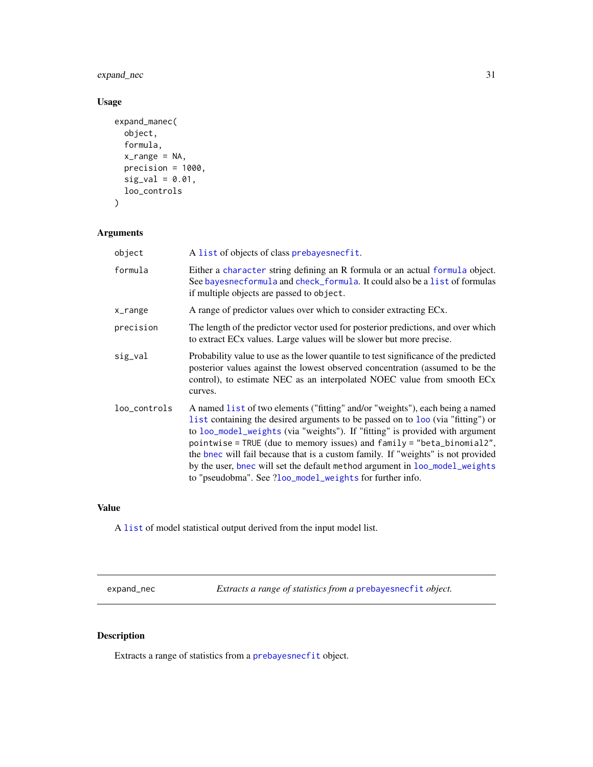## Usage

```
expand_manec(
  object,
  formula,
  x_range = NA,
  precision = 1000,
  sig_val = 0.01,
  loo_controls
)
```

## Arguments

| | |
|---|---|
| object | A list of objects of class prebayesnecfit. |
| formula | Either a character string defining an R formula or an actual formula object. See bayesnecformula and check_formula. It could also be a list of formulas if multiple objects are passed to object. |
| x_range | A range of predictor values over which to consider extracting ECx. |
| precision | The length of the predictor vector used for posterior predictions, and over which to extract ECx values. Large values will be slower but more precise. |
| sig_val | Probability value to use as the lower quantile to test significance of the predicted posterior values against the lowest observed concentration (assumed to be the control), to estimate NEC as an interpolated NOEC value from smooth ECx curves. |
| loo_controls | A named list of two elements ("fitting" and/or "weights"), each being a named list containing the desired arguments to be passed on to loo (via "fitting") or to loo_model_weights (via "weights"). If "fitting" is provided with argument pointwise = TRUE (due to memory issues) and family = "beta_binomial2", the bnec will fail because that is a custom family. If "weights" is not provided by the user, bnec will set the default method argument in loo_model_weights to "pseudobma". See ?loo_model_weights for further info. |

## Value

A list of model statistical output derived from the input model list.

---

# expand_nec — *Extracts a range of statistics from a prebayesnecfit object.*

## Description

Extracts a range of statistics from a prebayesnecfit object.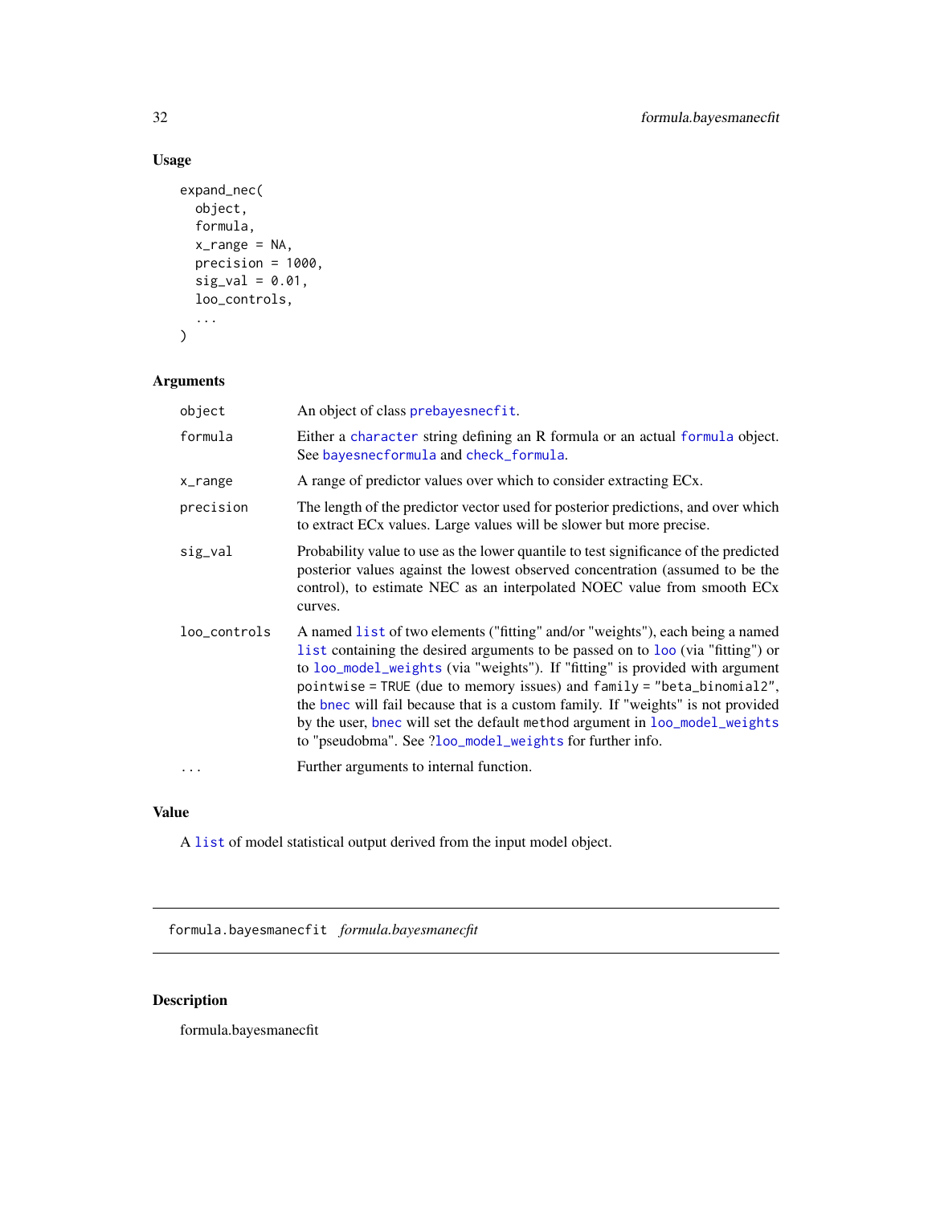## Usage

```
expand_nec(
  object,
  formula,
  x_range = NA,
  precision = 1000,
  sig_val = 0.01,
  loo_controls,
  ...
)
```

## Arguments

| | |
|---|---|
| object | An object of class prebayesnecfit. |
| formula | Either a character string defining an R formula or an actual formula object. See bayesnecformula and check_formula. |
| x_range | A range of predictor values over which to consider extracting ECx. |
| precision | The length of the predictor vector used for posterior predictions, and over which to extract ECx values. Large values will be slower but more precise. |
| sig_val | Probability value to use as the lower quantile to test significance of the predicted posterior values against the lowest observed concentration (assumed to be the control), to estimate NEC as an interpolated NOEC value from smooth ECx curves. |
| loo_controls | A named list of two elements ("fitting" and/or "weights"), each being a named list containing the desired arguments to be passed on to loo (via "fitting") or to loo_model_weights (via "weights"). If "fitting" is provided with argument pointwise = TRUE (due to memory issues) and family = "beta_binomial2", the bnec will fail because that is a custom family. If "weights" is not provided by the user, bnec will set the default method argument in loo_model_weights to "pseudobma". See ?loo_model_weights for further info. |
| ... | Further arguments to internal function. |

## Value

A list of model statistical output derived from the input model object.

---

# formula.bayesmanecfit *formula.bayesmanecfit*

## Description

formula.bayesmanecfit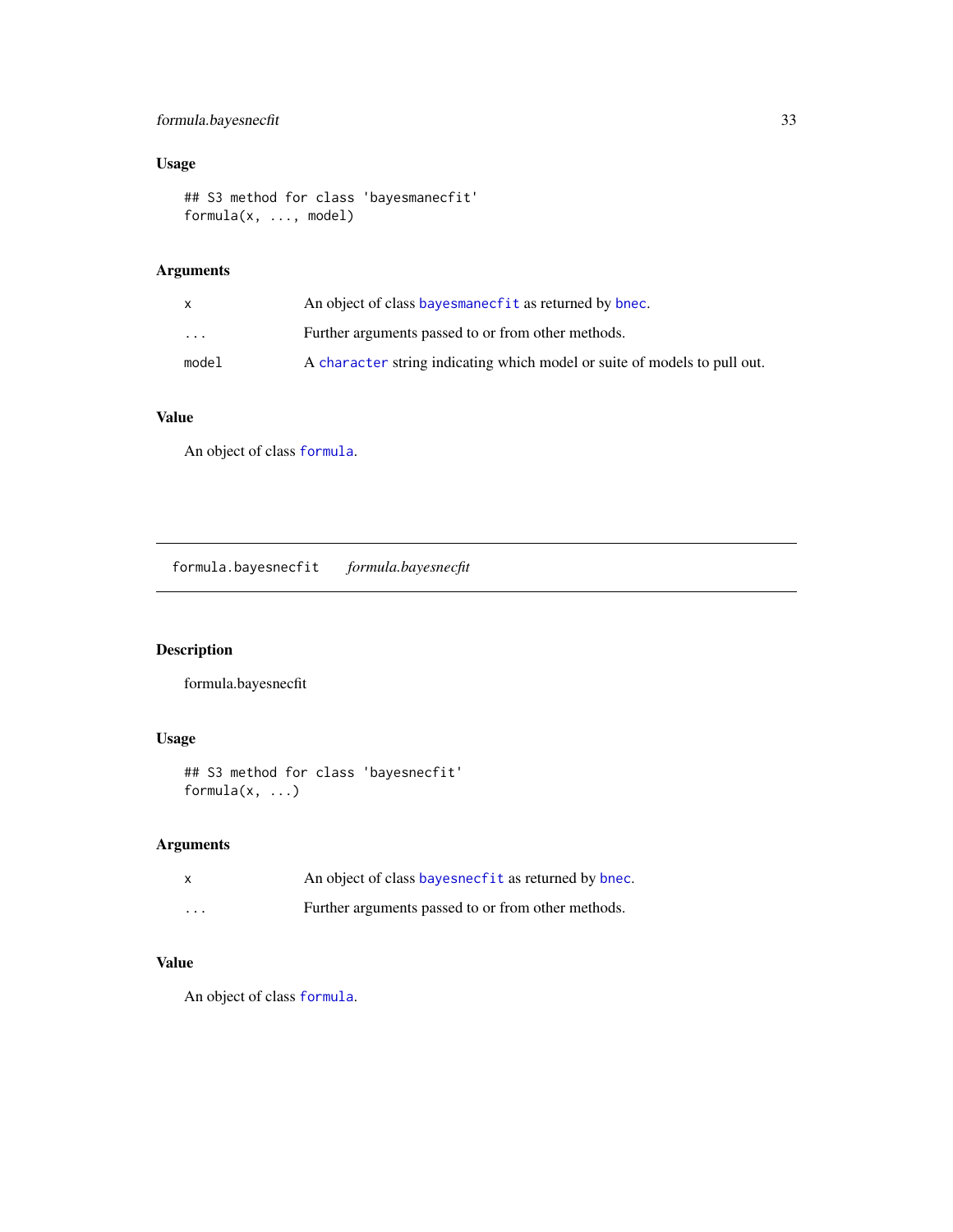### Usage

```
## S3 method for class 'bayesmanecfit'
formula(x, ..., model)
```

### Arguments

| | |
|---|---|
| x | An object of class bayesmanecfit as returned by bnec. |
| ... | Further arguments passed to or from other methods. |
| model | A character string indicating which model or suite of models to pull out. |

### Value

An object of class formula.

---

## formula.bayesnecfit *formula.bayesnecfit*

---

### Description

formula.bayesnecfit

### Usage

```
## S3 method for class 'bayesnecfit'
formula(x, ...)
```

### Arguments

| | |
|---|---|
| x | An object of class bayesnecfit as returned by bnec. |
| ... | Further arguments passed to or from other methods. |

### Value

An object of class formula.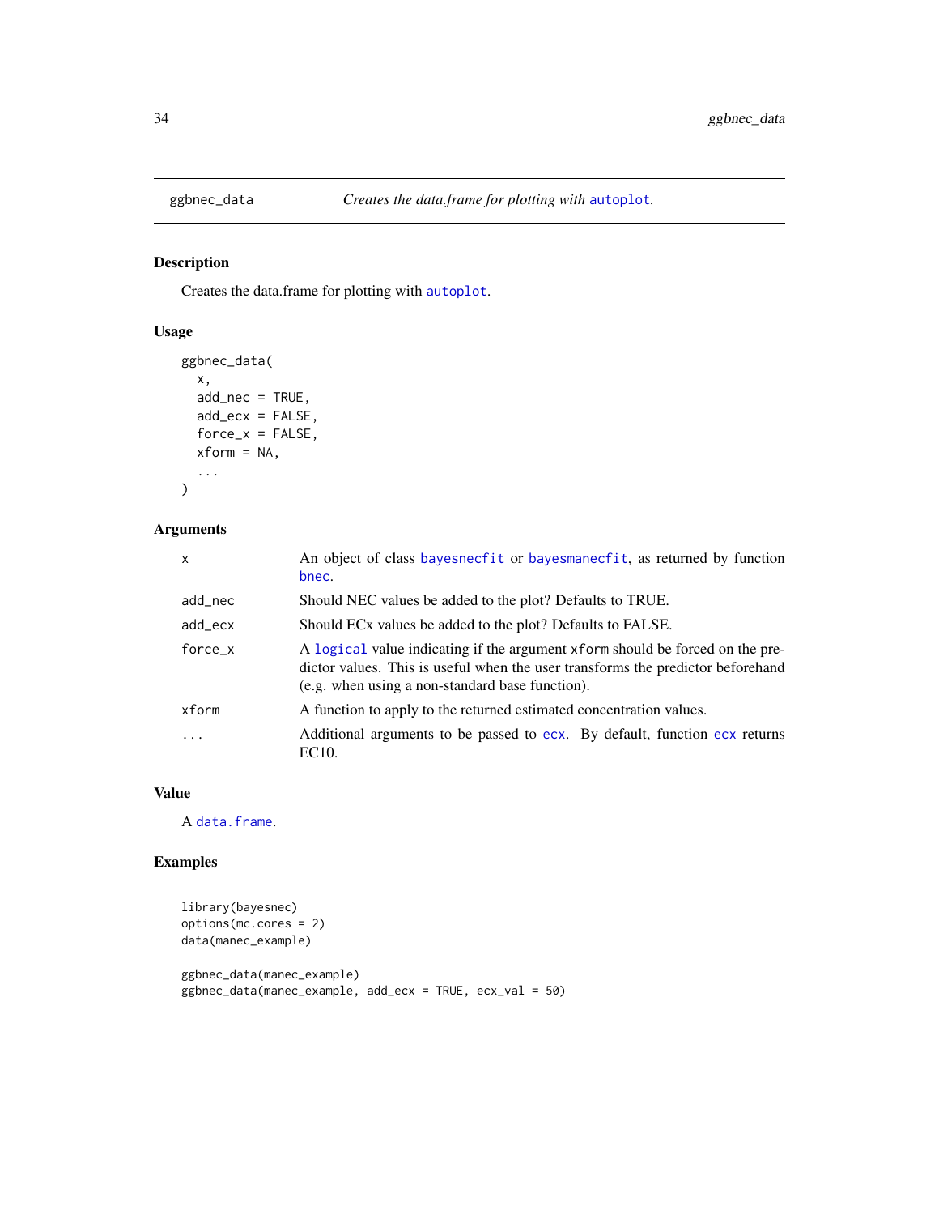## ggbnec_data — *Creates the data.frame for plotting with autoplot.*

### Description

Creates the data.frame for plotting with autoplot.

### Usage

```
ggbnec_data(
  x,
  add_nec = TRUE,
  add_ecx = FALSE,
  force_x = FALSE,
  xform = NA,
  ...
)
```

### Arguments

| | |
|---|---|
| x | An object of class bayesnecfit or bayesmanecfit, as returned by function bnec. |
| add_nec | Should NEC values be added to the plot? Defaults to TRUE. |
| add_ecx | Should ECx values be added to the plot? Defaults to FALSE. |
| force_x | A logical value indicating if the argument xform should be forced on the predictor values. This is useful when the user transforms the predictor beforehand (e.g. when using a non-standard base function). |
| xform | A function to apply to the returned estimated concentration values. |
| ... | Additional arguments to be passed to ecx. By default, function ecx returns EC10. |

### Value

A data.frame.

### Examples

```
library(bayesnec)
options(mc.cores = 2)
data(manec_example)

ggbnec_data(manec_example)
ggbnec_data(manec_example, add_ecx = TRUE, ecx_val = 50)
```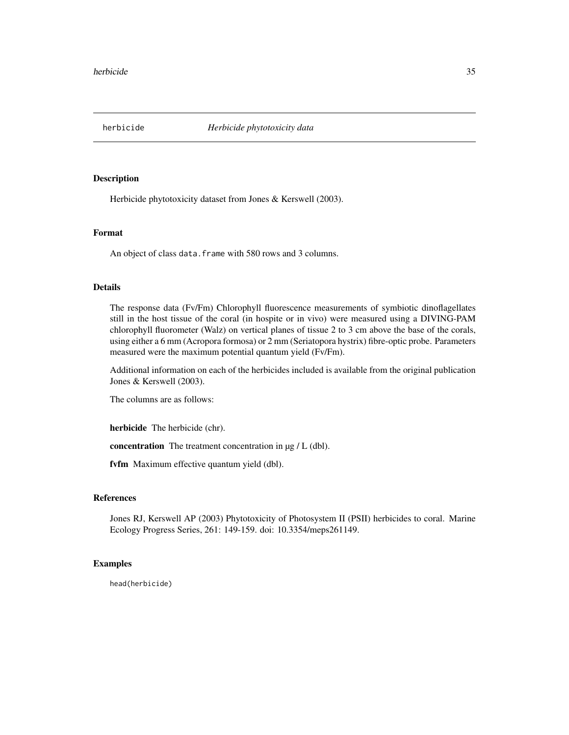# herbicide *Herbicide phytotoxicity data*

## Description

Herbicide phytotoxicity dataset from Jones & Kerswell (2003).

## Format

An object of class `data.frame` with 580 rows and 3 columns.

## Details

The response data (Fv/Fm) Chlorophyll fluorescence measurements of symbiotic dinoflagellates still in the host tissue of the coral (in hospite or in vivo) were measured using a DIVING-PAM chlorophyll fluorometer (Walz) on vertical planes of tissue 2 to 3 cm above the base of the corals, using either a 6 mm (Acropora formosa) or 2 mm (Seriatopora hystrix) fibre-optic probe. Parameters measured were the maximum potential quantum yield (Fv/Fm).

Additional information on each of the herbicides included is available from the original publication Jones & Kerswell (2003).

The columns are as follows:

**herbicide** The herbicide (chr).

**concentration** The treatment concentration in µg / L (dbl).

**fvfm** Maximum effective quantum yield (dbl).

## References

Jones RJ, Kerswell AP (2003) Phytotoxicity of Photosystem II (PSII) herbicides to coral. Marine Ecology Progress Series, 261: 149-159. doi: 10.3354/meps261149.

## Examples

```
head(herbicide)
```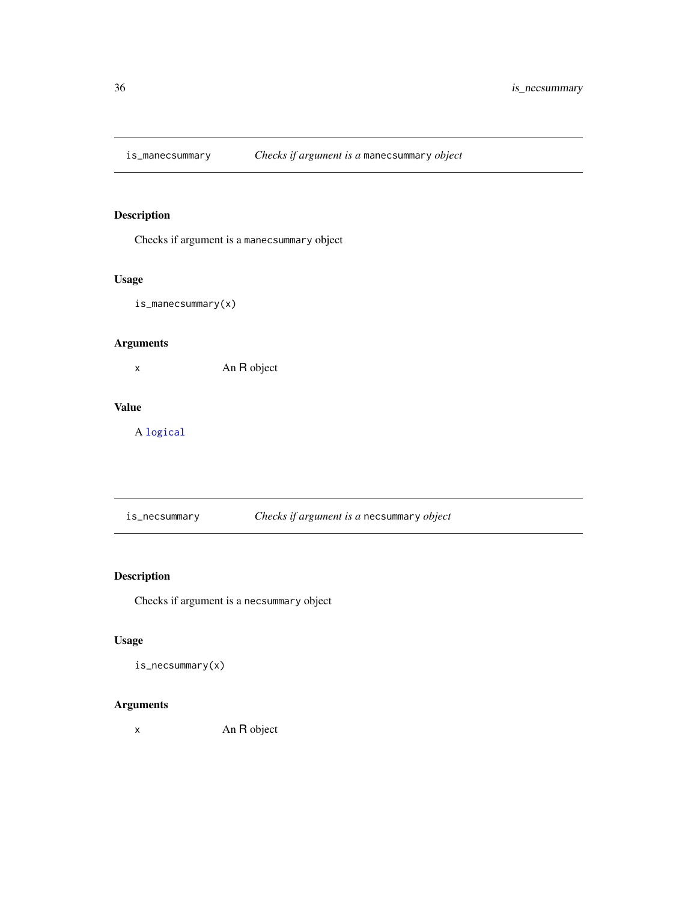## is_manecsummary — *Checks if argument is a* `manecsummary` *object*

### Description

Checks if argument is a `manecsummary` object

### Usage

```
is_manecsummary(x)
```

### Arguments

| | |
|---|---|
| `x` | An R object |

### Value

A `logical`

## is_necsummary — *Checks if argument is a* `necsummary` *object*

### Description

Checks if argument is a `necsummary` object

### Usage

```
is_necsummary(x)
```

### Arguments

| | |
|---|---|
| `x` | An R object |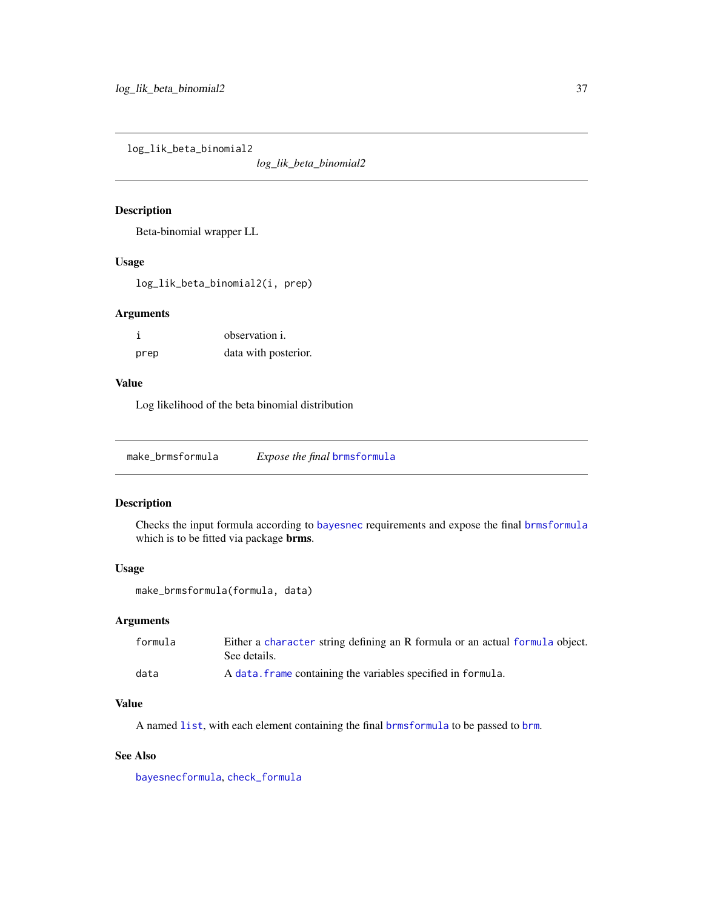## log_lik_beta_binomial2 — *log_lik_beta_binomial2*

### Description

Beta-binomial wrapper LL

### Usage

```
log_lik_beta_binomial2(i, prep)
```

### Arguments

| | |
|---|---|
| i | observation i. |
| prep | data with posterior. |

### Value

Log likelihood of the beta binomial distribution

## make_brmsformula — *Expose the final* brmsformula

### Description

Checks the input formula according to bayesnec requirements and expose the final brmsformula which is to be fitted via package **brms**.

### Usage

```
make_brmsformula(formula, data)
```

### Arguments

| | |
|---|---|
| formula | Either a character string defining an R formula or an actual formula object. See details. |
| data | A data.frame containing the variables specified in formula. |

### Value

A named list, with each element containing the final brmsformula to be passed to brm.

### See Also

bayesnecformula, check_formula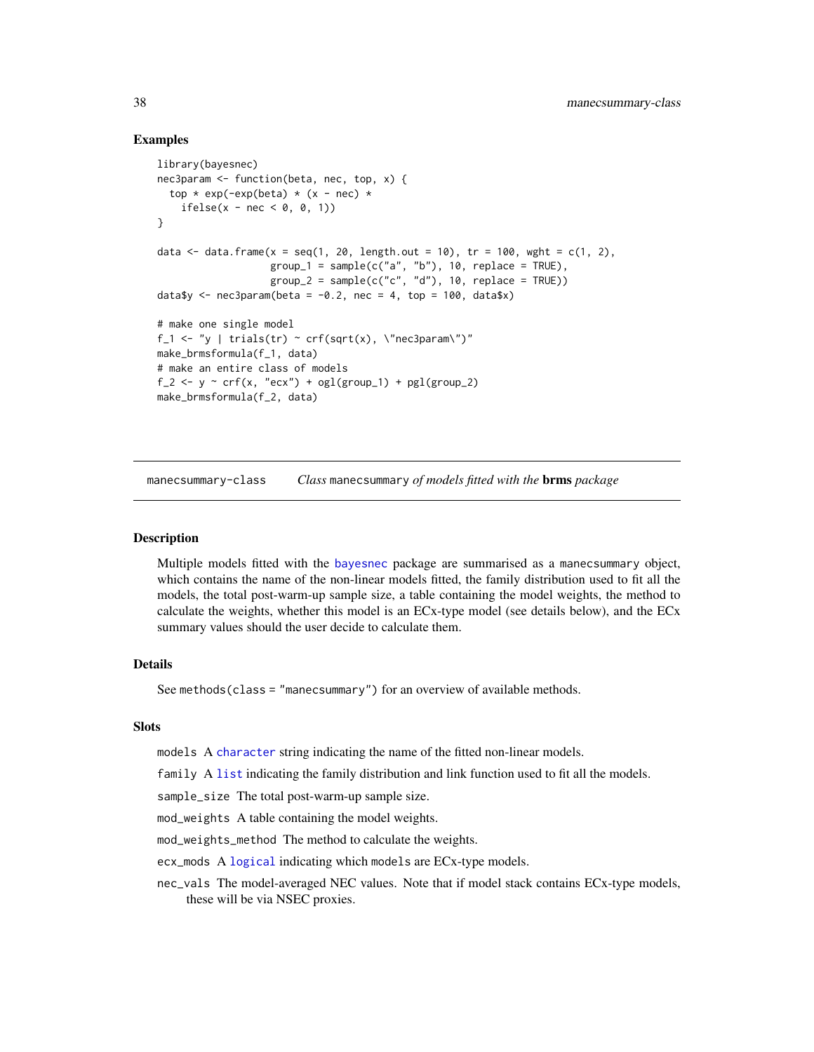### Examples

```
library(bayesnec)
nec3param <- function(beta, nec, top, x) {
  top * exp(-exp(beta) * (x - nec) *
    ifelse(x - nec < 0, 0, 1))
}

data <- data.frame(x = seq(1, 20, length.out = 10), tr = 100, wght = c(1, 2),
                   group_1 = sample(c("a", "b"), 10, replace = TRUE),
                   group_2 = sample(c("c", "d"), 10, replace = TRUE))
data$y <- nec3param(beta = -0.2, nec = 4, top = 100, data$x)

# make one single model
f_1 <- "y | trials(tr) ~ crf(sqrt(x), \"nec3param\")"
make_brmsformula(f_1, data)
# make an entire class of models
f_2 <- y ~ crf(x, "ecx") + ogl(group_1) + pgl(group_2)
make_brmsformula(f_2, data)
```

---

## manecsummary-class — *Class* `manecsummary` *of models fitted with the* **brms** *package*

### Description

Multiple models fitted with the bayesnec package are summarised as a `manecsummary` object, which contains the name of the non-linear models fitted, the family distribution used to fit all the models, the total post-warm-up sample size, a table containing the model weights, the method to calculate the weights, whether this model is an ECx-type model (see details below), and the ECx summary values should the user decide to calculate them.

### Details

See `methods(class = "manecsummary")` for an overview of available methods.

### Slots

`models` A character string indicating the name of the fitted non-linear models.

`family` A list indicating the family distribution and link function used to fit all the models.

`sample_size` The total post-warm-up sample size.

`mod_weights` A table containing the model weights.

`mod_weights_method` The method to calculate the weights.

`ecx_mods` A logical indicating which `models` are ECx-type models.

`nec_vals` The model-averaged NEC values. Note that if model stack contains ECx-type models, these will be via NSEC proxies.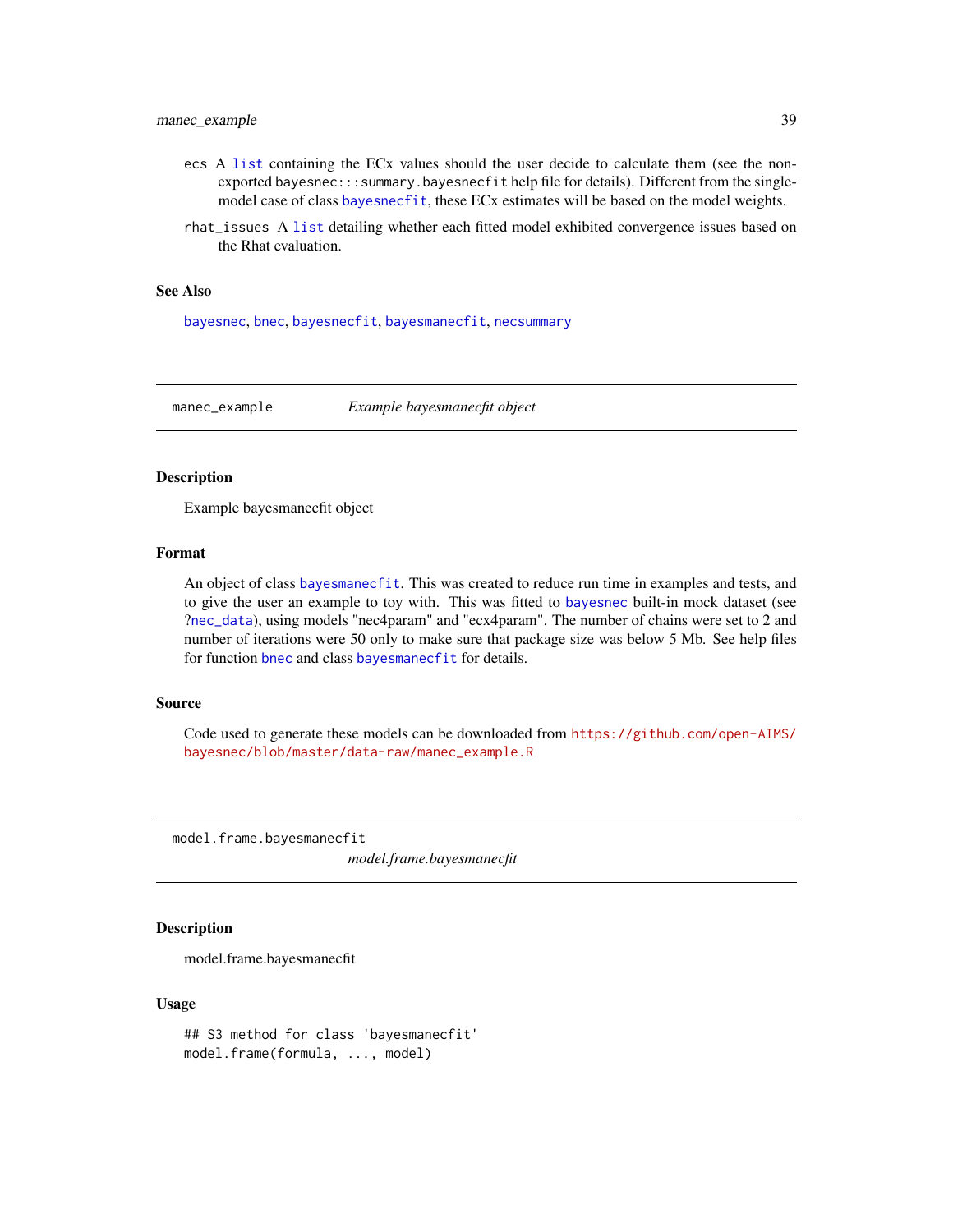ecs A list containing the ECx values should the user decide to calculate them (see the non-exported bayesnec:::summary.bayesnecfit help file for details). Different from the single-model case of class bayesnecfit, these ECx estimates will be based on the model weights.

rhat_issues A list detailing whether each fitted model exhibited convergence issues based on the Rhat evaluation.

## See Also

bayesnec, bnec, bayesnecfit, bayesmanecfit, necsummary

---

# manec_example *Example bayesmanecfit object*

## Description

Example bayesmanecfit object

## Format

An object of class bayesmanecfit. This was created to reduce run time in examples and tests, and to give the user an example to toy with. This was fitted to bayesnec built-in mock dataset (see ?nec_data), using models "nec4param" and "ecx4param". The number of chains were set to 2 and number of iterations were 50 only to make sure that package size was below 5 Mb. See help files for function bnec and class bayesmanecfit for details.

## Source

Code used to generate these models can be downloaded from https://github.com/open-AIMS/bayesnec/blob/master/data-raw/manec_example.R

---

# model.frame.bayesmanecfit *model.frame.bayesmanecfit*

## Description

model.frame.bayesmanecfit

## Usage

```
## S3 method for class 'bayesmanecfit'
model.frame(formula, ..., model)
```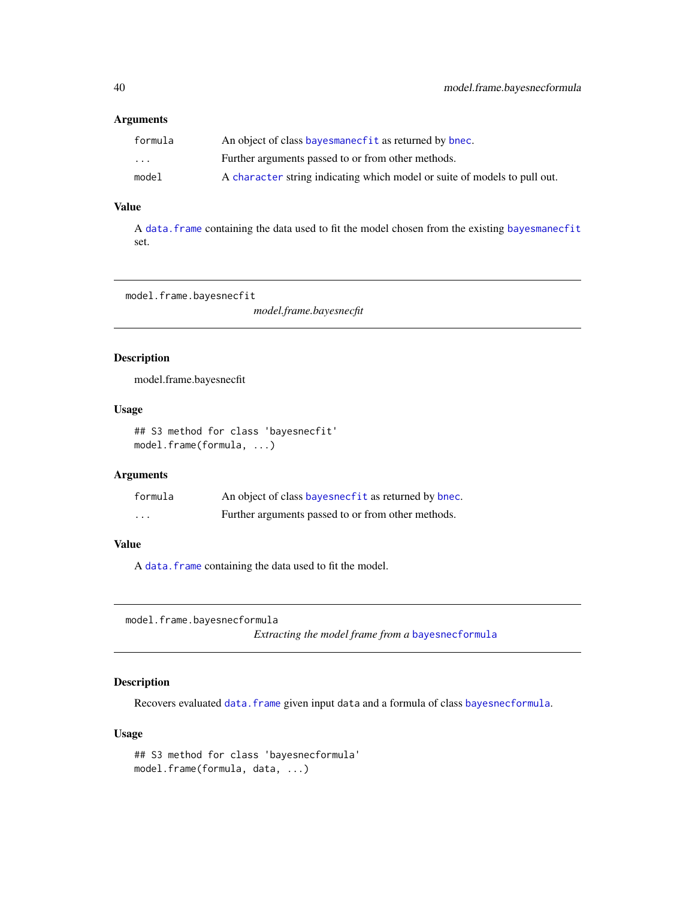### Arguments

| | |
|---|---|
| formula | An object of class bayesmanecfit as returned by bnec. |
| ... | Further arguments passed to or from other methods. |
| model | A character string indicating which model or suite of models to pull out. |

### Value

A data.frame containing the data used to fit the model chosen from the existing bayesmanecfit set.

---

## model.frame.bayesnecfit

*model.frame.bayesnecfit*

---

### Description

model.frame.bayesnecfit

### Usage

```
## S3 method for class 'bayesnecfit'
model.frame(formula, ...)
```

### Arguments

| | |
|---|---|
| formula | An object of class bayesnecfit as returned by bnec. |
| ... | Further arguments passed to or from other methods. |

### Value

A data.frame containing the data used to fit the model.

---

## model.frame.bayesnecformula

*Extracting the model frame from a bayesnecformula*

---

### Description

Recovers evaluated data.frame given input data and a formula of class bayesnecformula.

### Usage

```
## S3 method for class 'bayesnecformula'
model.frame(formula, data, ...)
```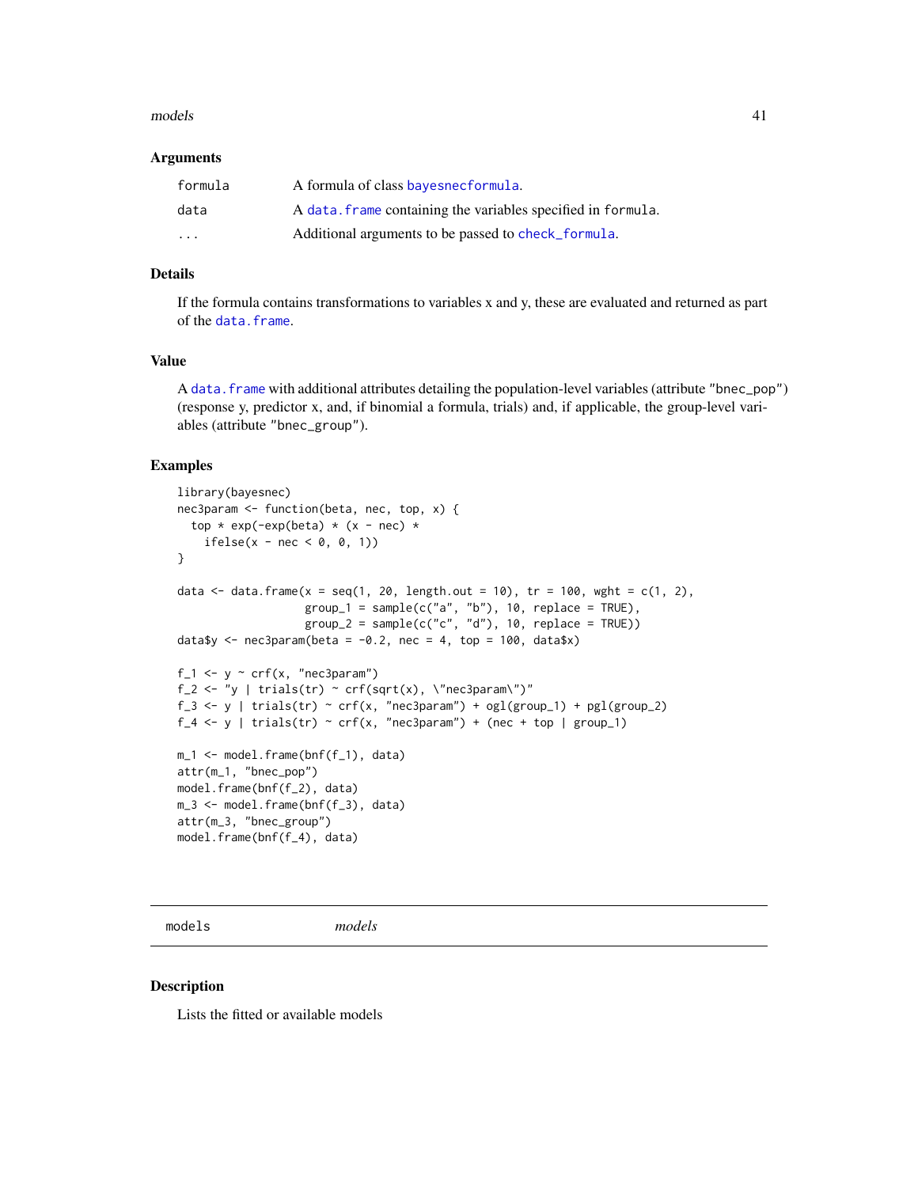### Arguments

| | |
|---|---|
| formula | A formula of class bayesnecformula. |
| data | A data.frame containing the variables specified in formula. |
| ... | Additional arguments to be passed to check_formula. |

### Details

If the formula contains transformations to variables x and y, these are evaluated and returned as part of the data.frame.

### Value

A data.frame with additional attributes detailing the population-level variables (attribute "bnec_pop") (response y, predictor x, and, if binomial a formula, trials) and, if applicable, the group-level variables (attribute "bnec_group").

### Examples

```
library(bayesnec)
nec3param <- function(beta, nec, top, x) {
  top * exp(-exp(beta) * (x - nec) *
    ifelse(x - nec < 0, 0, 1))
}

data <- data.frame(x = seq(1, 20, length.out = 10), tr = 100, wght = c(1, 2),
                   group_1 = sample(c("a", "b"), 10, replace = TRUE),
                   group_2 = sample(c("c", "d"), 10, replace = TRUE))
data$y <- nec3param(beta = -0.2, nec = 4, top = 100, data$x)

f_1 <- y ~ crf(x, "nec3param")
f_2 <- "y | trials(tr) ~ crf(sqrt(x), \"nec3param\")"
f_3 <- y | trials(tr) ~ crf(x, "nec3param") + ogl(group_1) + pgl(group_2)
f_4 <- y | trials(tr) ~ crf(x, "nec3param") + (nec + top | group_1)

m_1 <- model.frame(bnf(f_1), data)
attr(m_1, "bnec_pop")
model.frame(bnf(f_2), data)
m_3 <- model.frame(bnf(f_3), data)
attr(m_3, "bnec_group")
model.frame(bnf(f_4), data)
```

---

## models *models*

### Description

Lists the fitted or available models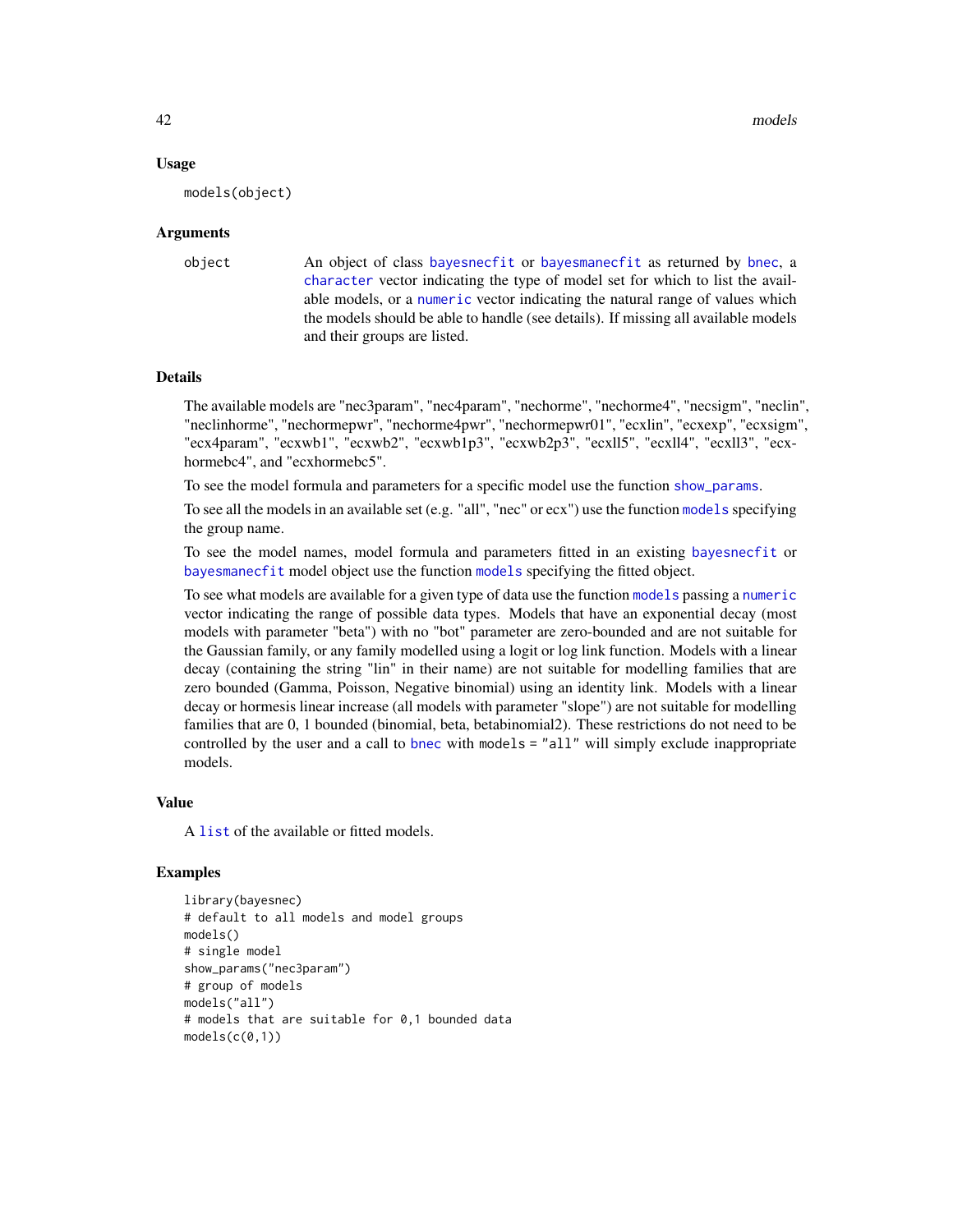### Usage

```
models(object)
```

### Arguments

| | |
|---|---|
| object | An object of class bayesnecfit or bayesmanecfit as returned by bnec, a character vector indicating the type of model set for which to list the available models, or a numeric vector indicating the natural range of values which the models should be able to handle (see details). If missing all available models and their groups are listed. |

### Details

The available models are "nec3param", "nec4param", "nechorme", "nechorme4", "necsigm", "neclin", "neclinhorme", "nechormepwr", "nechorme4pwr", "nechormepwr01", "ecxlin", "ecxexp", "ecxsigm", "ecx4param", "ecxwb1", "ecxwb2", "ecxwb1p3", "ecxwb2p3", "ecxll5", "ecxll4", "ecxll3", "ecxhormebc4", and "ecxhormebc5".

To see the model formula and parameters for a specific model use the function show_params.

To see all the models in an available set (e.g. "all", "nec" or ecx") use the function models specifying the group name.

To see the model names, model formula and parameters fitted in an existing bayesnecfit or bayesmanecfit model object use the function models specifying the fitted object.

To see what models are available for a given type of data use the function models passing a numeric vector indicating the range of possible data types. Models that have an exponential decay (most models with parameter "beta") with no "bot" parameter are zero-bounded and are not suitable for the Gaussian family, or any family modelled using a logit or log link function. Models with a linear decay (containing the string "lin" in their name) are not suitable for modelling families that are zero bounded (Gamma, Poisson, Negative binomial) using an identity link. Models with a linear decay or hormesis linear increase (all models with parameter "slope") are not suitable for modelling families that are 0, 1 bounded (binomial, beta, betabinomial2). These restrictions do not need to be controlled by the user and a call to bnec with models = "all" will simply exclude inappropriate models.

### Value

A list of the available or fitted models.

### Examples

```
library(bayesnec)
# default to all models and model groups
models()
# single model
show_params("nec3param")
# group of models
models("all")
# models that are suitable for 0,1 bounded data
models(c(0,1))
```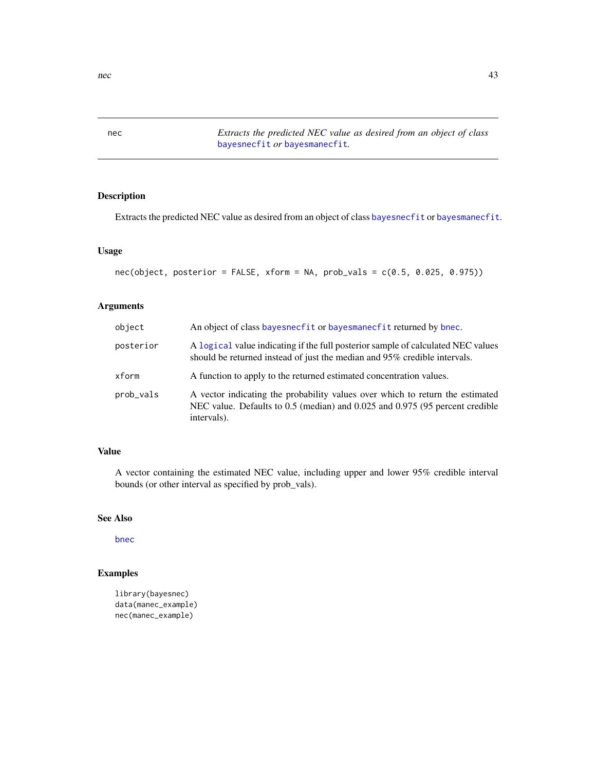# nec

*Extracts the predicted NEC value as desired from an object of class bayesnecfit or bayesmanecfit.*

## Description

Extracts the predicted NEC value as desired from an object of class bayesnecfit or bayesmanecfit.

## Usage

```
nec(object, posterior = FALSE, xform = NA, prob_vals = c(0.5, 0.025, 0.975))
```

## Arguments

| | |
|---|---|
| object | An object of class bayesnecfit or bayesmanecfit returned by bnec. |
| posterior | A logical value indicating if the full posterior sample of calculated NEC values should be returned instead of just the median and 95% credible intervals. |
| xform | A function to apply to the returned estimated concentration values. |
| prob_vals | A vector indicating the probability values over which to return the estimated NEC value. Defaults to 0.5 (median) and 0.025 and 0.975 (95 percent credible intervals). |

## Value

A vector containing the estimated NEC value, including upper and lower 95% credible interval bounds (or other interval as specified by prob_vals).

## See Also

bnec

## Examples

```
library(bayesnec)
data(manec_example)
nec(manec_example)
```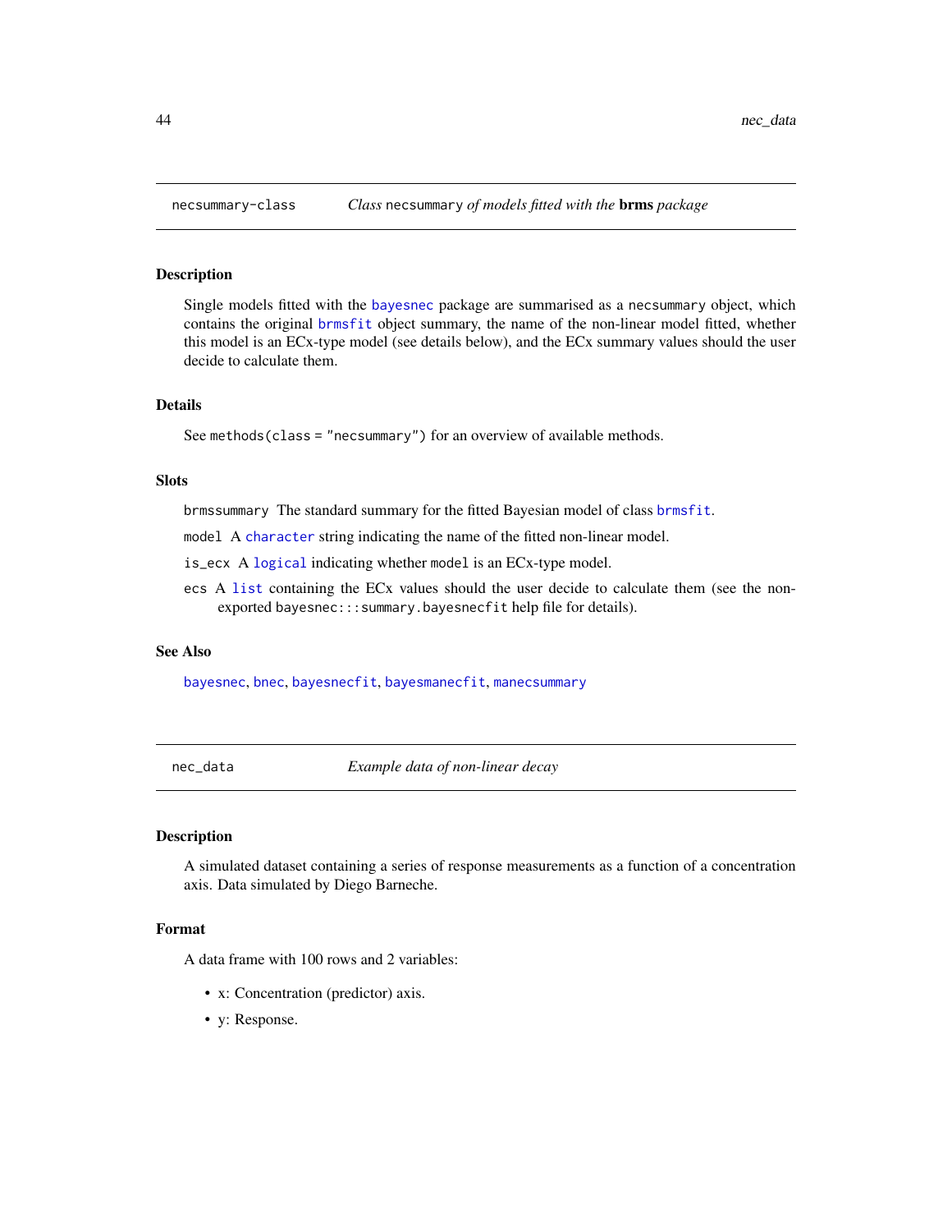## necsummary-class — *Class `necsummary` of models fitted with the **brms** package*

### Description

Single models fitted with the `bayesnec` package are summarised as a `necsummary` object, which contains the original `brmsfit` object summary, the name of the non-linear model fitted, whether this model is an ECx-type model (see details below), and the ECx summary values should the user decide to calculate them.

### Details

See `methods(class = "necsummary")` for an overview of available methods.

### Slots

`brmssummary` The standard summary for the fitted Bayesian model of class `brmsfit`.

`model` A `character` string indicating the name of the fitted non-linear model.

`is_ecx` A `logical` indicating whether `model` is an ECx-type model.

`ecs` A `list` containing the ECx values should the user decide to calculate them (see the non-exported `bayesnec:::summary.bayesnecfit` help file for details).

### See Also

`bayesnec`, `bnec`, `bayesnecfit`, `bayesmanecfit`, `manecsummary`

## nec_data — *Example data of non-linear decay*

### Description

A simulated dataset containing a series of response measurements as a function of a concentration axis. Data simulated by Diego Barneche.

### Format

A data frame with 100 rows and 2 variables:

- x: Concentration (predictor) axis.
- y: Response.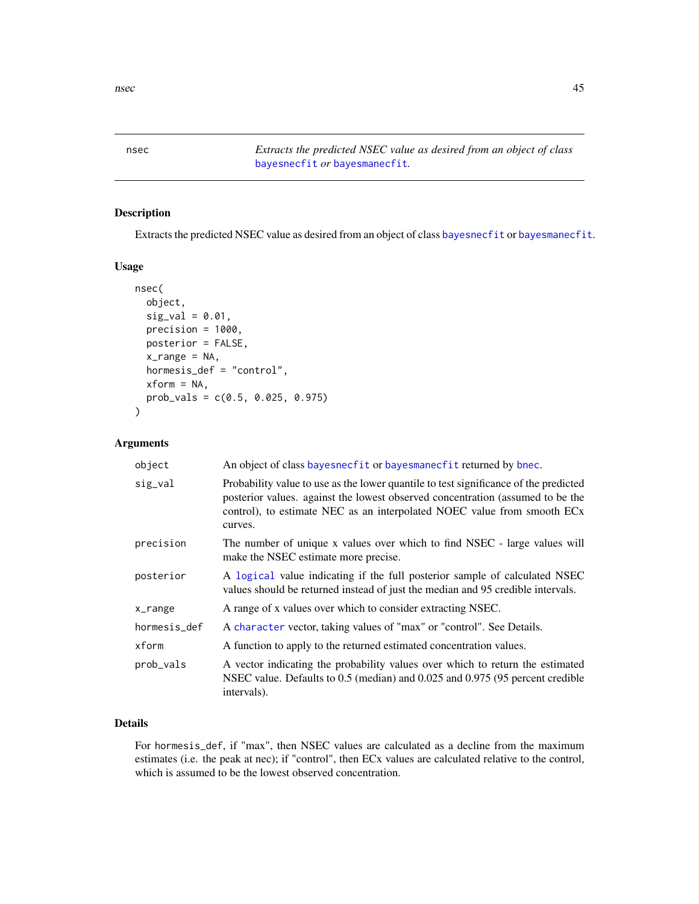# nsec

*Extracts the predicted NSEC value as desired from an object of class* bayesnecfit *or* bayesmanecfit*.*

## Description

Extracts the predicted NSEC value as desired from an object of class bayesnecfit or bayesmanecfit.

## Usage

```
nsec(
  object,
  sig_val = 0.01,
  precision = 1000,
  posterior = FALSE,
  x_range = NA,
  hormesis_def = "control",
  xform = NA,
  prob_vals = c(0.5, 0.025, 0.975)
)
```

## Arguments

| | |
|---|---|
| object | An object of class bayesnecfit or bayesmanecfit returned by bnec. |
| sig_val | Probability value to use as the lower quantile to test significance of the predicted posterior values. against the lowest observed concentration (assumed to be the control), to estimate NEC as an interpolated NOEC value from smooth ECx curves. |
| precision | The number of unique x values over which to find NSEC - large values will make the NSEC estimate more precise. |
| posterior | A logical value indicating if the full posterior sample of calculated NSEC values should be returned instead of just the median and 95 credible intervals. |
| x_range | A range of x values over which to consider extracting NSEC. |
| hormesis_def | A character vector, taking values of "max" or "control". See Details. |
| xform | A function to apply to the returned estimated concentration values. |
| prob_vals | A vector indicating the probability values over which to return the estimated NSEC value. Defaults to 0.5 (median) and 0.025 and 0.975 (95 percent credible intervals). |

## Details

For hormesis_def, if "max", then NSEC values are calculated as a decline from the maximum estimates (i.e. the peak at nec); if "control", then ECx values are calculated relative to the control, which is assumed to be the lowest observed concentration.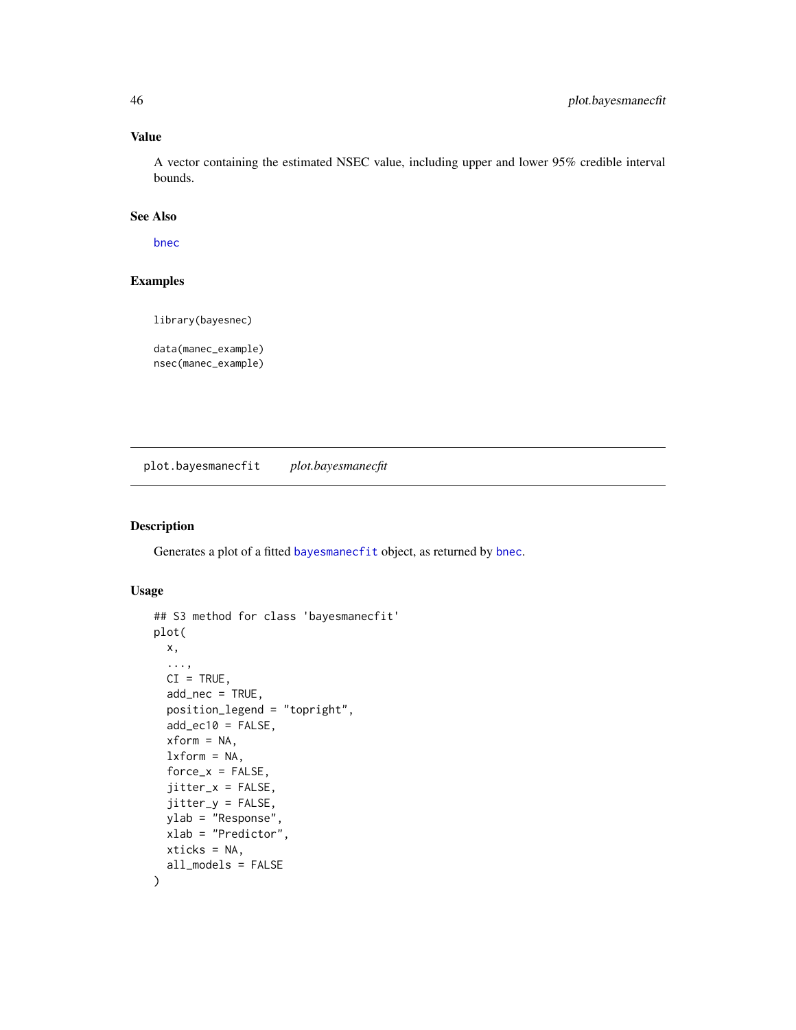### Value

A vector containing the estimated NSEC value, including upper and lower 95% credible interval bounds.

### See Also

bnec

### Examples

```
library(bayesnec)

data(manec_example)
nsec(manec_example)
```

---

## plot.bayesmanecfit    *plot.bayesmanecfit*

---

### Description

Generates a plot of a fitted bayesmanecfit object, as returned by bnec.

### Usage

```
## S3 method for class 'bayesmanecfit'
plot(
  x,
  ...,
  CI = TRUE,
  add_nec = TRUE,
  position_legend = "topright",
  add_ec10 = FALSE,
  xform = NA,
  lxform = NA,
  force_x = FALSE,
  jitter_x = FALSE,
  jitter_y = FALSE,
  ylab = "Response",
  xlab = "Predictor",
  xticks = NA,
  all_models = FALSE
)
```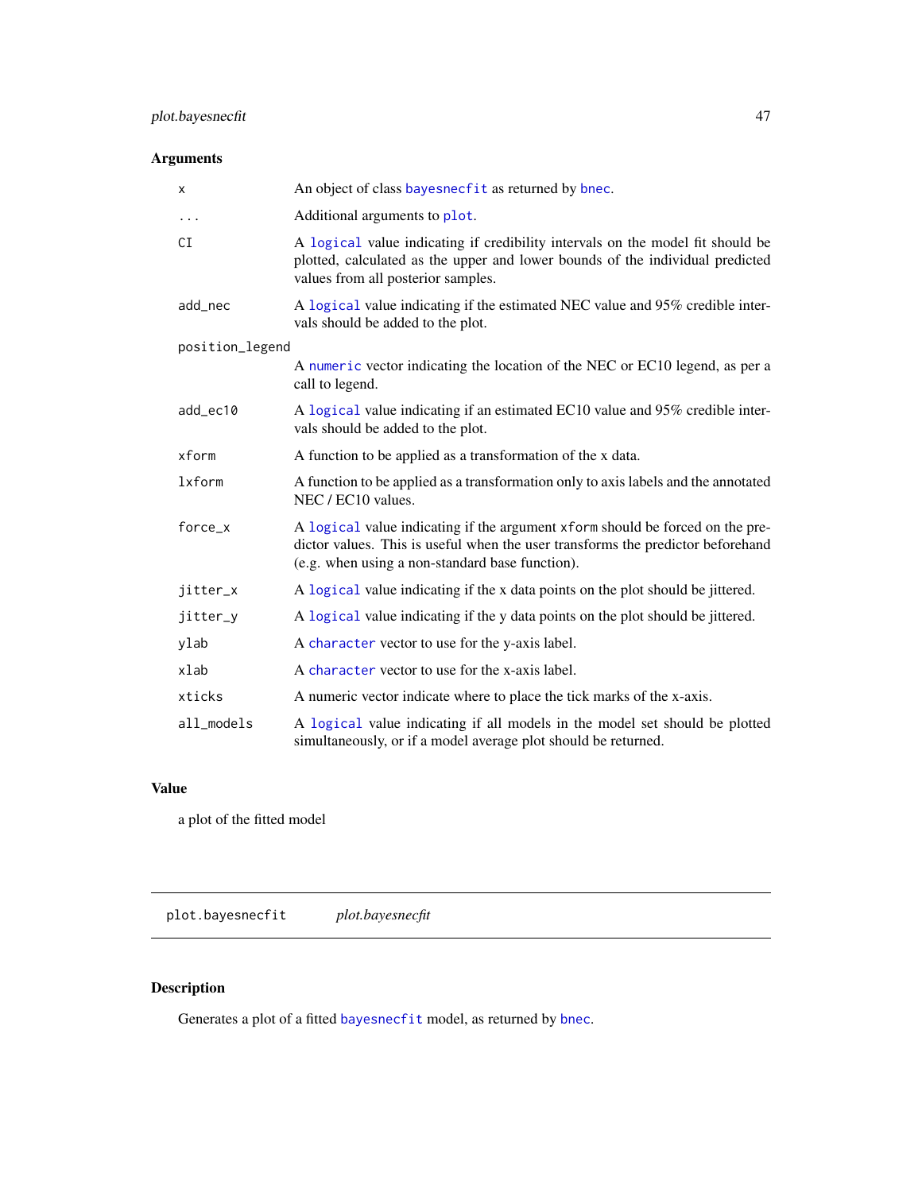## Arguments

| | |
|---|---|
| x | An object of class `bayesnecfit` as returned by `bnec`. |
| ... | Additional arguments to `plot`. |
| CI | A `logical` value indicating if credibility intervals on the model fit should be plotted, calculated as the upper and lower bounds of the individual predicted values from all posterior samples. |
| add_nec | A `logical` value indicating if the estimated NEC value and 95% credible intervals should be added to the plot. |
| position_legend | A `numeric` vector indicating the location of the NEC or EC10 legend, as per a call to legend. |
| add_ec10 | A `logical` value indicating if an estimated EC10 value and 95% credible intervals should be added to the plot. |
| xform | A function to be applied as a transformation of the x data. |
| lxform | A function to be applied as a transformation only to axis labels and the annotated NEC / EC10 values. |
| force_x | A `logical` value indicating if the argument `xform` should be forced on the predictor values. This is useful when the user transforms the predictor beforehand (e.g. when using a non-standard base function). |
| jitter_x | A `logical` value indicating if the x data points on the plot should be jittered. |
| jitter_y | A `logical` value indicating if the y data points on the plot should be jittered. |
| ylab | A `character` vector to use for the y-axis label. |
| xlab | A `character` vector to use for the x-axis label. |
| xticks | A numeric vector indicate where to place the tick marks of the x-axis. |
| all_models | A `logical` value indicating if all models in the model set should be plotted simultaneously, or if a model average plot should be returned. |

## Value

a plot of the fitted model

---

# plot.bayesnecfit *plot.bayesnecfit*

---

## Description

Generates a plot of a fitted `bayesnecfit` model, as returned by `bnec`.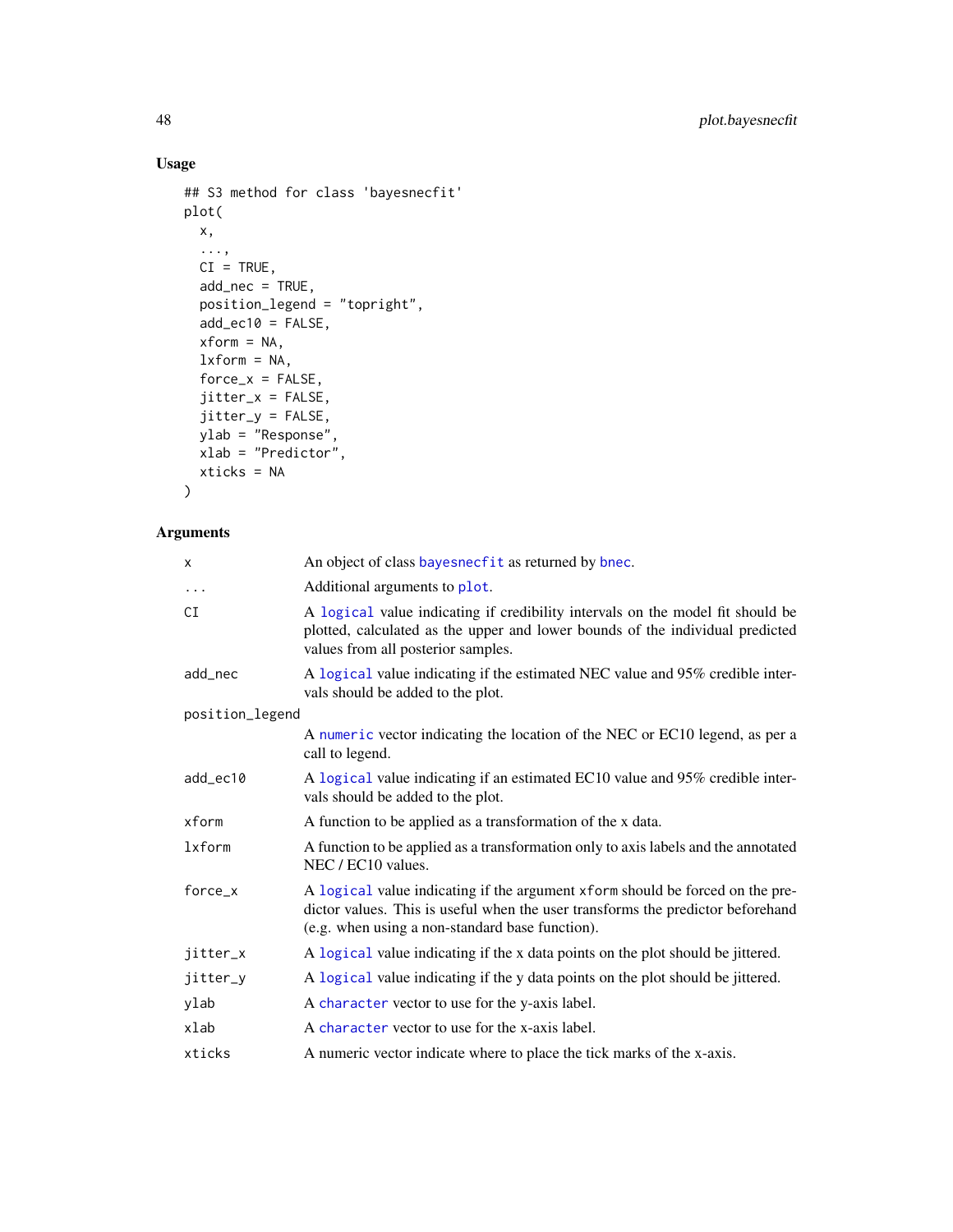## Usage

```
## S3 method for class 'bayesnecfit'
plot(
  x,
  ...,
  CI = TRUE,
  add_nec = TRUE,
  position_legend = "topright",
  add_ec10 = FALSE,
  xform = NA,
  lxform = NA,
  force_x = FALSE,
  jitter_x = FALSE,
  jitter_y = FALSE,
  ylab = "Response",
  xlab = "Predictor",
  xticks = NA
)
```

## Arguments

| | |
|---|---|
| x | An object of class bayesnecfit as returned by bnec. |
| ... | Additional arguments to plot. |
| CI | A logical value indicating if credibility intervals on the model fit should be plotted, calculated as the upper and lower bounds of the individual predicted values from all posterior samples. |
| add_nec | A logical value indicating if the estimated NEC value and 95% credible intervals should be added to the plot. |
| position_legend | A numeric vector indicating the location of the NEC or EC10 legend, as per a call to legend. |
| add_ec10 | A logical value indicating if an estimated EC10 value and 95% credible intervals should be added to the plot. |
| xform | A function to be applied as a transformation of the x data. |
| lxform | A function to be applied as a transformation only to axis labels and the annotated NEC / EC10 values. |
| force_x | A logical value indicating if the argument xform should be forced on the predictor values. This is useful when the user transforms the predictor beforehand (e.g. when using a non-standard base function). |
| jitter_x | A logical value indicating if the x data points on the plot should be jittered. |
| jitter_y | A logical value indicating if the y data points on the plot should be jittered. |
| ylab | A character vector to use for the y-axis label. |
| xlab | A character vector to use for the x-axis label. |
| xticks | A numeric vector indicate where to place the tick marks of the x-axis. |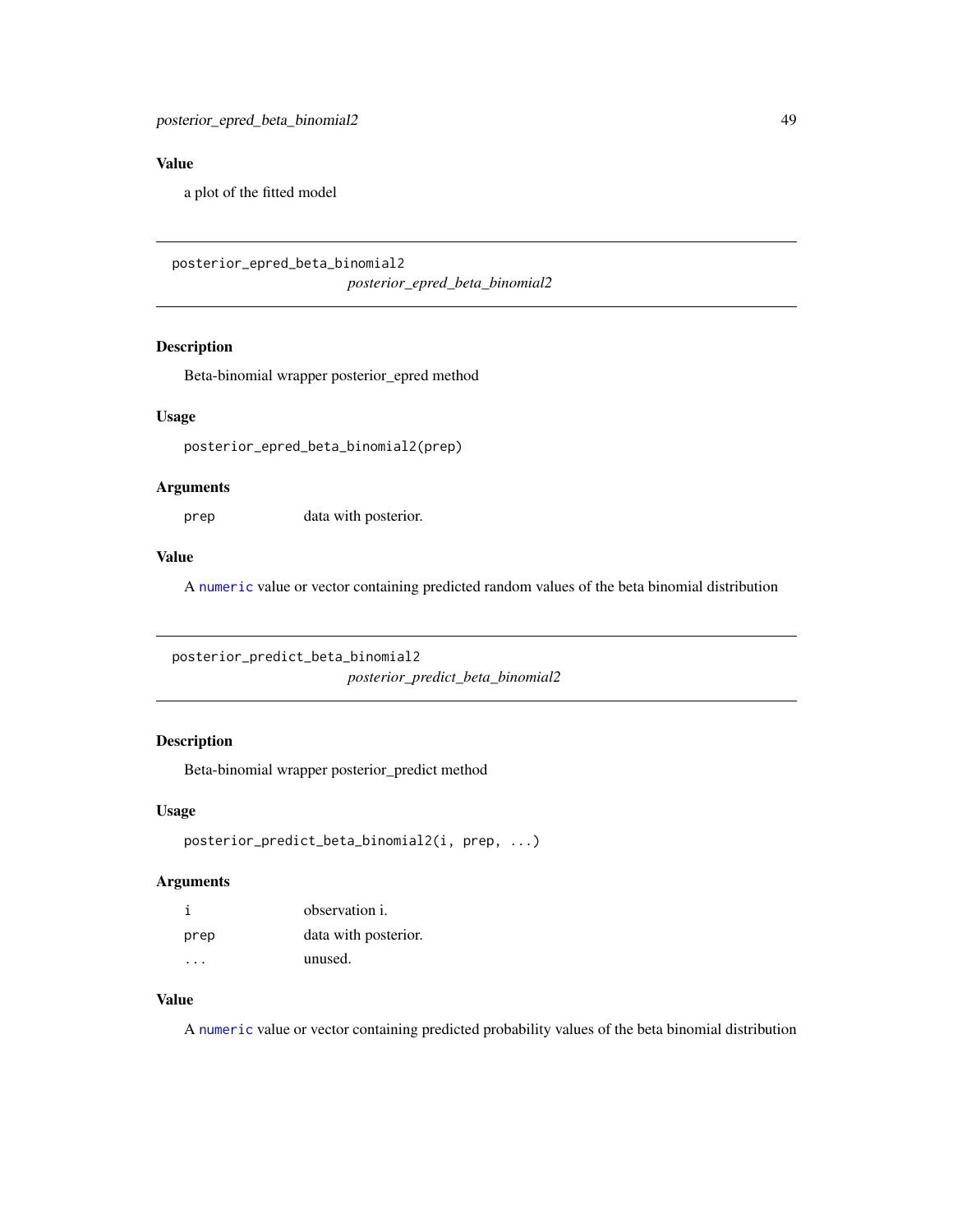### Value

a plot of the fitted model

---

## posterior_epred_beta_binomial2

*posterior_epred_beta_binomial2*

---

### Description

Beta-binomial wrapper posterior_epred method

### Usage

```
posterior_epred_beta_binomial2(prep)
```

### Arguments

| | |
|---|---|
| `prep` | data with posterior. |

### Value

A `numeric` value or vector containing predicted random values of the beta binomial distribution

---

## posterior_predict_beta_binomial2

*posterior_predict_beta_binomial2*

---

### Description

Beta-binomial wrapper posterior_predict method

### Usage

```
posterior_predict_beta_binomial2(i, prep, ...)
```

### Arguments

| | |
|---|---|
| `i` | observation i. |
| `prep` | data with posterior. |
| `...` | unused. |

### Value

A `numeric` value or vector containing predicted probability values of the beta binomial distribution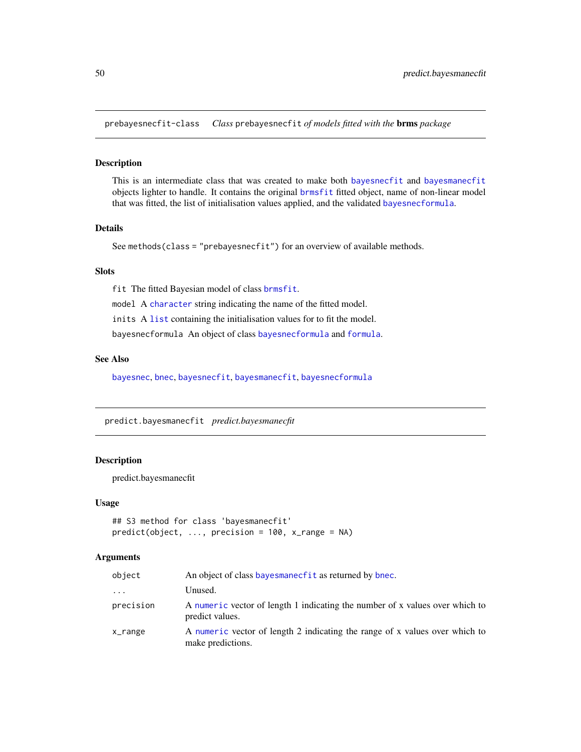## prebayesnecfit-class *Class* `prebayesnecfit` *of models fitted with the* **brms** *package*

### Description

This is an intermediate class that was created to make both `bayesnecfit` and `bayesmanecfit` objects lighter to handle. It contains the original `brmsfit` fitted object, name of non-linear model that was fitted, the list of initialisation values applied, and the validated `bayesnecformula`.

### Details

See `methods(class = "prebayesnecfit")` for an overview of available methods.

### Slots

`fit` The fitted Bayesian model of class `brmsfit`.

`model` A `character` string indicating the name of the fitted model.

`inits` A `list` containing the initialisation values for to fit the model.

`bayesnecformula` An object of class `bayesnecformula` and `formula`.

### See Also

`bayesnec`, `bnec`, `bayesnecfit`, `bayesmanecfit`, `bayesnecformula`

## predict.bayesmanecfit *predict.bayesmanecfit*

### Description

predict.bayesmanecfit

### Usage

```
## S3 method for class 'bayesmanecfit'
predict(object, ..., precision = 100, x_range = NA)
```

### Arguments

| | |
|---|---|
| `object` | An object of class `bayesmanecfit` as returned by `bnec`. |
| `...` | Unused. |
| `precision` | A `numeric` vector of length 1 indicating the number of x values over which to predict values. |
| `x_range` | A `numeric` vector of length 2 indicating the range of x values over which to make predictions. |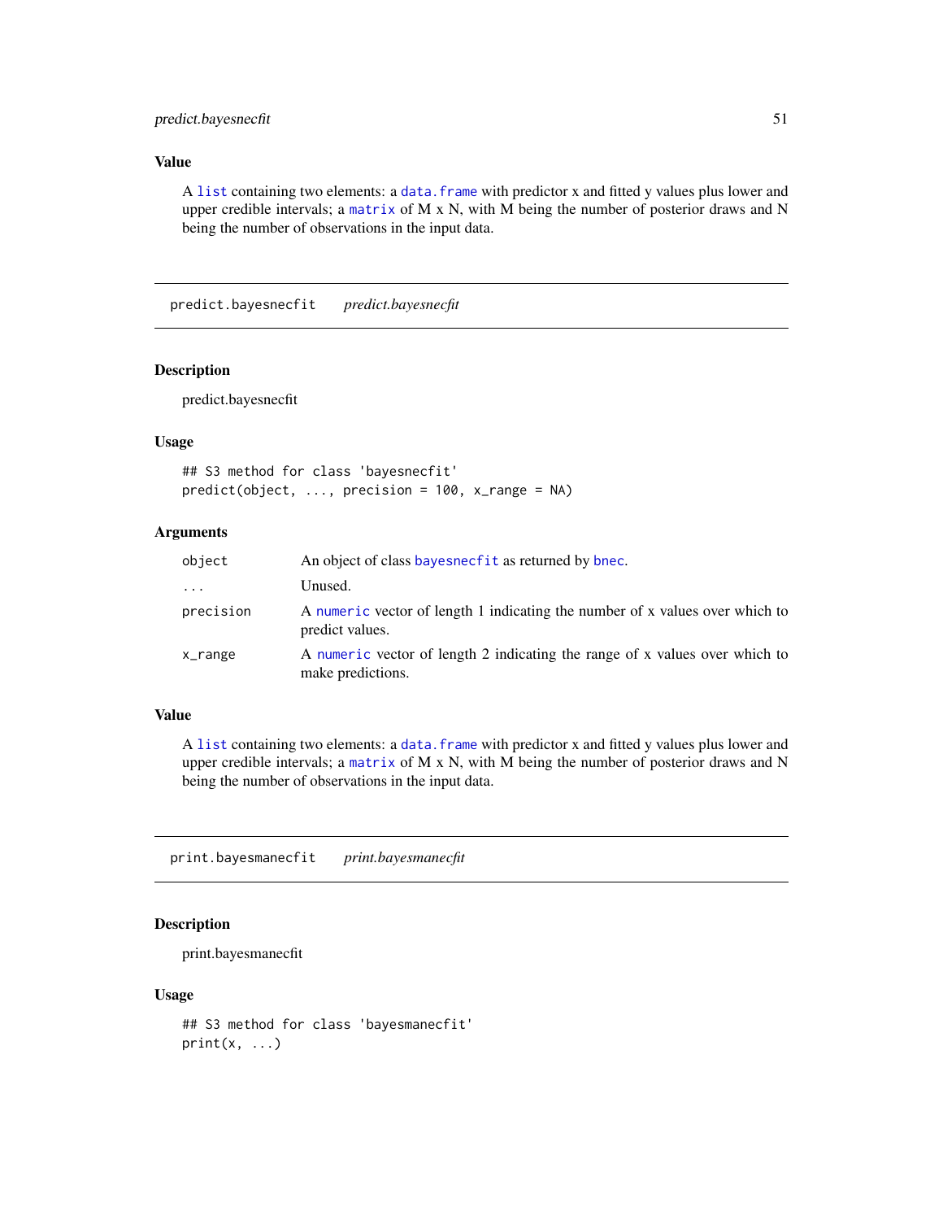### Value

A list containing two elements: a data.frame with predictor x and fitted y values plus lower and upper credible intervals; a matrix of M x N, with M being the number of posterior draws and N being the number of observations in the input data.

---

## predict.bayesnecfit    *predict.bayesnecfit*

---

### Description

predict.bayesnecfit

### Usage

```
## S3 method for class 'bayesnecfit'
predict(object, ..., precision = 100, x_range = NA)
```

### Arguments

| | |
|---|---|
| object | An object of class bayesnecfit as returned by bnec. |
| ... | Unused. |
| precision | A numeric vector of length 1 indicating the number of x values over which to predict values. |
| x_range | A numeric vector of length 2 indicating the range of x values over which to make predictions. |

### Value

A list containing two elements: a data.frame with predictor x and fitted y values plus lower and upper credible intervals; a matrix of M x N, with M being the number of posterior draws and N being the number of observations in the input data.

---

## print.bayesmanecfit    *print.bayesmanecfit*

---

### Description

print.bayesmanecfit

### Usage

```
## S3 method for class 'bayesmanecfit'
print(x, ...)
```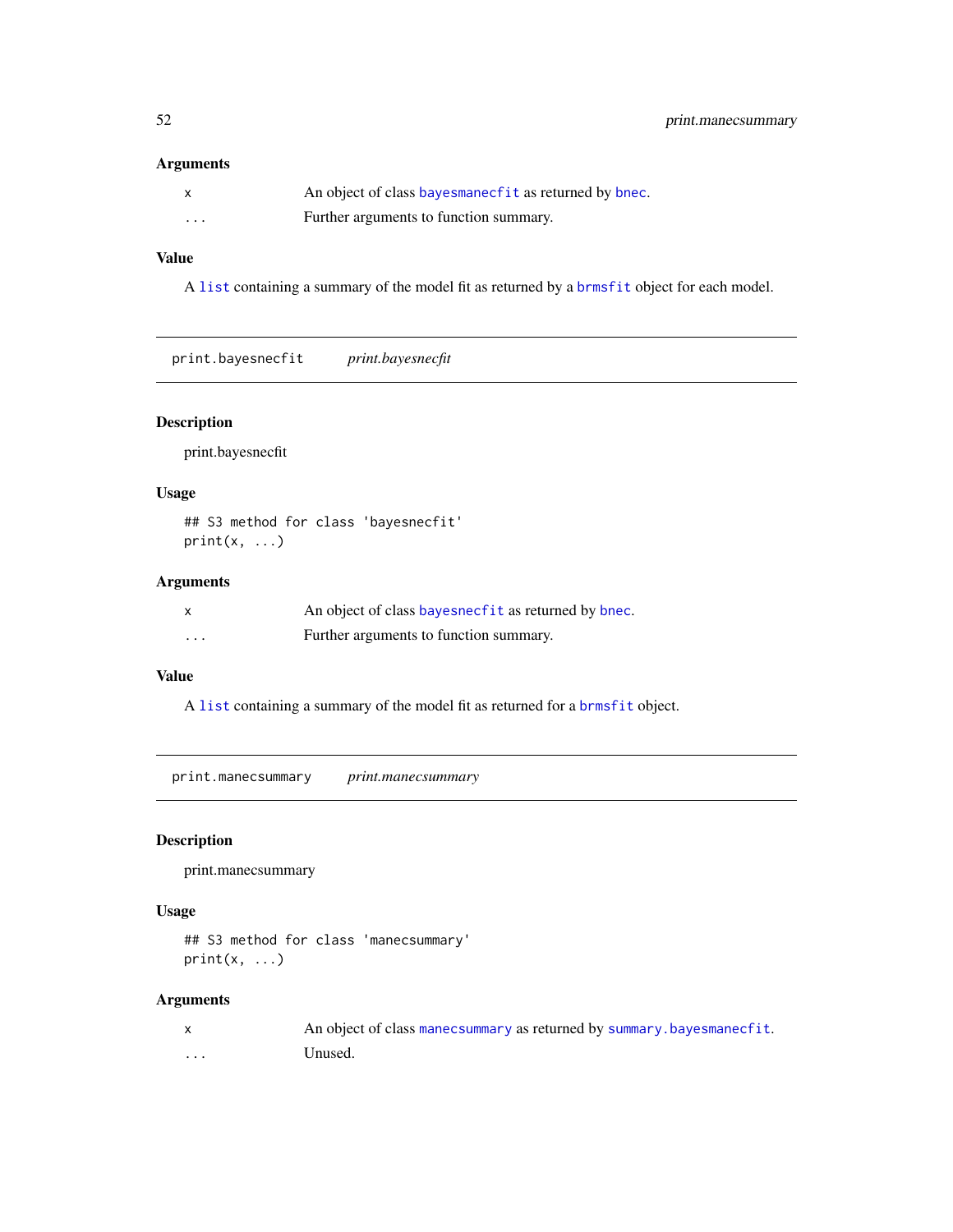### Arguments

| | |
|---|---|
| x | An object of class `bayesmanecfit` as returned by `bnec`. |
| ... | Further arguments to function summary. |

### Value

A `list` containing a summary of the model fit as returned by a `brmsfit` object for each model.

---

## print.bayesnecfit *print.bayesnecfit*

---

### Description

print.bayesnecfit

### Usage

```
## S3 method for class 'bayesnecfit'
print(x, ...)
```

### Arguments

| | |
|---|---|
| x | An object of class `bayesnecfit` as returned by `bnec`. |
| ... | Further arguments to function summary. |

### Value

A `list` containing a summary of the model fit as returned for a `brmsfit` object.

---

## print.manecsummary *print.manecsummary*

---

### Description

print.manecsummary

### Usage

```
## S3 method for class 'manecsummary'
print(x, ...)
```

### Arguments

| | |
|---|---|
| x | An object of class `manecsummary` as returned by `summary.bayesmanecfit`. |
| ... | Unused. |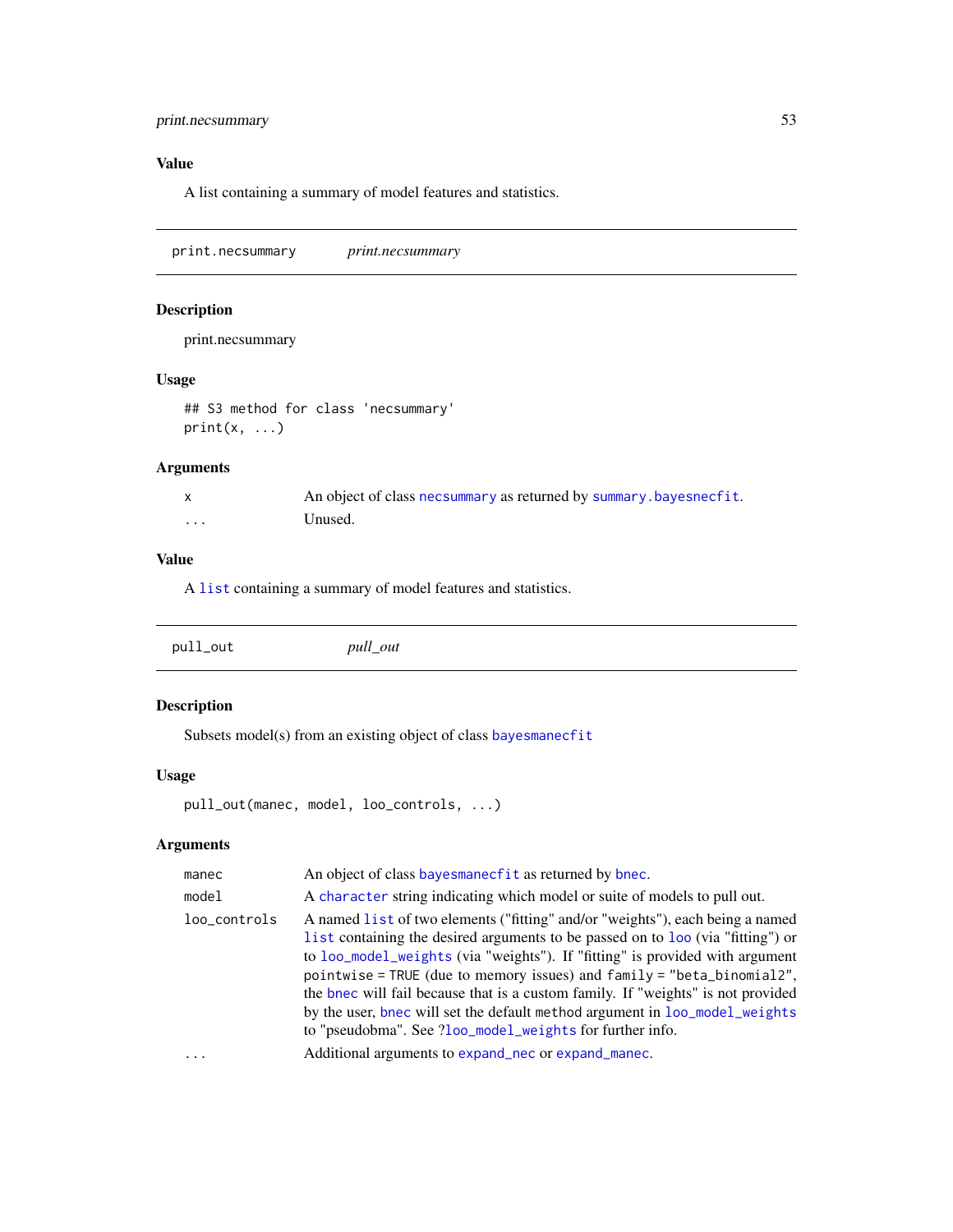### Value

A list containing a summary of model features and statistics.

---

## print.necsummary *print.necsummary*

### Description

print.necsummary

### Usage

```
## S3 method for class 'necsummary'
print(x, ...)
```

### Arguments

| | |
|---|---|
| x | An object of class necsummary as returned by summary.bayesnecfit. |
| ... | Unused. |

### Value

A list containing a summary of model features and statistics.

---

## pull_out *pull_out*

### Description

Subsets model(s) from an existing object of class bayesmanecfit

### Usage

```
pull_out(manec, model, loo_controls, ...)
```

### Arguments

| | |
|---|---|
| manec | An object of class bayesmanecfit as returned by bnec. |
| model | A character string indicating which model or suite of models to pull out. |
| loo_controls | A named list of two elements ("fitting" and/or "weights"), each being a named list containing the desired arguments to be passed on to loo (via "fitting") or to loo_model_weights (via "weights"). If "fitting" is provided with argument pointwise = TRUE (due to memory issues) and family = "beta_binomial2", the bnec will fail because that is a custom family. If "weights" is not provided by the user, bnec will set the default method argument in loo_model_weights to "pseudobma". See ?loo_model_weights for further info. |
| ... | Additional arguments to expand_nec or expand_manec. |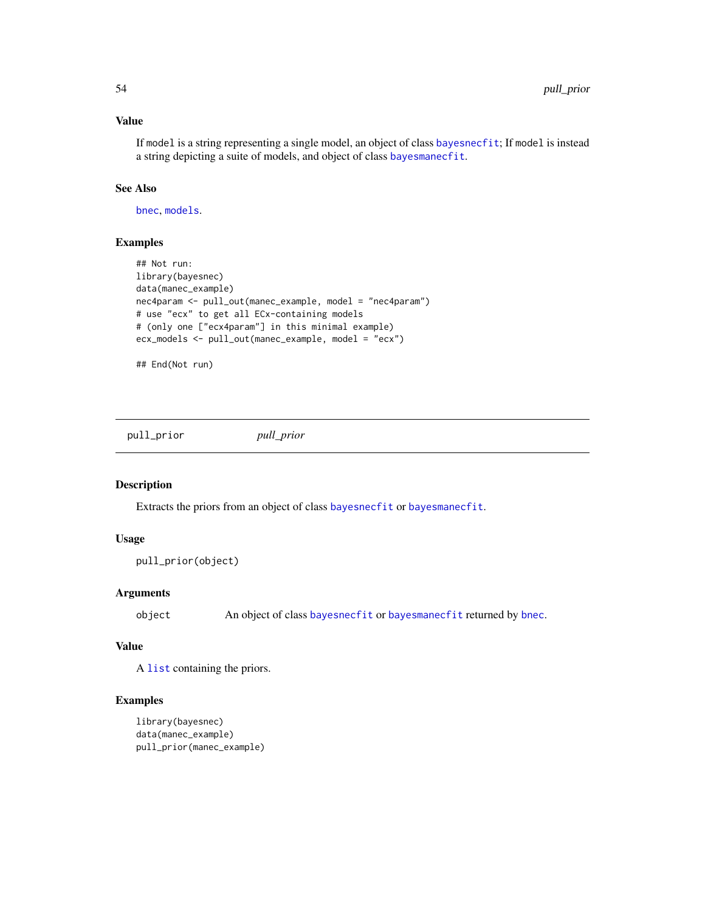### Value

If `model` is a string representing a single model, an object of class `bayesnecfit`; If `model` is instead a string depicting a suite of models, and object of class `bayesmanecfit`.

### See Also

`bnec`, `models`.

### Examples

```
## Not run:
library(bayesnec)
data(manec_example)
nec4param <- pull_out(manec_example, model = "nec4param")
# use "ecx" to get all ECx-containing models
# (only one ["ecx4param"] in this minimal example)
ecx_models <- pull_out(manec_example, model = "ecx")

## End(Not run)
```

---

## pull_prior &nbsp;&nbsp;&nbsp;&nbsp; *pull_prior*

---

### Description

Extracts the priors from an object of class `bayesnecfit` or `bayesmanecfit`.

### Usage

```
pull_prior(object)
```

### Arguments

| | |
|---|---|
| `object` | An object of class `bayesnecfit` or `bayesmanecfit` returned by `bnec`. |

### Value

A `list` containing the priors.

### Examples

```
library(bayesnec)
data(manec_example)
pull_prior(manec_example)
```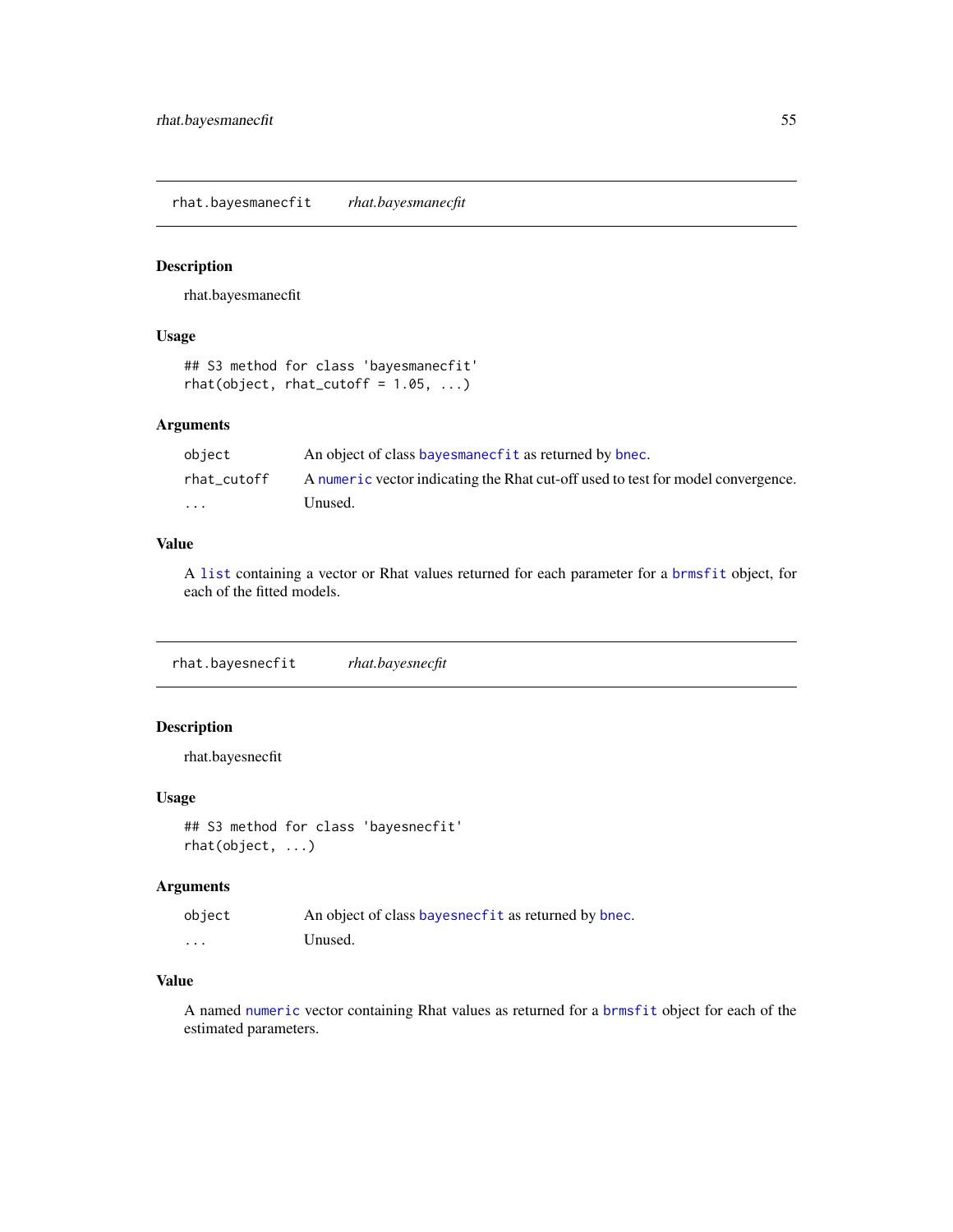## rhat.bayesmanecfit *rhat.bayesmanecfit*

### Description

rhat.bayesmanecfit

### Usage

```
## S3 method for class 'bayesmanecfit'
rhat(object, rhat_cutoff = 1.05, ...)
```

### Arguments

| | |
|---|---|
| `object` | An object of class `bayesmanecfit` as returned by `bnec`. |
| `rhat_cutoff` | A `numeric` vector indicating the Rhat cut-off used to test for model convergence. |
| `...` | Unused. |

### Value

A `list` containing a vector or Rhat values returned for each parameter for a `brmsfit` object, for each of the fitted models.

## rhat.bayesnecfit *rhat.bayesnecfit*

### Description

rhat.bayesnecfit

### Usage

```
## S3 method for class 'bayesnecfit'
rhat(object, ...)
```

### Arguments

| | |
|---|---|
| `object` | An object of class `bayesnecfit` as returned by `bnec`. |
| `...` | Unused. |

### Value

A named `numeric` vector containing Rhat values as returned for a `brmsfit` object for each of the estimated parameters.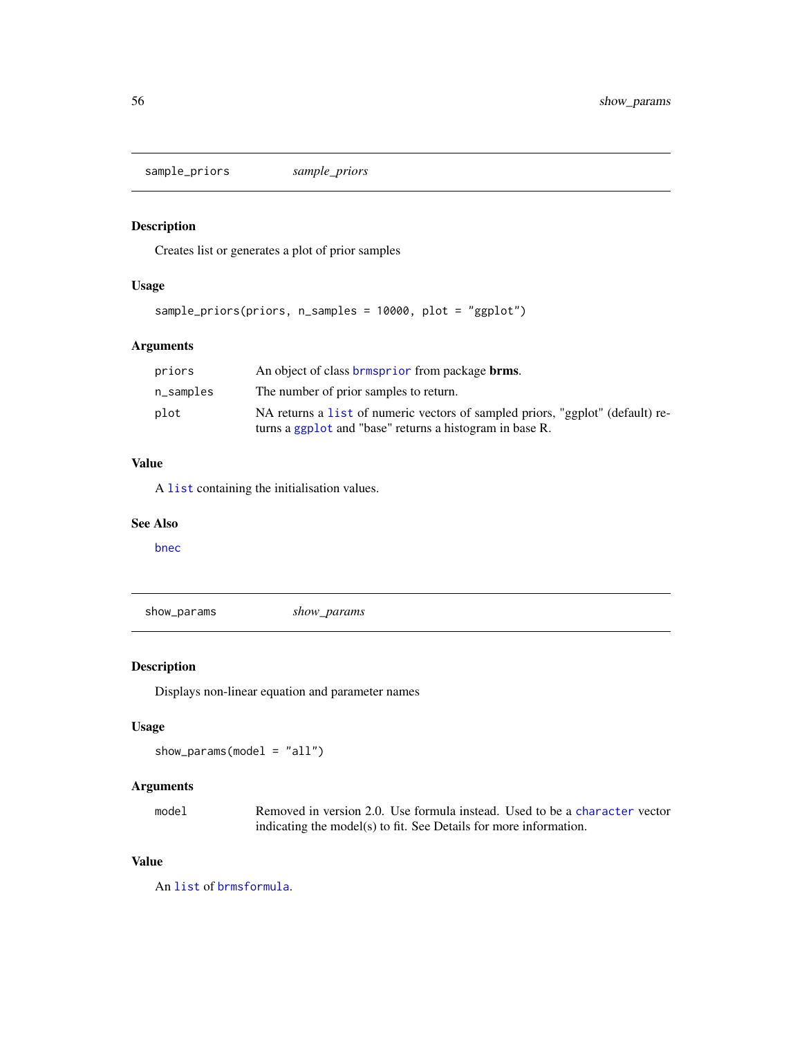## sample_priors *sample_priors*

### Description

Creates list or generates a plot of prior samples

### Usage

```
sample_priors(priors, n_samples = 10000, plot = "ggplot")
```

### Arguments

| | |
|---|---|
| priors | An object of class brmsprior from package **brms**. |
| n_samples | The number of prior samples to return. |
| plot | NA returns a list of numeric vectors of sampled priors, "ggplot" (default) returns a ggplot and "base" returns a histogram in base R. |

### Value

A list containing the initialisation values.

### See Also

bnec

## show_params *show_params*

### Description

Displays non-linear equation and parameter names

### Usage

```
show_params(model = "all")
```

### Arguments

| | |
|---|---|
| model | Removed in version 2.0. Use formula instead. Used to be a character vector indicating the model(s) to fit. See Details for more information. |

### Value

An list of brmsformula.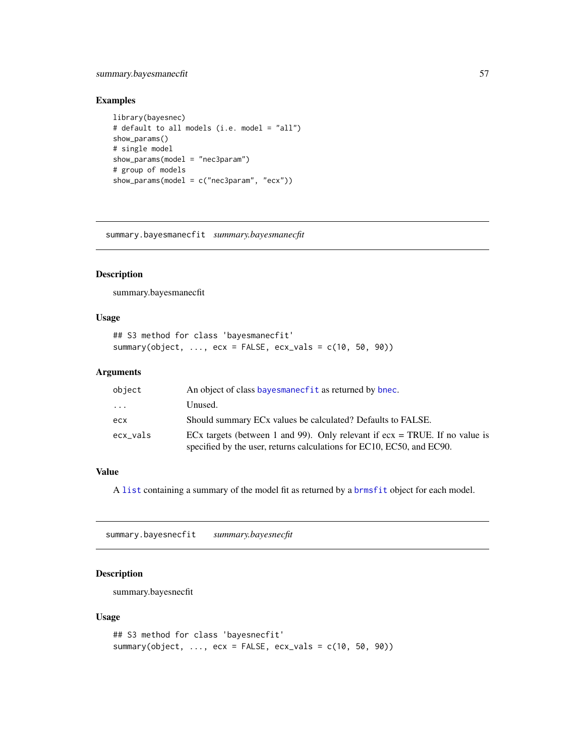### Examples

```
library(bayesnec)
# default to all models (i.e. model = "all")
show_params()
# single model
show_params(model = "nec3param")
# group of models
show_params(model = c("nec3param", "ecx"))
```

---

## summary.bayesmanecfit *summary.bayesmanecfit*

---

### Description

summary.bayesmanecfit

### Usage

```
## S3 method for class 'bayesmanecfit'
summary(object, ..., ecx = FALSE, ecx_vals = c(10, 50, 90))
```

### Arguments

| | |
|---|---|
| object | An object of class bayesmanecfit as returned by bnec. |
| ... | Unused. |
| ecx | Should summary ECx values be calculated? Defaults to FALSE. |
| ecx_vals | ECx targets (between 1 and 99). Only relevant if ecx = TRUE. If no value is specified by the user, returns calculations for EC10, EC50, and EC90. |

### Value

A list containing a summary of the model fit as returned by a brmsfit object for each model.

---

## summary.bayesnecfit *summary.bayesnecfit*

---

### Description

summary.bayesnecfit

### Usage

```
## S3 method for class 'bayesnecfit'
summary(object, ..., ecx = FALSE, ecx_vals = c(10, 50, 90))
```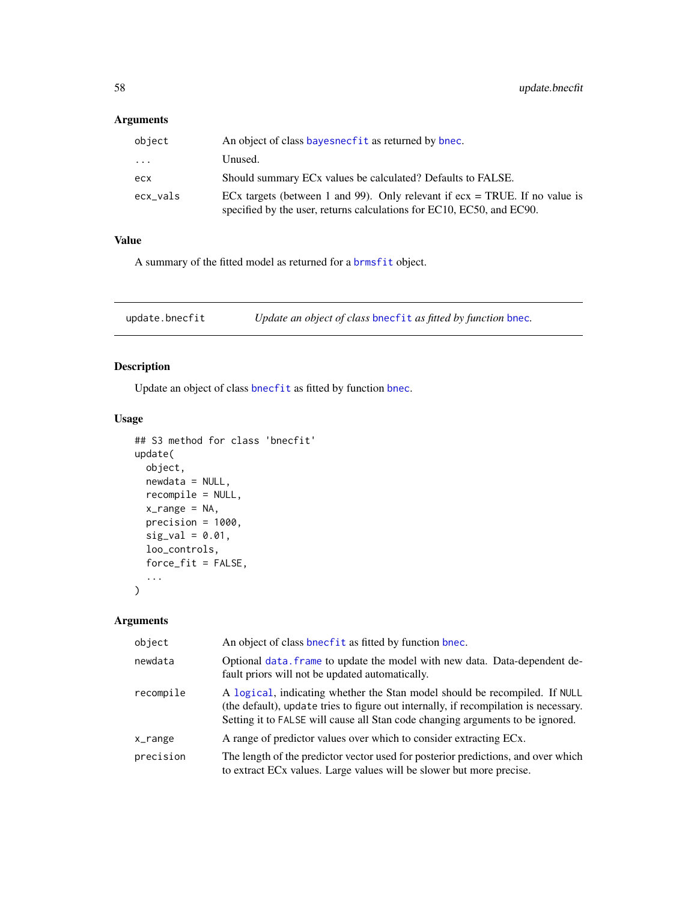### Arguments

| | |
|---|---|
| object | An object of class bayesnecfit as returned by bnec. |
| ... | Unused. |
| ecx | Should summary ECx values be calculated? Defaults to FALSE. |
| ecx_vals | ECx targets (between 1 and 99). Only relevant if ecx = TRUE. If no value is specified by the user, returns calculations for EC10, EC50, and EC90. |

### Value

A summary of the fitted model as returned for a brmsfit object.

---

## update.bnecfit — *Update an object of class bnecfit as fitted by function bnec.*

---

### Description

Update an object of class bnecfit as fitted by function bnec.

### Usage

```
## S3 method for class 'bnecfit'
update(
  object,
  newdata = NULL,
  recompile = NULL,
  x_range = NA,
  precision = 1000,
  sig_val = 0.01,
  loo_controls,
  force_fit = FALSE,
  ...
)
```

### Arguments

| | |
|---|---|
| object | An object of class bnecfit as fitted by function bnec. |
| newdata | Optional data.frame to update the model with new data. Data-dependent default priors will not be updated automatically. |
| recompile | A logical, indicating whether the Stan model should be recompiled. If NULL (the default), update tries to figure out internally, if recompilation is necessary. Setting it to FALSE will cause all Stan code changing arguments to be ignored. |
| x_range | A range of predictor values over which to consider extracting ECx. |
| precision | The length of the predictor vector used for posterior predictions, and over which to extract ECx values. Large values will be slower but more precise. |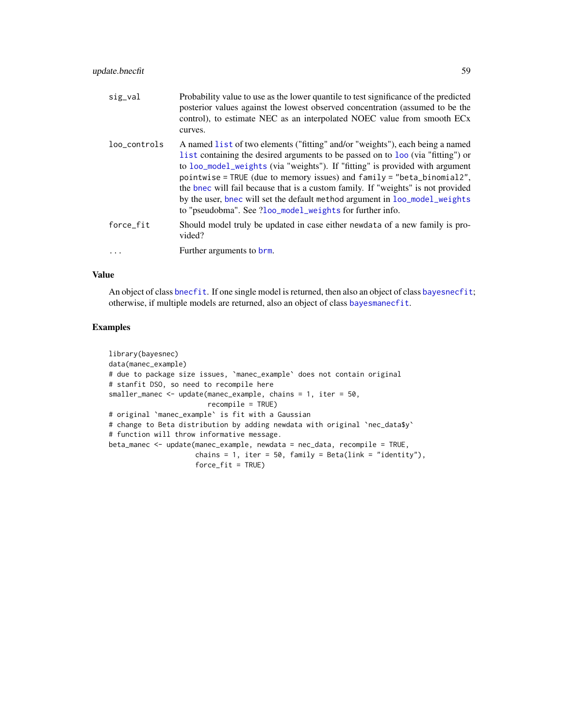| | |
|---|---|
| sig_val | Probability value to use as the lower quantile to test significance of the predicted posterior values against the lowest observed concentration (assumed to be the control), to estimate NEC as an interpolated NOEC value from smooth ECx curves. |
| loo_controls | A named list of two elements ("fitting" and/or "weights"), each being a named list containing the desired arguments to be passed on to loo (via "fitting") or to loo_model_weights (via "weights"). If "fitting" is provided with argument pointwise = TRUE (due to memory issues) and family = "beta_binomial2", the bnec will fail because that is a custom family. If "weights" is not provided by the user, bnec will set the default method argument in loo_model_weights to "pseudobma". See ?loo_model_weights for further info. |
| force_fit | Should model truly be updated in case either newdata of a new family is provided? |
| ... | Further arguments to brm. |

## Value

An object of class bnecfit. If one single model is returned, then also an object of class bayesnecfit; otherwise, if multiple models are returned, also an object of class bayesmanecfit.

## Examples

```
library(bayesnec)
data(manec_example)
# due to package size issues, `manec_example` does not contain original
# stanfit DSO, so need to recompile here
smaller_manec <- update(manec_example, chains = 1, iter = 50,
                        recompile = TRUE)
# original `manec_example` is fit with a Gaussian
# change to Beta distribution by adding newdata with original `nec_data$y`
# function will throw informative message.
beta_manec <- update(manec_example, newdata = nec_data, recompile = TRUE,
                     chains = 1, iter = 50, family = Beta(link = "identity"),
                     force_fit = TRUE)
```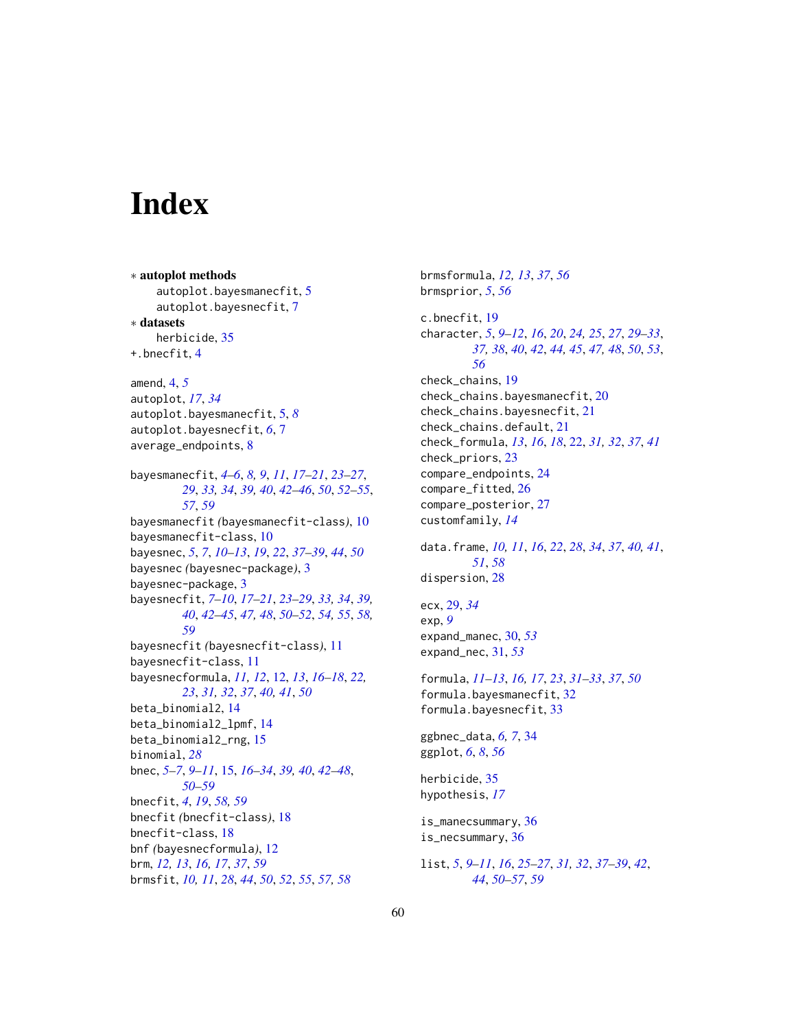# Index

∗ **autoplot methods**
  autoplot.bayesmanecfit, 5
  autoplot.bayesnecfit, 7

∗ **datasets**
  herbicide, 35

+.bnecfit, 4

amend, 4, *5*
autoplot, *17*, *34*
autoplot.bayesmanecfit, 5, *8*
autoplot.bayesnecfit, *6*, 7
average_endpoints, 8

bayesmanecfit, *4–6*, *8, 9*, *11*, *17–21*, *23–27*, *29*, *33, 34*, *39, 40*, *42–46*, *50*, *52–55*, *57*, *59*
bayesmanecfit *(*bayesmanecfit-class*)*, 10
bayesmanecfit-class, 10
bayesnec, *5*, *7*, *10–13*, *19*, *22*, *37–39*, *44*, *50*
bayesnec *(*bayesnec-package*)*, 3
bayesnec-package, 3
bayesnecfit, *7–10*, *17–21*, *23–29*, *33, 34*, *39, 40*, *42–45*, *47, 48*, *50–52*, *54, 55*, *58, 59*
bayesnecfit *(*bayesnecfit-class*)*, 11
bayesnecfit-class, 11
bayesnecformula, *11, 12*, 12, *13*, *16–18*, *22, 23*, *31, 32*, *37*, *40, 41*, *50*
beta_binomial2, 14
beta_binomial2_lpmf, 14
beta_binomial2_rng, 15
binomial, *28*
bnec, *5–7*, *9–11*, 15, *16–34*, *39, 40*, *42–48*, *50–59*
bnecfit, *4*, *19*, *58, 59*
bnecfit *(*bnecfit-class*)*, 18
bnecfit-class, 18
bnf *(*bayesnecformula*)*, 12
brm, *12, 13*, *16, 17*, *37*, *59*
brmsfit, *10, 11*, *28*, *44*, *50*, *52*, *55*, *57, 58*
brmsformula, *12, 13*, *37*, *56*
brmsprior, *5*, *56*

c.bnecfit, 19
character, *5*, *9–12*, *16*, *20*, *24, 25*, *27*, *29–33*, *37, 38*, *40*, *42*, *44, 45*, *47, 48*, *50*, *53*, *56*
check_chains, 19
check_chains.bayesmanecfit, 20
check_chains.bayesnecfit, 21
check_chains.default, 21
check_formula, *13*, *16*, *18*, 22, *31, 32*, *37*, *41*
check_priors, 23
compare_endpoints, 24
compare_fitted, 26
compare_posterior, 27
customfamily, *14*

data.frame, *10, 11*, *16*, *22*, *28*, *34*, *37*, *40, 41*, *51*, *58*
dispersion, 28

ecx, 29, *34*
exp, *9*
expand_manec, 30, *53*
expand_nec, 31, *53*

formula, *11–13*, *16, 17*, *23*, *31–33*, *37*, *50*
formula.bayesmanecfit, 32
formula.bayesnecfit, 33

ggbnec_data, *6, 7*, 34
ggplot, *6*, *8*, *56*

herbicide, 35
hypothesis, *17*

is_manecsummary, 36
is_necsummary, 36

list, *5*, *9–11*, *16*, *25–27*, *31, 32*, *37–39*, *42*, *44*, *50–57*, *59*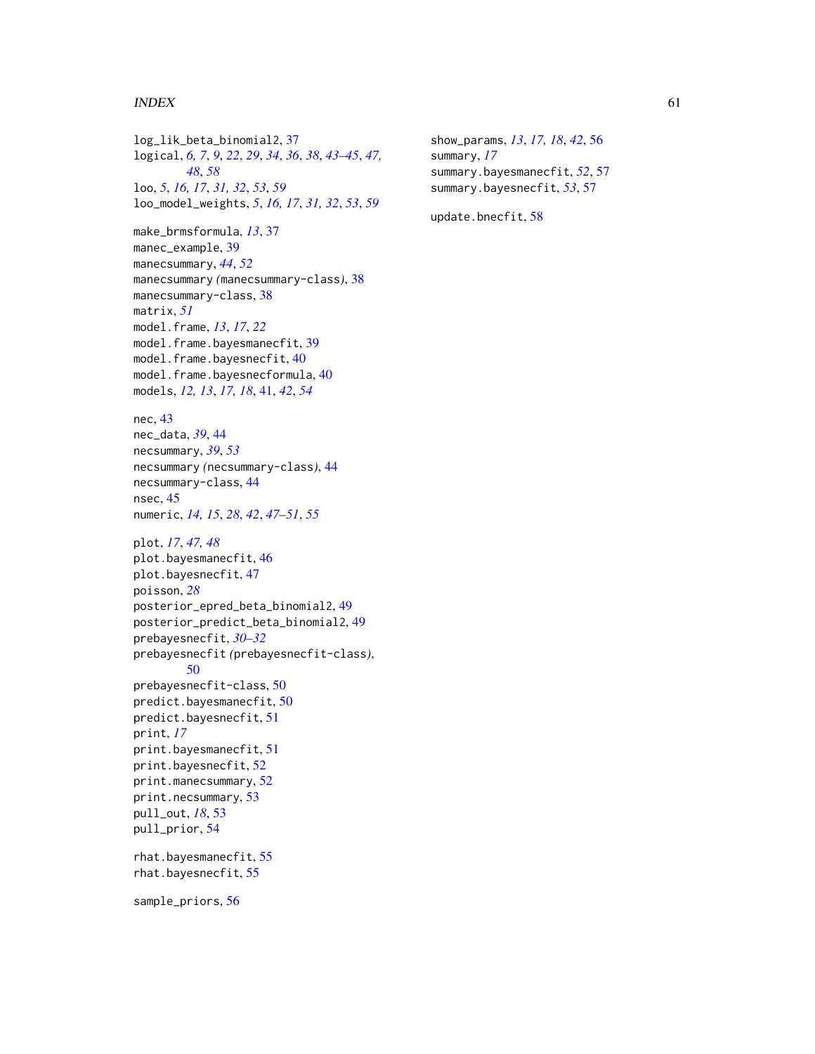log_lik_beta_binomial2, 37
logical, *6, 7*, *9*, *22*, *29*, *34*, *36*, *38*, *43–45*, *47, 48*, *58*
loo, *5*, *16, 17*, *31, 32*, *53*, *59*
loo_model_weights, *5*, *16, 17*, *31, 32*, *53*, *59*

make_brmsformula, *13*, 37
manec_example, 39
manecsummary, *44*, *52*
manecsummary (manecsummary-class), 38
manecsummary-class, 38
matrix, *51*
model.frame, *13*, *17*, *22*
model.frame.bayesmanecfit, 39
model.frame.bayesnecfit, 40
model.frame.bayesnecformula, 40
models, *12, 13*, *17, 18*, 41, *42*, *54*

nec, 43
nec_data, *39*, 44
necsummary, *39*, *53*
necsummary (necsummary-class), 44
necsummary-class, 44
nsec, 45
numeric, *14, 15*, *28*, *42*, *47–51*, *55*

plot, *17*, *47, 48*
plot.bayesmanecfit, 46
plot.bayesnecfit, 47
poisson, *28*
posterior_epred_beta_binomial2, 49
posterior_predict_beta_binomial2, 49
prebayesnecfit, *30–32*
prebayesnecfit (prebayesnecfit-class), 50
prebayesnecfit-class, 50
predict.bayesmanecfit, 50
predict.bayesnecfit, 51
print, *17*
print.bayesmanecfit, 51
print.bayesnecfit, 52
print.manecsummary, 52
print.necsummary, 53
pull_out, *18*, 53
pull_prior, 54

rhat.bayesmanecfit, 55
rhat.bayesnecfit, 55

sample_priors, 56
show_params, *13*, *17, 18*, *42*, 56
summary, *17*
summary.bayesmanecfit, *52*, 57
summary.bayesnecfit, *53*, 57

update.bnecfit, 58